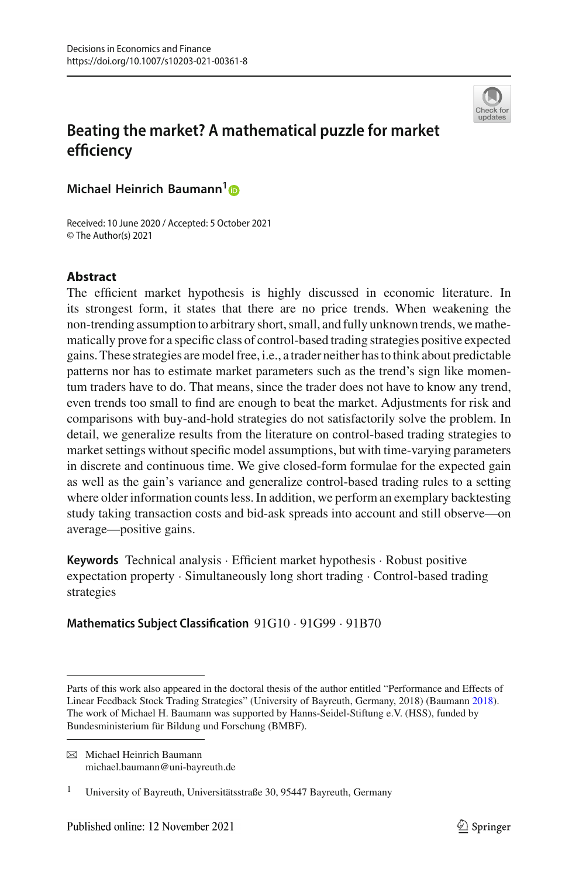# Beating the market? A mathematical puzzle for market efficiency

**Michael Heinrich Baumann**[1]

Received: 10 June 2020 / Accepted: 5 October 2021
© The Author(s) 2021

## Abstract

The efficient market hypothesis is highly discussed in economic literature. In its strongest form, it states that there are no price trends. When weakening the non-trending assumption to arbitrary short, small, and fully unknown trends, we mathematically prove for a specific class of control-based trading strategies positive expected gains. These strategies are model free, i.e., a trader neither has to think about predictable patterns nor has to estimate market parameters such as the trend's sign like momentum traders have to do. That means, since the trader does not have to know any trend, even trends too small to find are enough to beat the market. Adjustments for risk and comparisons with buy-and-hold strategies do not satisfactorily solve the problem. In detail, we generalize results from the literature on control-based trading strategies to market settings without specific model assumptions, but with time-varying parameters in discrete and continuous time. We give closed-form formulae for the expected gain as well as the gain's variance and generalize control-based trading rules to a setting where older information counts less. In addition, we perform an exemplary backtesting study taking transaction costs and bid-ask spreads into account and still observe—on average—positive gains.

**Keywords** Technical analysis · Efficient market hypothesis · Robust positive expectation property · Simultaneously long short trading · Control-based trading strategies

**Mathematics Subject Classification** 91G10 · 91G99 · 91B70

---

Parts of this work also appeared in the doctoral thesis of the author entitled "Performance and Effects of Linear Feedback Stock Trading Strategies" (University of Bayreuth, Germany, 2018) (Baumann 2018). The work of Michael H. Baumann was supported by Hanns-Seidel-Stiftung e.V. (HSS), funded by Bundesministerium für Bildung und Forschung (BMBF).

✉ Michael Heinrich Baumann
michael.baumann@uni-bayreuth.de

[1] University of Bayreuth, Universitätsstraße 30, 95447 Bayreuth, Germany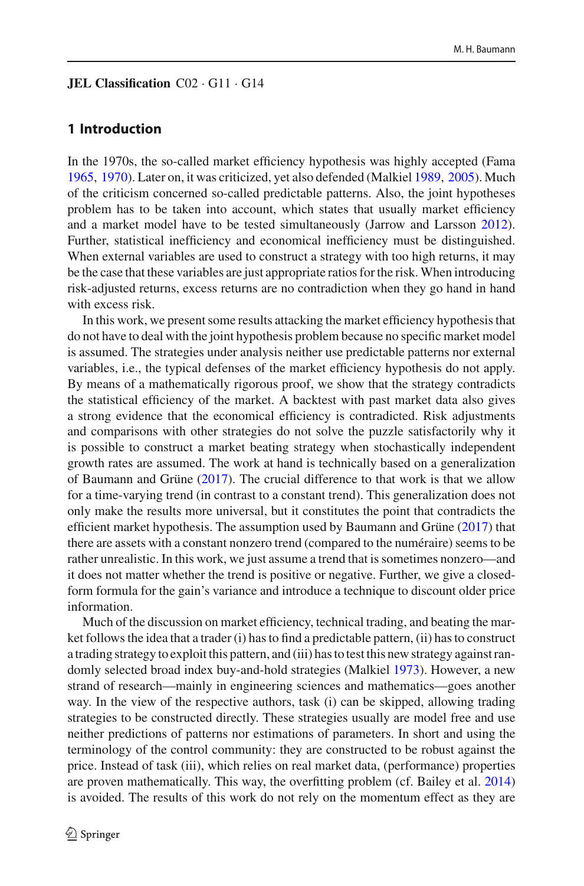**JEL Classification** C02 · G11 · G14

## 1 Introduction

In the 1970s, the so-called market efficiency hypothesis was highly accepted (Fama 1965, 1970). Later on, it was criticized, yet also defended (Malkiel 1989, 2005). Much of the criticism concerned so-called predictable patterns. Also, the joint hypotheses problem has to be taken into account, which states that usually market efficiency and a market model have to be tested simultaneously (Jarrow and Larsson 2012). Further, statistical inefficiency and economical inefficiency must be distinguished. When external variables are used to construct a strategy with too high returns, it may be the case that these variables are just appropriate ratios for the risk. When introducing risk-adjusted returns, excess returns are no contradiction when they go hand in hand with excess risk.

In this work, we present some results attacking the market efficiency hypothesis that do not have to deal with the joint hypothesis problem because no specific market model is assumed. The strategies under analysis neither use predictable patterns nor external variables, i.e., the typical defenses of the market efficiency hypothesis do not apply. By means of a mathematically rigorous proof, we show that the strategy contradicts the statistical efficiency of the market. A backtest with past market data also gives a strong evidence that the economical efficiency is contradicted. Risk adjustments and comparisons with other strategies do not solve the puzzle satisfactorily why it is possible to construct a market beating strategy when stochastically independent growth rates are assumed. The work at hand is technically based on a generalization of Baumann and Grüne (2017). The crucial difference to that work is that we allow for a time-varying trend (in contrast to a constant trend). This generalization does not only make the results more universal, but it constitutes the point that contradicts the efficient market hypothesis. The assumption used by Baumann and Grüne (2017) that there are assets with a constant nonzero trend (compared to the numéraire) seems to be rather unrealistic. In this work, we just assume a trend that is sometimes nonzero—and it does not matter whether the trend is positive or negative. Further, we give a closed-form formula for the gain's variance and introduce a technique to discount older price information.

Much of the discussion on market efficiency, technical trading, and beating the market follows the idea that a trader (i) has to find a predictable pattern, (ii) has to construct a trading strategy to exploit this pattern, and (iii) has to test this new strategy against randomly selected broad index buy-and-hold strategies (Malkiel 1973). However, a new strand of research—mainly in engineering sciences and mathematics—goes another way. In the view of the respective authors, task (i) can be skipped, allowing trading strategies to be constructed directly. These strategies usually are model free and use neither predictions of patterns nor estimations of parameters. In short and using the terminology of the control community: they are constructed to be robust against the price. Instead of task (iii), which relies on real market data, (performance) properties are proven mathematically. This way, the overfitting problem (cf. Bailey et al. 2014) is avoided. The results of this work do not rely on the momentum effect as they are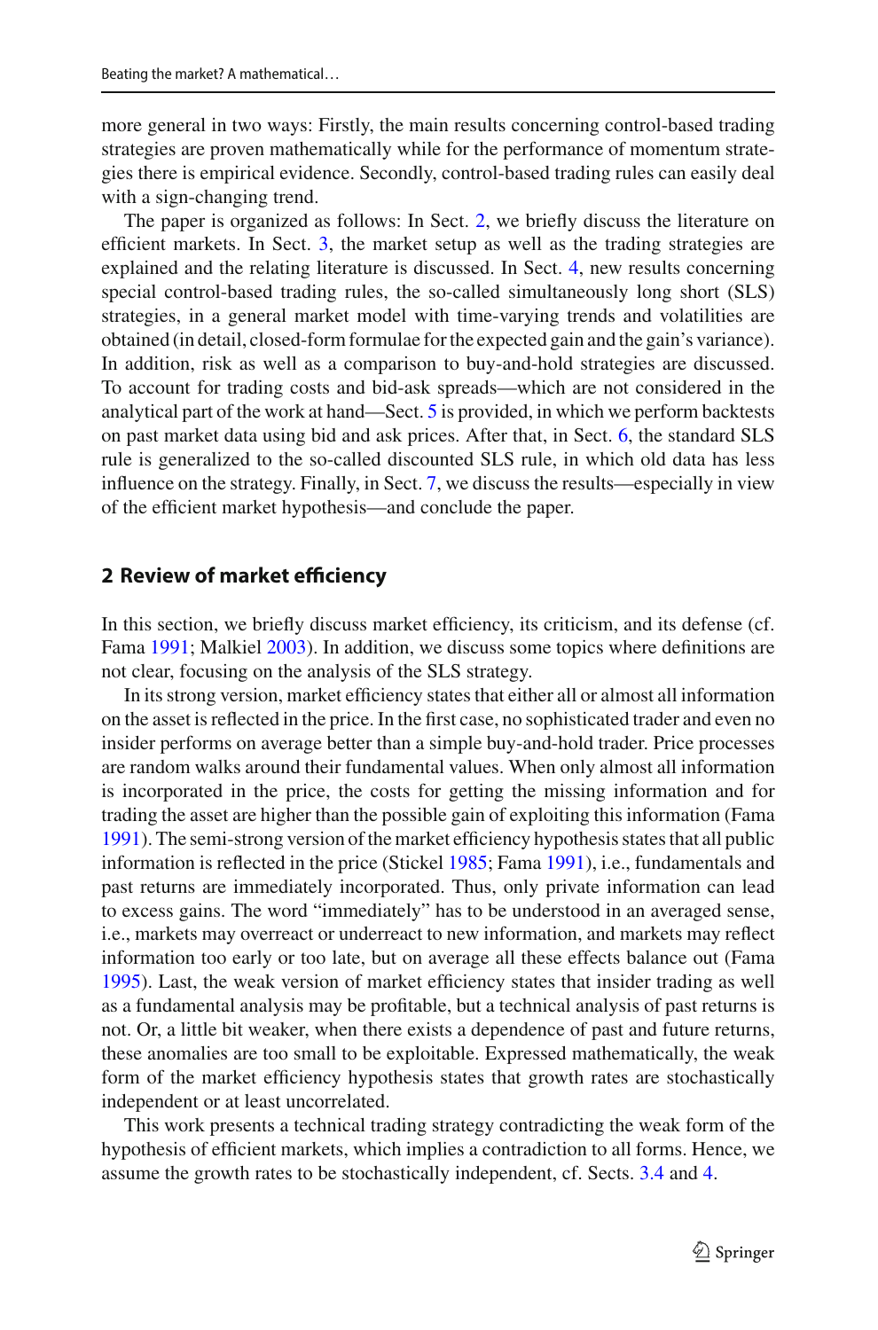more general in two ways: Firstly, the main results concerning control-based trading strategies are proven mathematically while for the performance of momentum strategies there is empirical evidence. Secondly, control-based trading rules can easily deal with a sign-changing trend.

The paper is organized as follows: In Sect. 2, we briefly discuss the literature on efficient markets. In Sect. 3, the market setup as well as the trading strategies are explained and the relating literature is discussed. In Sect. 4, new results concerning special control-based trading rules, the so-called simultaneously long short (SLS) strategies, in a general market model with time-varying trends and volatilities are obtained (in detail, closed-form formulae for the expected gain and the gain's variance). In addition, risk as well as a comparison to buy-and-hold strategies are discussed. To account for trading costs and bid-ask spreads—which are not considered in the analytical part of the work at hand—Sect. 5 is provided, in which we perform backtests on past market data using bid and ask prices. After that, in Sect. 6, the standard SLS rule is generalized to the so-called discounted SLS rule, in which old data has less influence on the strategy. Finally, in Sect. 7, we discuss the results—especially in view of the efficient market hypothesis—and conclude the paper.

## 2 Review of market efficiency

In this section, we briefly discuss market efficiency, its criticism, and its defense (cf. Fama 1991; Malkiel 2003). In addition, we discuss some topics where definitions are not clear, focusing on the analysis of the SLS strategy.

In its strong version, market efficiency states that either all or almost all information on the asset is reflected in the price. In the first case, no sophisticated trader and even no insider performs on average better than a simple buy-and-hold trader. Price processes are random walks around their fundamental values. When only almost all information is incorporated in the price, the costs for getting the missing information and for trading the asset are higher than the possible gain of exploiting this information (Fama 1991). The semi-strong version of the market efficiency hypothesis states that all public information is reflected in the price (Stickel 1985; Fama 1991), i.e., fundamentals and past returns are immediately incorporated. Thus, only private information can lead to excess gains. The word "immediately" has to be understood in an averaged sense, i.e., markets may overreact or underreact to new information, and markets may reflect information too early or too late, but on average all these effects balance out (Fama 1995). Last, the weak version of market efficiency states that insider trading as well as a fundamental analysis may be profitable, but a technical analysis of past returns is not. Or, a little bit weaker, when there exists a dependence of past and future returns, these anomalies are too small to be exploitable. Expressed mathematically, the weak form of the market efficiency hypothesis states that growth rates are stochastically independent or at least uncorrelated.

This work presents a technical trading strategy contradicting the weak form of the hypothesis of efficient markets, which implies a contradiction to all forms. Hence, we assume the growth rates to be stochastically independent, cf. Sects. 3.4 and 4.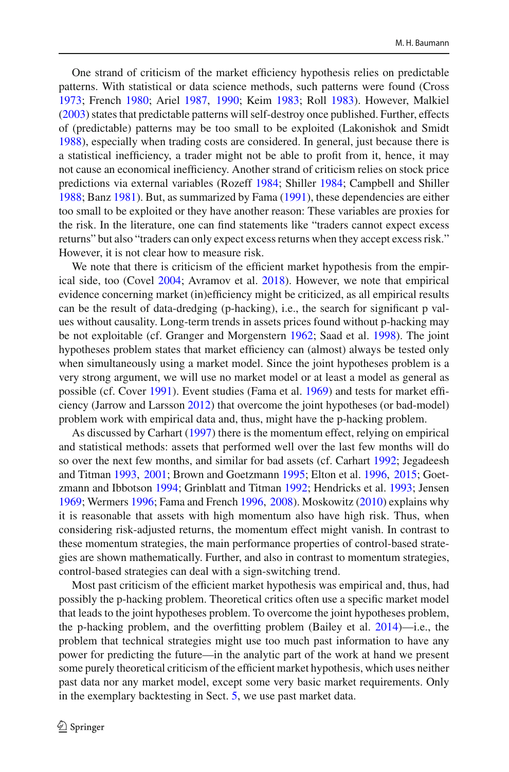One strand of criticism of the market efficiency hypothesis relies on predictable patterns. With statistical or data science methods, such patterns were found (Cross 1973; French 1980; Ariel 1987, 1990; Keim 1983; Roll 1983). However, Malkiel (2003) states that predictable patterns will self-destroy once published. Further, effects of (predictable) patterns may be too small to be exploited (Lakonishok and Smidt 1988), especially when trading costs are considered. In general, just because there is a statistical inefficiency, a trader might not be able to profit from it, hence, it may not cause an economical inefficiency. Another strand of criticism relies on stock price predictions via external variables (Rozeff 1984; Shiller 1984; Campbell and Shiller 1988; Banz 1981). But, as summarized by Fama (1991), these dependencies are either too small to be exploited or they have another reason: These variables are proxies for the risk. In the literature, one can find statements like "traders cannot expect excess returns" but also "traders can only expect excess returns when they accept excess risk." However, it is not clear how to measure risk.

We note that there is criticism of the efficient market hypothesis from the empirical side, too (Covel 2004; Avramov et al. 2018). However, we note that empirical evidence concerning market (in)efficiency might be criticized, as all empirical results can be the result of data-dredging (p-hacking), i.e., the search for significant p values without causality. Long-term trends in assets prices found without p-hacking may be not exploitable (cf. Granger and Morgenstern 1962; Saad et al. 1998). The joint hypotheses problem states that market efficiency can (almost) always be tested only when simultaneously using a market model. Since the joint hypotheses problem is a very strong argument, we will use no market model or at least a model as general as possible (cf. Cover 1991). Event studies (Fama et al. 1969) and tests for market efficiency (Jarrow and Larsson 2012) that overcome the joint hypotheses (or bad-model) problem work with empirical data and, thus, might have the p-hacking problem.

As discussed by Carhart (1997) there is the momentum effect, relying on empirical and statistical methods: assets that performed well over the last few months will do so over the next few months, and similar for bad assets (cf. Carhart 1992; Jegadeesh and Titman 1993, 2001; Brown and Goetzmann 1995; Elton et al. 1996, 2015; Goetzmann and Ibbotson 1994; Grinblatt and Titman 1992; Hendricks et al. 1993; Jensen 1969; Wermers 1996; Fama and French 1996, 2008). Moskowitz (2010) explains why it is reasonable that assets with high momentum also have high risk. Thus, when considering risk-adjusted returns, the momentum effect might vanish. In contrast to these momentum strategies, the main performance properties of control-based strategies are shown mathematically. Further, and also in contrast to momentum strategies, control-based strategies can deal with a sign-switching trend.

Most past criticism of the efficient market hypothesis was empirical and, thus, had possibly the p-hacking problem. Theoretical critics often use a specific market model that leads to the joint hypotheses problem. To overcome the joint hypotheses problem, the p-hacking problem, and the overfitting problem (Bailey et al. 2014)—i.e., the problem that technical strategies might use too much past information to have any power for predicting the future—in the analytic part of the work at hand we present some purely theoretical criticism of the efficient market hypothesis, which uses neither past data nor any market model, except some very basic market requirements. Only in the exemplary backtesting in Sect. 5, we use past market data.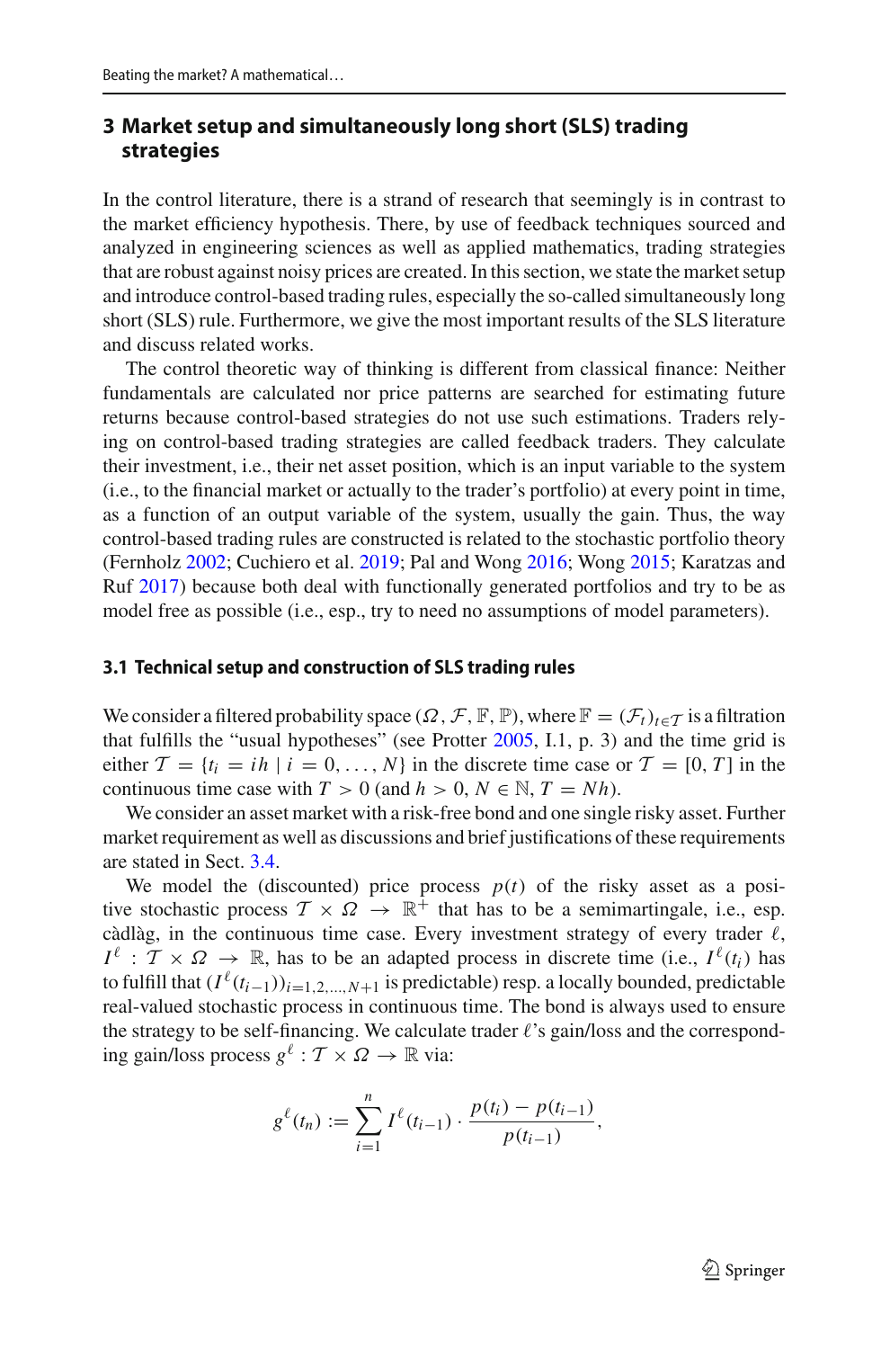## 3 Market setup and simultaneously long short (SLS) trading strategies

In the control literature, there is a strand of research that seemingly is in contrast to the market efficiency hypothesis. There, by use of feedback techniques sourced and analyzed in engineering sciences as well as applied mathematics, trading strategies that are robust against noisy prices are created. In this section, we state the market setup and introduce control-based trading rules, especially the so-called simultaneously long short (SLS) rule. Furthermore, we give the most important results of the SLS literature and discuss related works.

The control theoretic way of thinking is different from classical finance: Neither fundamentals are calculated nor price patterns are searched for estimating future returns because control-based strategies do not use such estimations. Traders relying on control-based trading strategies are called feedback traders. They calculate their investment, i.e., their net asset position, which is an input variable to the system (i.e., to the financial market or actually to the trader's portfolio) at every point in time, as a function of an output variable of the system, usually the gain. Thus, the way control-based trading rules are constructed is related to the stochastic portfolio theory (Fernholz 2002; Cuchiero et al. 2019; Pal and Wong 2016; Wong 2015; Karatzas and Ruf 2017) because both deal with functionally generated portfolios and try to be as model free as possible (i.e., esp., try to need no assumptions of model parameters).

### 3.1 Technical setup and construction of SLS trading rules

We consider a filtered probability space $(\Omega, \mathcal{F}, \mathbb{F}, \mathbb{P})$, where $\mathbb{F} = (\mathcal{F}_t)_{t \in \mathcal{T}}$ is a filtration that fulfills the "usual hypotheses" (see Protter 2005, I.1, p. 3) and the time grid is either $\mathcal{T} = \{t_i = ih \mid i = 0, \ldots, N\}$ in the discrete time case or $\mathcal{T} = [0, T]$ in the continuous time case with $T > 0$ (and $h > 0$, $N \in \mathbb{N}$, $T = Nh$).

We consider an asset market with a risk-free bond and one single risky asset. Further market requirement as well as discussions and brief justifications of these requirements are stated in Sect. 3.4.

We model the (discounted) price process $p(t)$ of the risky asset as a positive stochastic process $\mathcal{T} \times \Omega \to \mathbb{R}^+$ that has to be a semimartingale, i.e., esp. càdlàg, in the continuous time case. Every investment strategy of every trader $\ell$, $I^\ell : \mathcal{T} \times \Omega \to \mathbb{R}$, has to be an adapted process in discrete time (i.e., $I^\ell(t_i)$ has to fulfill that $(I^\ell(t_{i-1}))_{i=1,2,\ldots,N+1}$ is predictable) resp. a locally bounded, predictable real-valued stochastic process in continuous time. The bond is always used to ensure the strategy to be self-financing. We calculate trader $\ell$'s gain/loss and the corresponding gain/loss process $g^\ell : \mathcal{T} \times \Omega \to \mathbb{R}$ via:

$$g^\ell(t_n) := \sum_{i=1}^{n} I^\ell(t_{i-1}) \cdot \frac{p(t_i) - p(t_{i-1})}{p(t_{i-1})},$$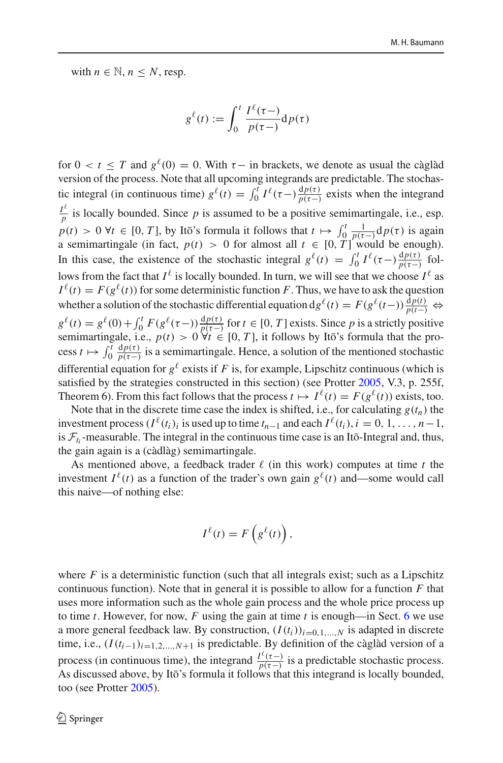with $n \in \mathbb{N}$, $n \leq N$, resp.

$$g^{\ell}(t) := \int_0^t \frac{I^{\ell}(\tau-)}{p(\tau-)} \mathrm{d}p(\tau)$$

for $0 < t \leq T$ and $g^{\ell}(0) = 0$. With $\tau-$ in brackets, we denote as usual the càglàd version of the process. Note that all upcoming integrands are predictable. The stochastic integral (in continuous time) $g^{\ell}(t) = \int_0^t I^{\ell}(\tau-)\frac{\mathrm{d}p(\tau)}{p(\tau-)}$ exists when the integrand $\frac{I^{\ell}}{p}$ is locally bounded. Since $p$ is assumed to be a positive semimartingale, i.e., esp. $p(t) > 0\ \forall t \in [0, T]$, by Itō's formula it follows that $t \mapsto \int_0^t \frac{1}{p(\tau-)}\mathrm{d}p(\tau)$ is again a semimartingale (in fact, $p(t) > 0$ for almost all $t \in [0, T]$ would be enough). In this case, the existence of the stochastic integral $g^{\ell}(t) = \int_0^t I^{\ell}(\tau-)\frac{\mathrm{d}p(\tau)}{p(\tau-)}$ follows from the fact that $I^{\ell}$ is locally bounded. In turn, we will see that we choose $I^{\ell}$ as $I^{\ell}(t) = F(g^{\ell}(t))$ for some deterministic function $F$. Thus, we have to ask the question whether a solution of the stochastic differential equation $\mathrm{d}g^{\ell}(t) = F(g^{\ell}(t-))\frac{\mathrm{d}p(t)}{p(t-)} \Leftrightarrow g^{\ell}(t) = g^{\ell}(0) + \int_0^t F(g^{\ell}(\tau-))\frac{\mathrm{d}p(\tau)}{p(\tau-)}$ for $t \in [0, T]$ exists. Since $p$ is a strictly positive semimartingale, i.e., $p(t) > 0\ \forall t \in [0, T]$, it follows by Itō's formula that the process $t \mapsto \int_0^t \frac{\mathrm{d}p(\tau)}{p(\tau-)}$ is a semimartingale. Hence, a solution of the mentioned stochastic differential equation for $g^{\ell}$ exists if $F$ is, for example, Lipschitz continuous (which is satisfied by the strategies constructed in this section) (see Protter 2005, V.3, p. 255f, Theorem 6). From this fact follows that the process $t \mapsto I^{\ell}(t) = F(g^{\ell}(t))$ exists, too.

Note that in the discrete time case the index is shifted, i.e., for calculating $g(t_n)$ the investment process $(I^{\ell}(t_i))_i$ is used up to time $t_{n-1}$ and each $I^{\ell}(t_i), i = 0, 1, \ldots, n-1$, is $\mathcal{F}_{t_i}$-measurable. The integral in the continuous time case is an Itō-Integral and, thus, the gain again is a (càdlàg) semimartingale.

As mentioned above, a feedback trader $\ell$ (in this work) computes at time $t$ the investment $I^{\ell}(t)$ as a function of the trader's own gain $g^{\ell}(t)$ and—some would call this naive—of nothing else:

$$I^{\ell}(t) = F\left(g^{\ell}(t)\right),$$

where $F$ is a deterministic function (such that all integrals exist; such as a Lipschitz continuous function). Note that in general it is possible to allow for a function $F$ that uses more information such as the whole gain process and the whole price process up to time $t$. However, for now, $F$ using the gain at time $t$ is enough—in Sect. 6 we use a more general feedback law. By construction, $(I(t_i))_{i=0,1,\ldots,N}$ is adapted in discrete time, i.e., $(I(t_{i-1}))_{i=1,2,\ldots,N+1}$ is predictable. By definition of the càglàd version of a process (in continuous time), the integrand $\frac{I^{\ell}(\tau-)}{p(\tau-)}$ is a predictable stochastic process. As discussed above, by Itō's formula it follows that this integrand is locally bounded, too (see Protter 2005).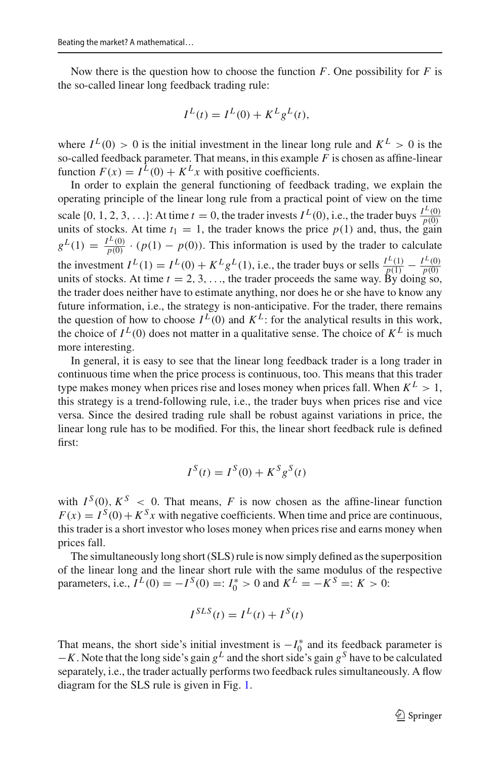Now there is the question how to choose the function $F$. One possibility for $F$ is the so-called linear long feedback trading rule:

$$I^L(t) = I^L(0) + K^L g^L(t),$$

where $I^L(0) > 0$ is the initial investment in the linear long rule and $K^L > 0$ is the so-called feedback parameter. That means, in this example $F$ is chosen as affine-linear function $F(x) = I^L(0) + K^L x$ with positive coefficients.

In order to explain the general functioning of feedback trading, we explain the operating principle of the linear long rule from a practical point of view on the time scale $\{0, 1, 2, 3, \ldots\}$: At time $t = 0$, the trader invests $I^L(0)$, i.e., the trader buys $\frac{I^L(0)}{p(0)}$ units of stocks. At time $t_1 = 1$, the trader knows the price $p(1)$ and, thus, the gain $g^L(1) = \frac{I^L(0)}{p(0)} \cdot (p(1) - p(0))$. This information is used by the trader to calculate the investment $I^L(1) = I^L(0) + K^L g^L(1)$, i.e., the trader buys or sells $\frac{I^L(1)}{p(1)} - \frac{I^L(0)}{p(0)}$ units of stocks. At time $t = 2, 3, \ldots$, the trader proceeds the same way. By doing so, the trader does neither have to estimate anything, nor does he or she have to know any future information, i.e., the strategy is non-anticipative. For the trader, there remains the question of how to choose $I^L(0)$ and $K^L$: for the analytical results in this work, the choice of $I^L(0)$ does not matter in a qualitative sense. The choice of $K^L$ is much more interesting.

In general, it is easy to see that the linear long feedback trader is a long trader in continuous time when the price process is continuous, too. This means that this trader type makes money when prices rise and loses money when prices fall. When $K^L > 1$, this strategy is a trend-following rule, i.e., the trader buys when prices rise and vice versa. Since the desired trading rule shall be robust against variations in price, the linear long rule has to be modified. For this, the linear short feedback rule is defined first:

$$I^S(t) = I^S(0) + K^S g^S(t)$$

with $I^S(0), K^S < 0$. That means, $F$ is now chosen as the affine-linear function $F(x) = I^S(0) + K^S x$ with negative coefficients. When time and price are continuous, this trader is a short investor who loses money when prices rise and earns money when prices fall.

The simultaneously long short (SLS) rule is now simply defined as the superposition of the linear long and the linear short rule with the same modulus of the respective parameters, i.e., $I^L(0) = -I^S(0) =: I_0^* > 0$ and $K^L = -K^S =: K > 0$:

$$I^{SLS}(t) = I^L(t) + I^S(t)$$

That means, the short side's initial investment is $-I_0^*$ and its feedback parameter is $-K$. Note that the long side's gain $g^L$ and the short side's gain $g^S$ have to be calculated separately, i.e., the trader actually performs two feedback rules simultaneously. A flow diagram for the SLS rule is given in Fig. 1.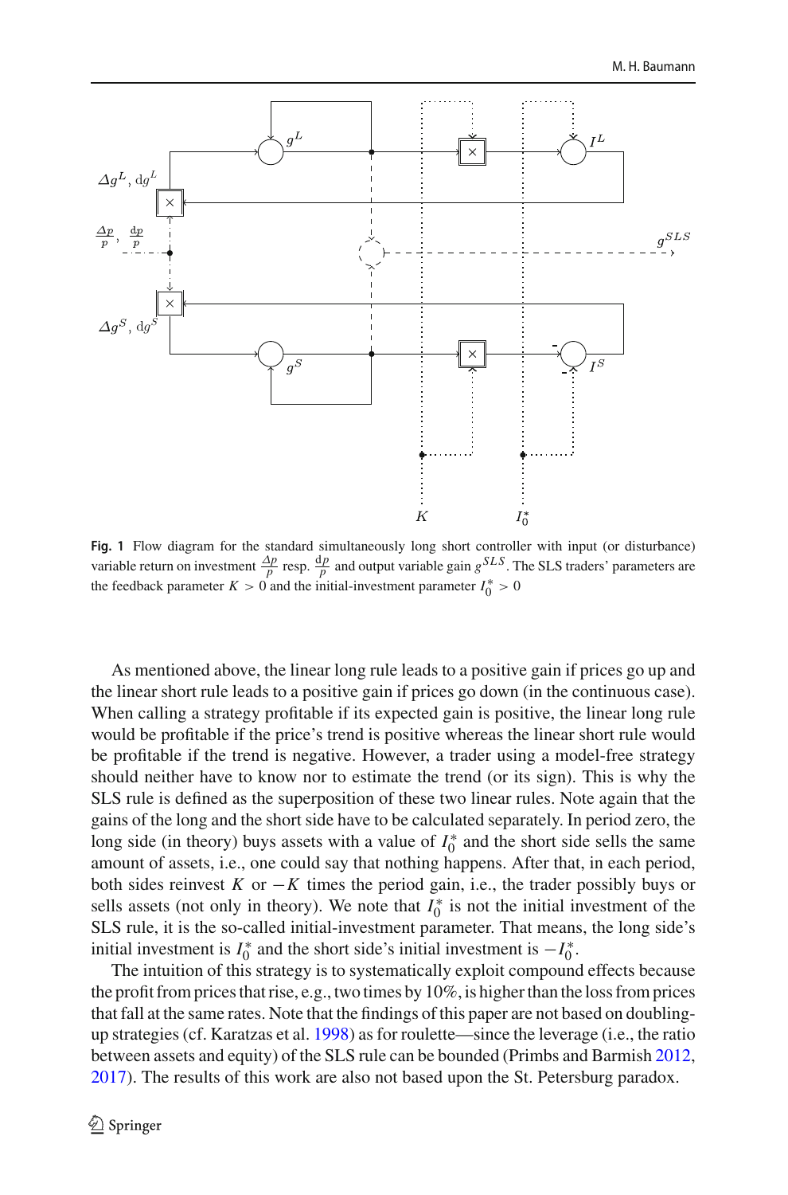**Fig. 1** Flow diagram for the standard simultaneously long short controller with input (or disturbance) variable return on investment $\frac{\Delta p}{p}$ resp. $\frac{\mathrm{d}p}{p}$ and output variable gain $g^{SLS}$. The SLS traders' parameters are the feedback parameter $K > 0$ and the initial-investment parameter $I_0^* > 0$

As mentioned above, the linear long rule leads to a positive gain if prices go up and the linear short rule leads to a positive gain if prices go down (in the continuous case). When calling a strategy profitable if its expected gain is positive, the linear long rule would be profitable if the price's trend is positive whereas the linear short rule would be profitable if the trend is negative. However, a trader using a model-free strategy should neither have to know nor to estimate the trend (or its sign). This is why the SLS rule is defined as the superposition of these two linear rules. Note again that the gains of the long and the short side have to be calculated separately. In period zero, the long side (in theory) buys assets with a value of $I_0^*$ and the short side sells the same amount of assets, i.e., one could say that nothing happens. After that, in each period, both sides reinvest $K$ or $-K$ times the period gain, i.e., the trader possibly buys or sells assets (not only in theory). We note that $I_0^*$ is not the initial investment of the SLS rule, it is the so-called initial-investment parameter. That means, the long side's initial investment is $I_0^*$ and the short side's initial investment is $-I_0^*$.

The intuition of this strategy is to systematically exploit compound effects because the profit from prices that rise, e.g., two times by 10%, is higher than the loss from prices that fall at the same rates. Note that the findings of this paper are not based on doubling-up strategies (cf. Karatzas et al. 1998) as for roulette—since the leverage (i.e., the ratio between assets and equity) of the SLS rule can be bounded (Primbs and Barmish 2012, 2017). The results of this work are also not based upon the St. Petersburg paradox.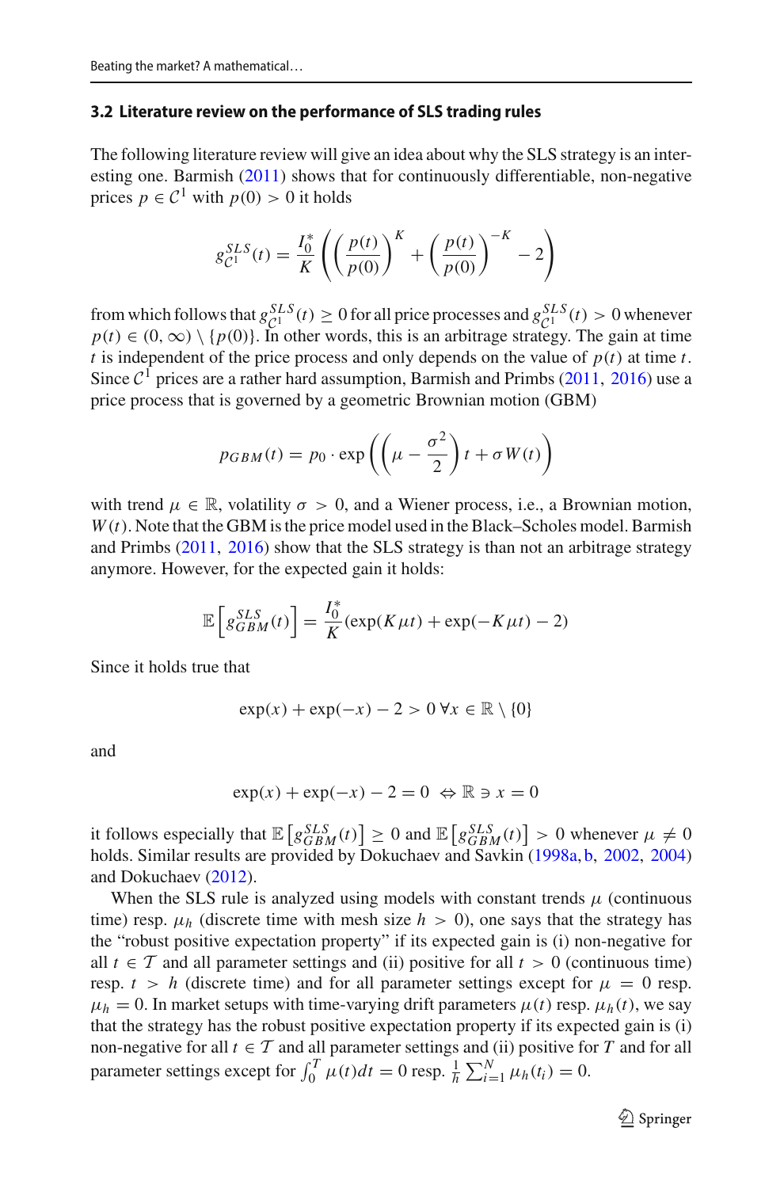### 3.2 Literature review on the performance of SLS trading rules

The following literature review will give an idea about why the SLS strategy is an interesting one. Barmish (2011) shows that for continuously differentiable, non-negative prices $p \in \mathcal{C}^1$ with $p(0) > 0$ it holds

$$g_{\mathcal{C}^1}^{SLS}(t) = \frac{I_0^*}{K}\left(\left(\frac{p(t)}{p(0)}\right)^K + \left(\frac{p(t)}{p(0)}\right)^{-K} - 2\right)$$

from which follows that $g_{\mathcal{C}^1}^{SLS}(t) \geq 0$ for all price processes and $g_{\mathcal{C}^1}^{SLS}(t) > 0$ whenever $p(t) \in (0, \infty) \setminus \{p(0)\}$. In other words, this is an arbitrage strategy. The gain at time $t$ is independent of the price process and only depends on the value of $p(t)$ at time $t$. Since $\mathcal{C}^1$ prices are a rather hard assumption, Barmish and Primbs (2011, 2016) use a price process that is governed by a geometric Brownian motion (GBM)

$$p_{GBM}(t) = p_0 \cdot \exp\left(\left(\mu - \frac{\sigma^2}{2}\right)t + \sigma W(t)\right)$$

with trend $\mu \in \mathbb{R}$, volatility $\sigma > 0$, and a Wiener process, i.e., a Brownian motion, $W(t)$. Note that the GBM is the price model used in the Black–Scholes model. Barmish and Primbs (2011, 2016) show that the SLS strategy is than not an arbitrage strategy anymore. However, for the expected gain it holds:

$$\mathbb{E}\left[g_{GBM}^{SLS}(t)\right] = \frac{I_0^*}{K}(\exp(K\mu t) + \exp(-K\mu t) - 2)$$

Since it holds true that

$$\exp(x) + \exp(-x) - 2 > 0 \; \forall x \in \mathbb{R} \setminus \{0\}$$

and

$$\exp(x) + \exp(-x) - 2 = 0 \;\Leftrightarrow \mathbb{R} \ni x = 0$$

it follows especially that $\mathbb{E}\left[g_{GBM}^{SLS}(t)\right] \geq 0$ and $\mathbb{E}\left[g_{GBM}^{SLS}(t)\right] > 0$ whenever $\mu \neq 0$ holds. Similar results are provided by Dokuchaev and Savkin (1998a, b, 2002, 2004) and Dokuchaev (2012).

When the SLS rule is analyzed using models with constant trends $\mu$ (continuous time) resp. $\mu_h$ (discrete time with mesh size $h > 0$), one says that the strategy has the "robust positive expectation property" if its expected gain is (i) non-negative for all $t \in \mathcal{T}$ and all parameter settings and (ii) positive for all $t > 0$ (continuous time) resp. $t > h$ (discrete time) and for all parameter settings except for $\mu = 0$ resp. $\mu_h = 0$. In market setups with time-varying drift parameters $\mu(t)$ resp. $\mu_h(t)$, we say that the strategy has the robust positive expectation property if its expected gain is (i) non-negative for all $t \in \mathcal{T}$ and all parameter settings and (ii) positive for $T$ and for all parameter settings except for $\int_0^T \mu(t)dt = 0$ resp. $\frac{1}{h}\sum_{i=1}^{N} \mu_h(t_i) = 0$.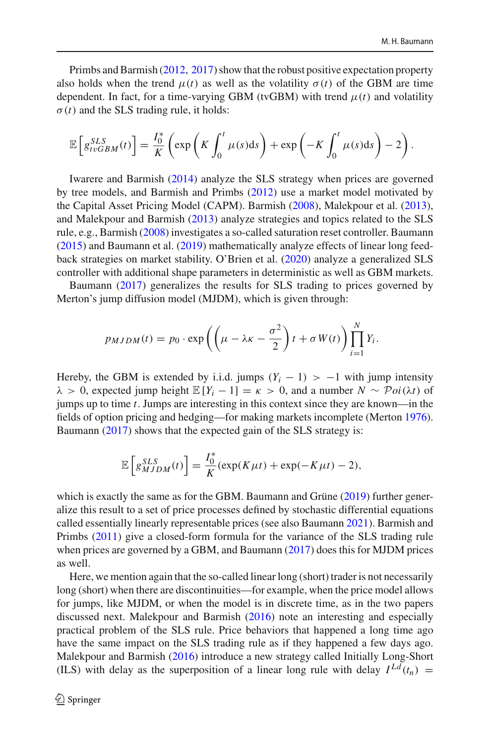Primbs and Barmish (2012, 2017) show that the robust positive expectation property also holds when the trend $\mu(t)$ as well as the volatility $\sigma(t)$ of the GBM are time dependent. In fact, for a time-varying GBM (tvGBM) with trend $\mu(t)$ and volatility $\sigma(t)$ and the SLS trading rule, it holds:

$$\mathbb{E}\left[g_{tvGBM}^{SLS}(t)\right] = \frac{I_0^*}{K}\left(\exp\left(K\int_0^t \mu(s)\mathrm{d}s\right) + \exp\left(-K\int_0^t \mu(s)\mathrm{d}s\right) - 2\right).$$

Iwarere and Barmish (2014) analyze the SLS strategy when prices are governed by tree models, and Barmish and Primbs (2012) use a market model motivated by the Capital Asset Pricing Model (CAPM). Barmish (2008), Malekpour et al. (2013), and Malekpour and Barmish (2013) analyze strategies and topics related to the SLS rule, e.g., Barmish (2008) investigates a so-called saturation reset controller. Baumann (2015) and Baumann et al. (2019) mathematically analyze effects of linear long feedback strategies on market stability. O'Brien et al. (2020) analyze a generalized SLS controller with additional shape parameters in deterministic as well as GBM markets.

Baumann (2017) generalizes the results for SLS trading to prices governed by Merton's jump diffusion model (MJDM), which is given through:

$$p_{MJDM}(t) = p_0 \cdot \exp\left(\left(\mu - \lambda\kappa - \frac{\sigma^2}{2}\right)t + \sigma W(t)\right)\prod_{i=1}^{N} Y_i.$$

Hereby, the GBM is extended by i.i.d. jumps $(Y_i - 1) > -1$ with jump intensity $\lambda > 0$, expected jump height $\mathbb{E}[Y_i - 1] = \kappa > 0$, and a number $N \sim \mathcal{P}oi(\lambda t)$ of jumps up to time $t$. Jumps are interesting in this context since they are known—in the fields of option pricing and hedging—for making markets incomplete (Merton 1976). Baumann (2017) shows that the expected gain of the SLS strategy is:

$$\mathbb{E}\left[g_{MJDM}^{SLS}(t)\right] = \frac{I_0^*}{K}(\exp(K\mu t) + \exp(-K\mu t) - 2),$$

which is exactly the same as for the GBM. Baumann and Grüne (2019) further generalize this result to a set of price processes defined by stochastic differential equations called essentially linearly representable prices (see also Baumann 2021). Barmish and Primbs (2011) give a closed-form formula for the variance of the SLS trading rule when prices are governed by a GBM, and Baumann (2017) does this for MJDM prices as well.

Here, we mention again that the so-called linear long (short) trader is not necessarily long (short) when there are discontinuities—for example, when the price model allows for jumps, like MJDM, or when the model is in discrete time, as in the two papers discussed next. Malekpour and Barmish (2016) note an interesting and especially practical problem of the SLS rule. Price behaviors that happened a long time ago have the same impact on the SLS trading rule as if they happened a few days ago. Malekpour and Barmish (2016) introduce a new strategy called Initially Long-Short (ILS) with delay as the superposition of a linear long rule with delay $I^{Ld}(t_n) =$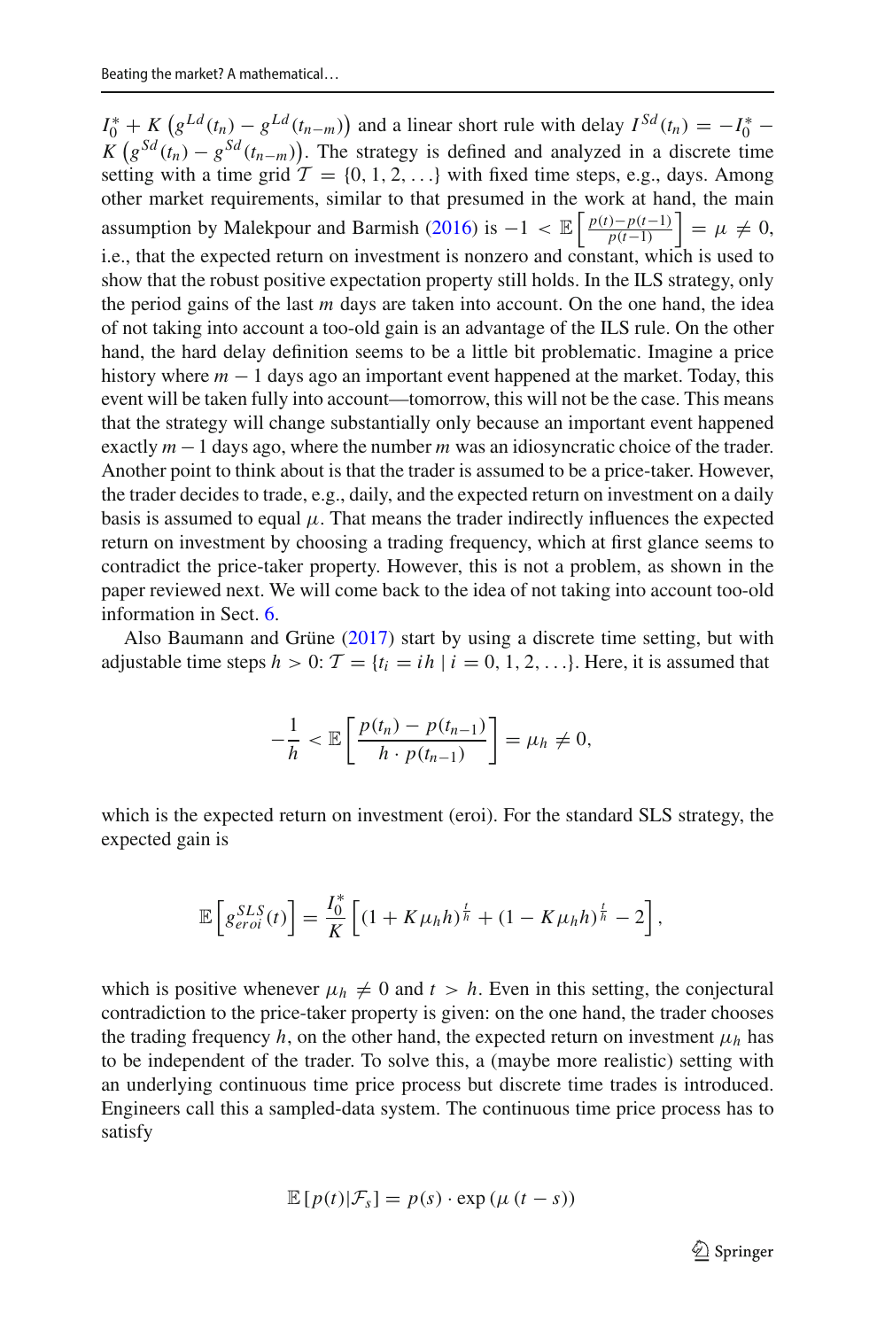$I_0^* + K\left(g^{Ld}(t_n) - g^{Ld}(t_{n-m})\right)$ and a linear short rule with delay $I^{Sd}(t_n) = -I_0^* - K\left(g^{Sd}(t_n) - g^{Sd}(t_{n-m})\right)$. The strategy is defined and analyzed in a discrete time setting with a time grid $\mathcal{T} = \{0, 1, 2, \ldots\}$ with fixed time steps, e.g., days. Among other market requirements, similar to that presumed in the work at hand, the main assumption by Malekpour and Barmish (2016) is $-1 < \mathbb{E}\left[\frac{p(t)-p(t-1)}{p(t-1)}\right] = \mu \neq 0$, i.e., that the expected return on investment is nonzero and constant, which is used to show that the robust positive expectation property still holds. In the ILS strategy, only the period gains of the last $m$ days are taken into account. On the one hand, the idea of not taking into account a too-old gain is an advantage of the ILS rule. On the other hand, the hard delay definition seems to be a little bit problematic. Imagine a price history where $m-1$ days ago an important event happened at the market. Today, this event will be taken fully into account—tomorrow, this will not be the case. This means that the strategy will change substantially only because an important event happened exactly $m-1$ days ago, where the number $m$ was an idiosyncratic choice of the trader. Another point to think about is that the trader is assumed to be a price-taker. However, the trader decides to trade, e.g., daily, and the expected return on investment on a daily basis is assumed to equal $\mu$. That means the trader indirectly influences the expected return on investment by choosing a trading frequency, which at first glance seems to contradict the price-taker property. However, this is not a problem, as shown in the paper reviewed next. We will come back to the idea of not taking into account too-old information in Sect. 6.

Also Baumann and Grüne (2017) start by using a discrete time setting, but with adjustable time steps $h > 0$: $\mathcal{T} = \{t_i = ih \mid i = 0, 1, 2, \ldots\}$. Here, it is assumed that

$$-\frac{1}{h} < \mathbb{E}\left[\frac{p(t_n) - p(t_{n-1})}{h \cdot p(t_{n-1})}\right] = \mu_h \neq 0,$$

which is the expected return on investment (eroi). For the standard SLS strategy, the expected gain is

$$\mathbb{E}\left[g_{eroi}^{SLS}(t)\right] = \frac{I_0^*}{K}\left[(1 + K\mu_h h)^{\frac{t}{h}} + (1 - K\mu_h h)^{\frac{t}{h}} - 2\right],$$

which is positive whenever $\mu_h \neq 0$ and $t > h$. Even in this setting, the conjectural contradiction to the price-taker property is given: on the one hand, the trader chooses the trading frequency $h$, on the other hand, the expected return on investment $\mu_h$ has to be independent of the trader. To solve this, a (maybe more realistic) setting with an underlying continuous time price process but discrete time trades is introduced. Engineers call this a sampled-data system. The continuous time price process has to satisfy

$$\mathbb{E}\left[p(t)|\mathcal{F}_s\right] = p(s) \cdot \exp\left(\mu\,(t-s)\right)$$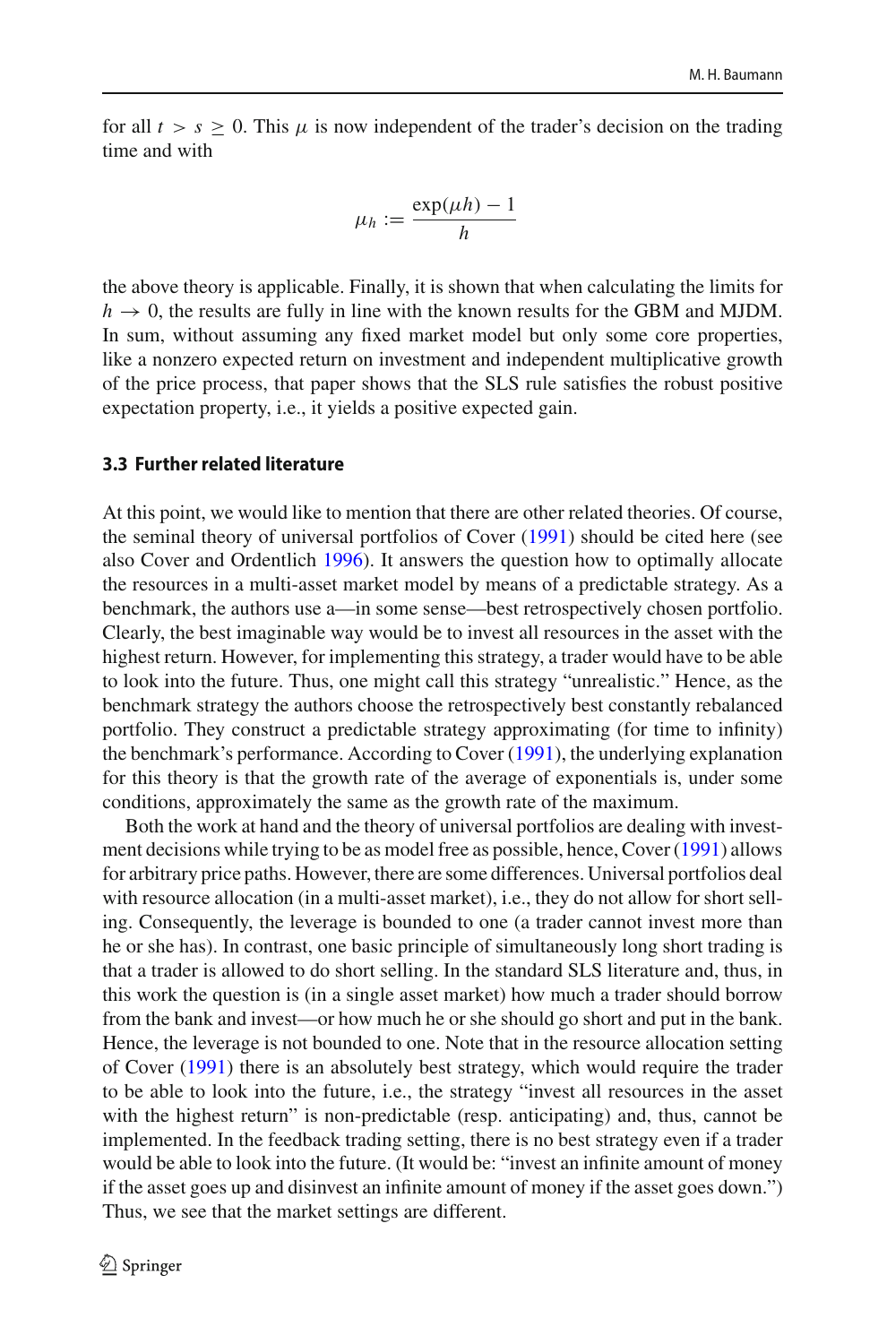for all $t > s \geq 0$. This $\mu$ is now independent of the trader's decision on the trading time and with

$$\mu_h := \frac{\exp(\mu h) - 1}{h}$$

the above theory is applicable. Finally, it is shown that when calculating the limits for $h \to 0$, the results are fully in line with the known results for the GBM and MJDM. In sum, without assuming any fixed market model but only some core properties, like a nonzero expected return on investment and independent multiplicative growth of the price process, that paper shows that the SLS rule satisfies the robust positive expectation property, i.e., it yields a positive expected gain.

### 3.3 Further related literature

At this point, we would like to mention that there are other related theories. Of course, the seminal theory of universal portfolios of Cover (1991) should be cited here (see also Cover and Ordentlich 1996). It answers the question how to optimally allocate the resources in a multi-asset market model by means of a predictable strategy. As a benchmark, the authors use a—in some sense—best retrospectively chosen portfolio. Clearly, the best imaginable way would be to invest all resources in the asset with the highest return. However, for implementing this strategy, a trader would have to be able to look into the future. Thus, one might call this strategy "unrealistic." Hence, as the benchmark strategy the authors choose the retrospectively best constantly rebalanced portfolio. They construct a predictable strategy approximating (for time to infinity) the benchmark's performance. According to Cover (1991), the underlying explanation for this theory is that the growth rate of the average of exponentials is, under some conditions, approximately the same as the growth rate of the maximum.

Both the work at hand and the theory of universal portfolios are dealing with investment decisions while trying to be as model free as possible, hence, Cover (1991) allows for arbitrary price paths. However, there are some differences. Universal portfolios deal with resource allocation (in a multi-asset market), i.e., they do not allow for short selling. Consequently, the leverage is bounded to one (a trader cannot invest more than he or she has). In contrast, one basic principle of simultaneously long short trading is that a trader is allowed to do short selling. In the standard SLS literature and, thus, in this work the question is (in a single asset market) how much a trader should borrow from the bank and invest—or how much he or she should go short and put in the bank. Hence, the leverage is not bounded to one. Note that in the resource allocation setting of Cover (1991) there is an absolutely best strategy, which would require the trader to be able to look into the future, i.e., the strategy "invest all resources in the asset with the highest return" is non-predictable (resp. anticipating) and, thus, cannot be implemented. In the feedback trading setting, there is no best strategy even if a trader would be able to look into the future. (It would be: "invest an infinite amount of money if the asset goes up and disinvest an infinite amount of money if the asset goes down.") Thus, we see that the market settings are different.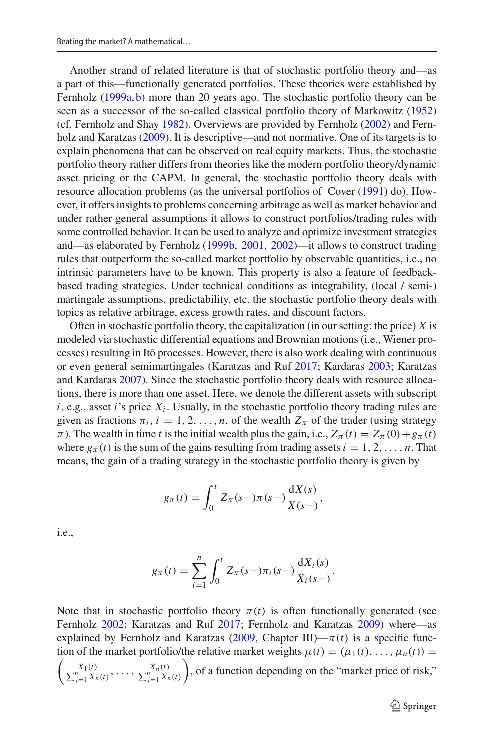Another strand of related literature is that of stochastic portfolio theory and—as a part of this—functionally generated portfolios. These theories were established by Fernholz (1999a, b) more than 20 years ago. The stochastic portfolio theory can be seen as a successor of the so-called classical portfolio theory of Markowitz (1952) (cf. Fernholz and Shay 1982). Overviews are provided by Fernholz (2002) and Fernholz and Karatzas (2009). It is descriptive—and not normative. One of its targets is to explain phenomena that can be observed on real equity markets. Thus, the stochastic portfolio theory rather differs from theories like the modern portfolio theory/dynamic asset pricing or the CAPM. In general, the stochastic portfolio theory deals with resource allocation problems (as the universal portfolios of Cover (1991) do). However, it offers insights to problems concerning arbitrage as well as market behavior and under rather general assumptions it allows to construct portfolios/trading rules with some controlled behavior. It can be used to analyze and optimize investment strategies and—as elaborated by Fernholz (1999b, 2001, 2002)—it allows to construct trading rules that outperform the so-called market portfolio by observable quantities, i.e., no intrinsic parameters have to be known. This property is also a feature of feedback-based trading strategies. Under technical conditions as integrability, (local / semi-) martingale assumptions, predictability, etc. the stochastic portfolio theory deals with topics as relative arbitrage, excess growth rates, and discount factors.

Often in stochastic portfolio theory, the capitalization (in our setting: the price) $X$ is modeled via stochastic differential equations and Brownian motions (i.e., Wiener processes) resulting in Itō processes. However, there is also work dealing with continuous or even general semimartingales (Karatzas and Ruf 2017; Kardaras 2003; Karatzas and Kardaras 2007). Since the stochastic portfolio theory deals with resource allocations, there is more than one asset. Here, we denote the different assets with subscript $i$, e.g., asset $i$'s price $X_i$. Usually, in the stochastic portfolio theory trading rules are given as fractions $\pi_i$, $i = 1, 2, \ldots, n$, of the wealth $Z_\pi$ of the trader (using strategy $\pi$). The wealth in time $t$ is the initial wealth plus the gain, i.e., $Z_\pi(t) = Z_\pi(0) + g_\pi(t)$ where $g_\pi(t)$ is the sum of the gains resulting from trading assets $i = 1, 2, \ldots, n$. That means, the gain of a trading strategy in the stochastic portfolio theory is given by

$$g_\pi(t) = \int_0^t Z_\pi(s-)\pi(s-)\frac{\mathrm{d}X(s)}{X(s-)},$$

i.e.,

$$g_\pi(t) = \sum_{i=1}^{n} \int_0^t Z_\pi(s-)\pi_i(s-)\frac{\mathrm{d}X_i(s)}{X_i(s-)}.$$

Note that in stochastic portfolio theory $\pi(t)$ is often functionally generated (see Fernholz 2002; Karatzas and Ruf 2017; Fernholz and Karatzas 2009) where—as explained by Fernholz and Karatzas (2009, Chapter III)—$\pi(t)$ is a specific function of the market portfolio/the relative market weights $\mu(t) = (\mu_1(t), \ldots, \mu_n(t)) = \left(\frac{X_1(t)}{\sum_{j=1}^{n} X_n(t)}, \ldots, \frac{X_n(t)}{\sum_{j=1}^{n} X_n(t)}\right)$, of a function depending on the "market price of risk,"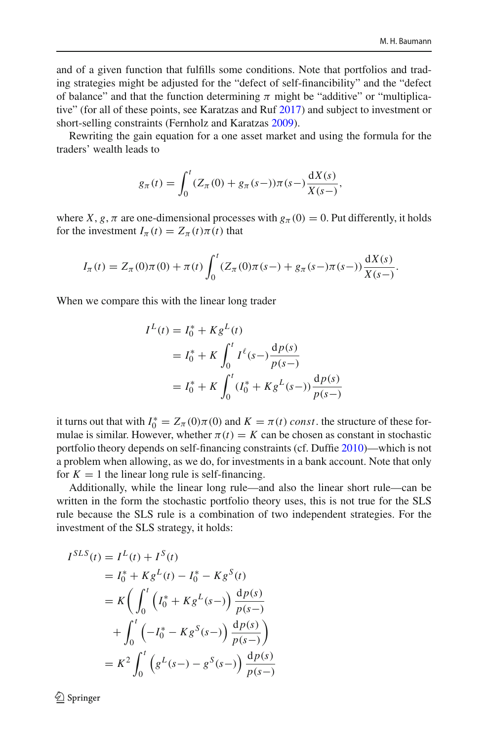and of a given function that fulfills some conditions. Note that portfolios and trading strategies might be adjusted for the "defect of self-financibility" and the "defect of balance" and that the function determining $\pi$ might be "additive" or "multiplicative" (for all of these points, see Karatzas and Ruf 2017) and subject to investment or short-selling constraints (Fernholz and Karatzas 2009).

Rewriting the gain equation for a one asset market and using the formula for the traders' wealth leads to

$$g_\pi(t) = \int_0^t (Z_\pi(0) + g_\pi(s-))\pi(s-)\frac{\mathrm{d}X(s)}{X(s-)},$$

where $X, g, \pi$ are one-dimensional processes with $g_\pi(0) = 0$. Put differently, it holds for the investment $I_\pi(t) = Z_\pi(t)\pi(t)$ that

$$I_\pi(t) = Z_\pi(0)\pi(0) + \pi(t)\int_0^t (Z_\pi(0)\pi(s-) + g_\pi(s-)\pi(s-))\frac{\mathrm{d}X(s)}{X(s-)}.$$

When we compare this with the linear long trader

$$\begin{aligned}
I^L(t) &= I_0^* + Kg^L(t) \\
&= I_0^* + K\int_0^t I^\ell(s-)\frac{\mathrm{d}p(s)}{p(s-)} \\
&= I_0^* + K\int_0^t (I_0^* + Kg^L(s-))\frac{\mathrm{d}p(s)}{p(s-)}
\end{aligned}$$

it turns out that with $I_0^* = Z_\pi(0)\pi(0)$ and $K = \pi(t)\ const.$ the structure of these formulae is similar. However, whether $\pi(t) = K$ can be chosen as constant in stochastic portfolio theory depends on self-financing constraints (cf. Duffie 2010)—which is not a problem when allowing, as we do, for investments in a bank account. Note that only for $K = 1$ the linear long rule is self-financing.

Additionally, while the linear long rule—and also the linear short rule—can be written in the form the stochastic portfolio theory uses, this is not true for the SLS rule because the SLS rule is a combination of two independent strategies. For the investment of the SLS strategy, it holds:

$$\begin{aligned}
I^{SLS}(t) &= I^L(t) + I^S(t) \\
&= I_0^* + Kg^L(t) - I_0^* - Kg^S(t) \\
&= K\bigg(\int_0^t \left(I_0^* + Kg^L(s-)\right)\frac{\mathrm{d}p(s)}{p(s-)} \\
&\quad + \int_0^t \left(-I_0^* - Kg^S(s-)\right)\frac{\mathrm{d}p(s)}{p(s-)}\bigg) \\
&= K^2\int_0^t \left(g^L(s-) - g^S(s-)\right)\frac{\mathrm{d}p(s)}{p(s-)}
\end{aligned}$$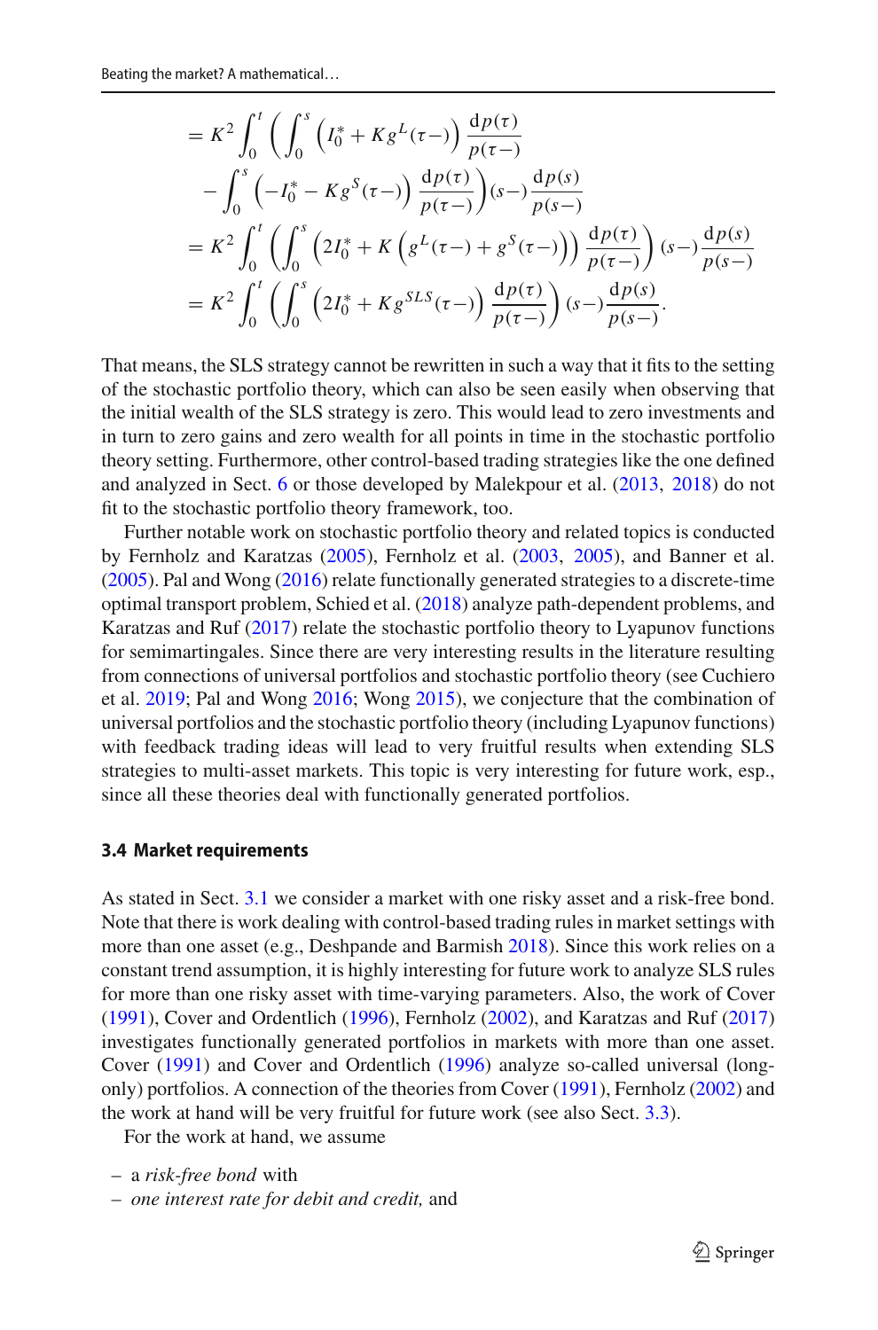$$
\begin{aligned}
&= K^2 \int_0^t \left( \int_0^s \left( I_0^* + K g^L(\tau-) \right) \frac{\mathrm{d}p(\tau)}{p(\tau-)} \right. \\
&\quad \left. - \int_0^s \left( -I_0^* - K g^S(\tau-) \right) \frac{\mathrm{d}p(\tau)}{p(\tau-)} \right) (s-) \frac{\mathrm{d}p(s)}{p(s-)} \\
&= K^2 \int_0^t \left( \int_0^s \left( 2I_0^* + K \left( g^L(\tau-) + g^S(\tau-) \right) \right) \frac{\mathrm{d}p(\tau)}{p(\tau-)} \right) (s-) \frac{\mathrm{d}p(s)}{p(s-)} \\
&= K^2 \int_0^t \left( \int_0^s \left( 2I_0^* + K g^{SLS}(\tau-) \right) \frac{\mathrm{d}p(\tau)}{p(\tau-)} \right) (s-) \frac{\mathrm{d}p(s)}{p(s-)}.
\end{aligned}
$$

That means, the SLS strategy cannot be rewritten in such a way that it fits to the setting of the stochastic portfolio theory, which can also be seen easily when observing that the initial wealth of the SLS strategy is zero. This would lead to zero investments and in turn to zero gains and zero wealth for all points in time in the stochastic portfolio theory setting. Furthermore, other control-based trading strategies like the one defined and analyzed in Sect. 6 or those developed by Malekpour et al. (2013, 2018) do not fit to the stochastic portfolio theory framework, too.

Further notable work on stochastic portfolio theory and related topics is conducted by Fernholz and Karatzas (2005), Fernholz et al. (2003, 2005), and Banner et al. (2005). Pal and Wong (2016) relate functionally generated strategies to a discrete-time optimal transport problem, Schied et al. (2018) analyze path-dependent problems, and Karatzas and Ruf (2017) relate the stochastic portfolio theory to Lyapunov functions for semimartingales. Since there are very interesting results in the literature resulting from connections of universal portfolios and stochastic portfolio theory (see Cuchiero et al. 2019; Pal and Wong 2016; Wong 2015), we conjecture that the combination of universal portfolios and the stochastic portfolio theory (including Lyapunov functions) with feedback trading ideas will lead to very fruitful results when extending SLS strategies to multi-asset markets. This topic is very interesting for future work, esp., since all these theories deal with functionally generated portfolios.

### 3.4 Market requirements

As stated in Sect. 3.1 we consider a market with one risky asset and a risk-free bond. Note that there is work dealing with control-based trading rules in market settings with more than one asset (e.g., Deshpande and Barmish 2018). Since this work relies on a constant trend assumption, it is highly interesting for future work to analyze SLS rules for more than one risky asset with time-varying parameters. Also, the work of Cover (1991), Cover and Ordentlich (1996), Fernholz (2002), and Karatzas and Ruf (2017) investigates functionally generated portfolios in markets with more than one asset. Cover (1991) and Cover and Ordentlich (1996) analyze so-called universal (long-only) portfolios. A connection of the theories from Cover (1991), Fernholz (2002) and the work at hand will be very fruitful for future work (see also Sect. 3.3).

For the work at hand, we assume

- a *risk-free bond* with
- *one interest rate for debit and credit,* and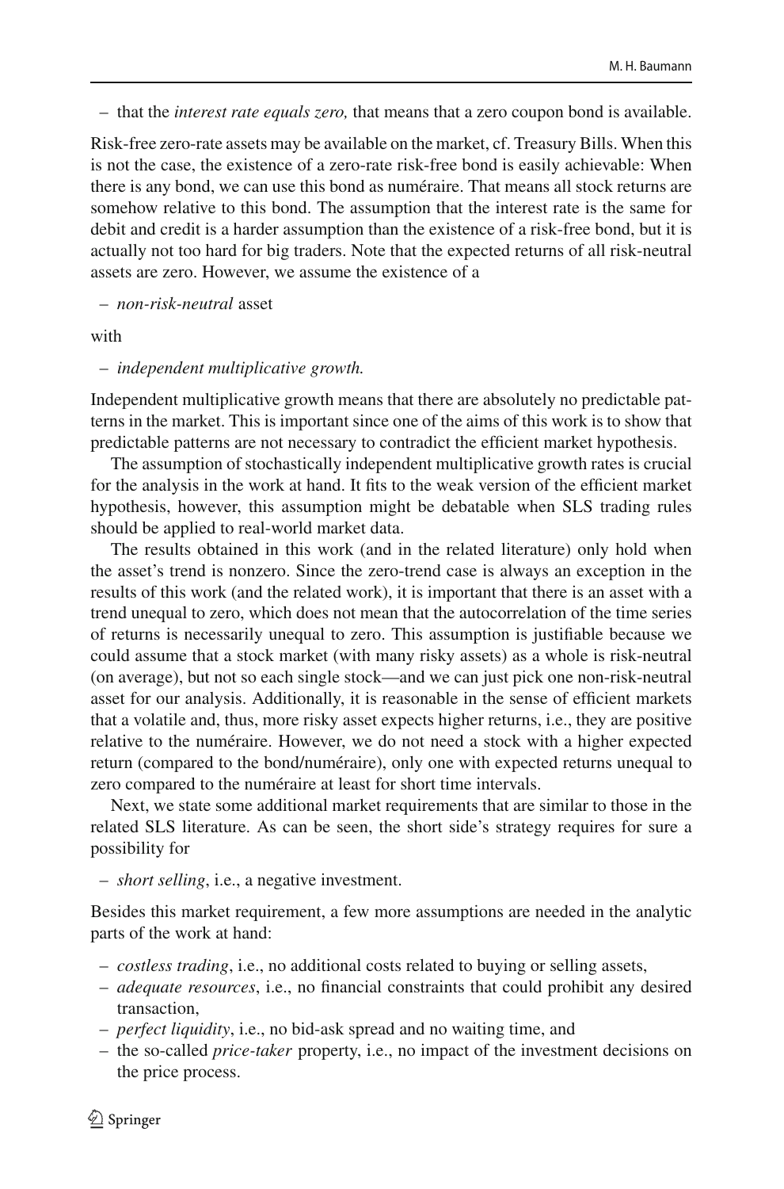– that the *interest rate equals zero,* that means that a zero coupon bond is available.

Risk-free zero-rate assets may be available on the market, cf. Treasury Bills. When this is not the case, the existence of a zero-rate risk-free bond is easily achievable: When there is any bond, we can use this bond as numéraire. That means all stock returns are somehow relative to this bond. The assumption that the interest rate is the same for debit and credit is a harder assumption than the existence of a risk-free bond, but it is actually not too hard for big traders. Note that the expected returns of all risk-neutral assets are zero. However, we assume the existence of a

– *non-risk-neutral* asset

with

– *independent multiplicative growth.*

Independent multiplicative growth means that there are absolutely no predictable patterns in the market. This is important since one of the aims of this work is to show that predictable patterns are not necessary to contradict the efficient market hypothesis.

The assumption of stochastically independent multiplicative growth rates is crucial for the analysis in the work at hand. It fits to the weak version of the efficient market hypothesis, however, this assumption might be debatable when SLS trading rules should be applied to real-world market data.

The results obtained in this work (and in the related literature) only hold when the asset's trend is nonzero. Since the zero-trend case is always an exception in the results of this work (and the related work), it is important that there is an asset with a trend unequal to zero, which does not mean that the autocorrelation of the time series of returns is necessarily unequal to zero. This assumption is justifiable because we could assume that a stock market (with many risky assets) as a whole is risk-neutral (on average), but not so each single stock—and we can just pick one non-risk-neutral asset for our analysis. Additionally, it is reasonable in the sense of efficient markets that a volatile and, thus, more risky asset expects higher returns, i.e., they are positive relative to the numéraire. However, we do not need a stock with a higher expected return (compared to the bond/numéraire), only one with expected returns unequal to zero compared to the numéraire at least for short time intervals.

Next, we state some additional market requirements that are similar to those in the related SLS literature. As can be seen, the short side's strategy requires for sure a possibility for

– *short selling*, i.e., a negative investment.

Besides this market requirement, a few more assumptions are needed in the analytic parts of the work at hand:

– *costless trading*, i.e., no additional costs related to buying or selling assets,
– *adequate resources*, i.e., no financial constraints that could prohibit any desired transaction,
– *perfect liquidity*, i.e., no bid-ask spread and no waiting time, and
– the so-called *price-taker* property, i.e., no impact of the investment decisions on the price process.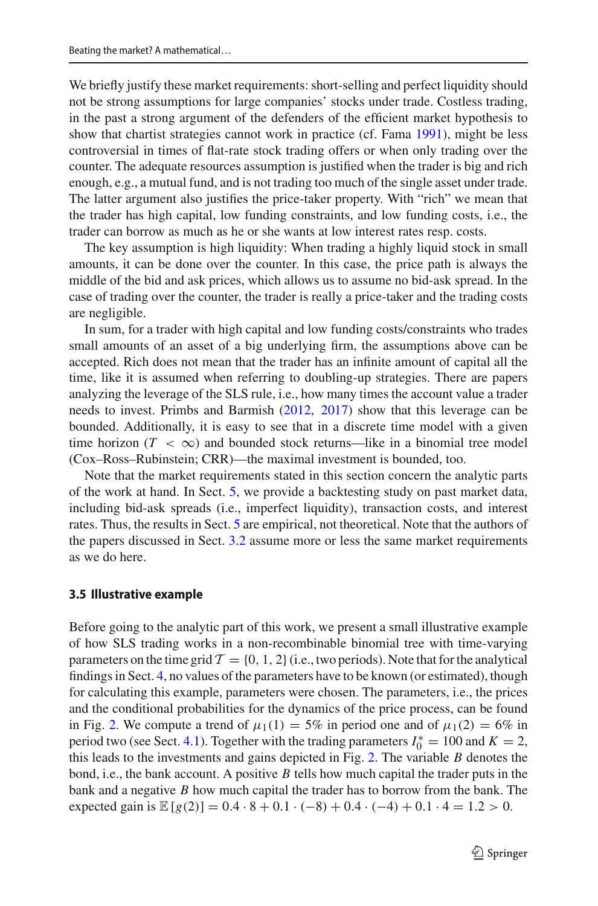We briefly justify these market requirements: short-selling and perfect liquidity should not be strong assumptions for large companies' stocks under trade. Costless trading, in the past a strong argument of the defenders of the efficient market hypothesis to show that chartist strategies cannot work in practice (cf. Fama 1991), might be less controversial in times of flat-rate stock trading offers or when only trading over the counter. The adequate resources assumption is justified when the trader is big and rich enough, e.g., a mutual fund, and is not trading too much of the single asset under trade. The latter argument also justifies the price-taker property. With "rich" we mean that the trader has high capital, low funding constraints, and low funding costs, i.e., the trader can borrow as much as he or she wants at low interest rates resp. costs.

The key assumption is high liquidity: When trading a highly liquid stock in small amounts, it can be done over the counter. In this case, the price path is always the middle of the bid and ask prices, which allows us to assume no bid-ask spread. In the case of trading over the counter, the trader is really a price-taker and the trading costs are negligible.

In sum, for a trader with high capital and low funding costs/constraints who trades small amounts of an asset of a big underlying firm, the assumptions above can be accepted. Rich does not mean that the trader has an infinite amount of capital all the time, like it is assumed when referring to doubling-up strategies. There are papers analyzing the leverage of the SLS rule, i.e., how many times the account value a trader needs to invest. Primbs and Barmish (2012, 2017) show that this leverage can be bounded. Additionally, it is easy to see that in a discrete time model with a given time horizon ($T < \infty$) and bounded stock returns—like in a binomial tree model (Cox–Ross–Rubinstein; CRR)—the maximal investment is bounded, too.

Note that the market requirements stated in this section concern the analytic parts of the work at hand. In Sect. 5, we provide a backtesting study on past market data, including bid-ask spreads (i.e., imperfect liquidity), transaction costs, and interest rates. Thus, the results in Sect. 5 are empirical, not theoretical. Note that the authors of the papers discussed in Sect. 3.2 assume more or less the same market requirements as we do here.

### 3.5 Illustrative example

Before going to the analytic part of this work, we present a small illustrative example of how SLS trading works in a non-recombinable binomial tree with time-varying parameters on the time grid $\mathcal{T} = \{0, 1, 2\}$ (i.e., two periods). Note that for the analytical findings in Sect. 4, no values of the parameters have to be known (or estimated), though for calculating this example, parameters were chosen. The parameters, i.e., the prices and the conditional probabilities for the dynamics of the price process, can be found in Fig. 2. We compute a trend of $\mu_1(1) = 5\%$ in period one and of $\mu_1(2) = 6\%$ in period two (see Sect. 4.1). Together with the trading parameters $I_0^* = 100$ and $K = 2$, this leads to the investments and gains depicted in Fig. 2. The variable $B$ denotes the bond, i.e., the bank account. A positive $B$ tells how much capital the trader puts in the bank and a negative $B$ how much capital the trader has to borrow from the bank. The expected gain is $\mathbb{E}[g(2)] = 0.4 \cdot 8 + 0.1 \cdot (-8) + 0.4 \cdot (-4) + 0.1 \cdot 4 = 1.2 > 0$.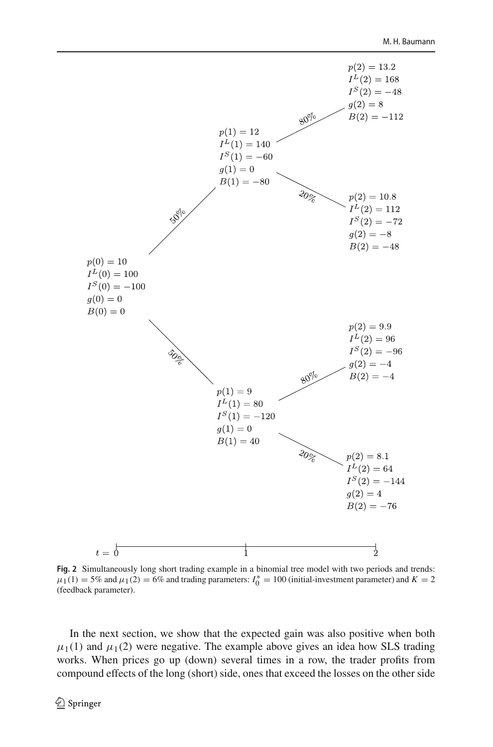$p(2) = 13.2$
$I^L(2) = 168$
$I^S(2) = -48$
$g(2) = 8$
$B(2) = -112$

80%

$p(1) = 12$
$I^L(1) = 140$
$I^S(1) = -60$
$g(1) = 0$
$B(1) = -80$

20%

$p(2) = 10.8$
$I^L(2) = 112$
$I^S(2) = -72$
$g(2) = -8$
$B(2) = -48$

50%

$p(0) = 10$
$I^L(0) = 100$
$I^S(0) = -100$
$g(0) = 0$
$B(0) = 0$

50%

$p(2) = 9.9$
$I^L(2) = 96$
$I^S(2) = -96$
$g(2) = -4$
$B(2) = -4$

80%

$p(1) = 9$
$I^L(1) = 80$
$I^S(1) = -120$
$g(1) = 0$
$B(1) = 40$

20%

$p(2) = 8.1$
$I^L(2) = 64$
$I^S(2) = -144$
$g(2) = 4$
$B(2) = -76$

$t =$ 0, 1, 2

**Fig. 2** Simultaneously long short trading example in a binomial tree model with two periods and trends: $\mu_1(1) = 5\%$ and $\mu_1(2) = 6\%$ and trading parameters: $I_0^* = 100$ (initial-investment parameter) and $K = 2$ (feedback parameter).

In the next section, we show that the expected gain was also positive when both $\mu_1(1)$ and $\mu_1(2)$ were negative. The example above gives an idea how SLS trading works. When prices go up (down) several times in a row, the trader profits from compound effects of the long (short) side, ones that exceed the losses on the other side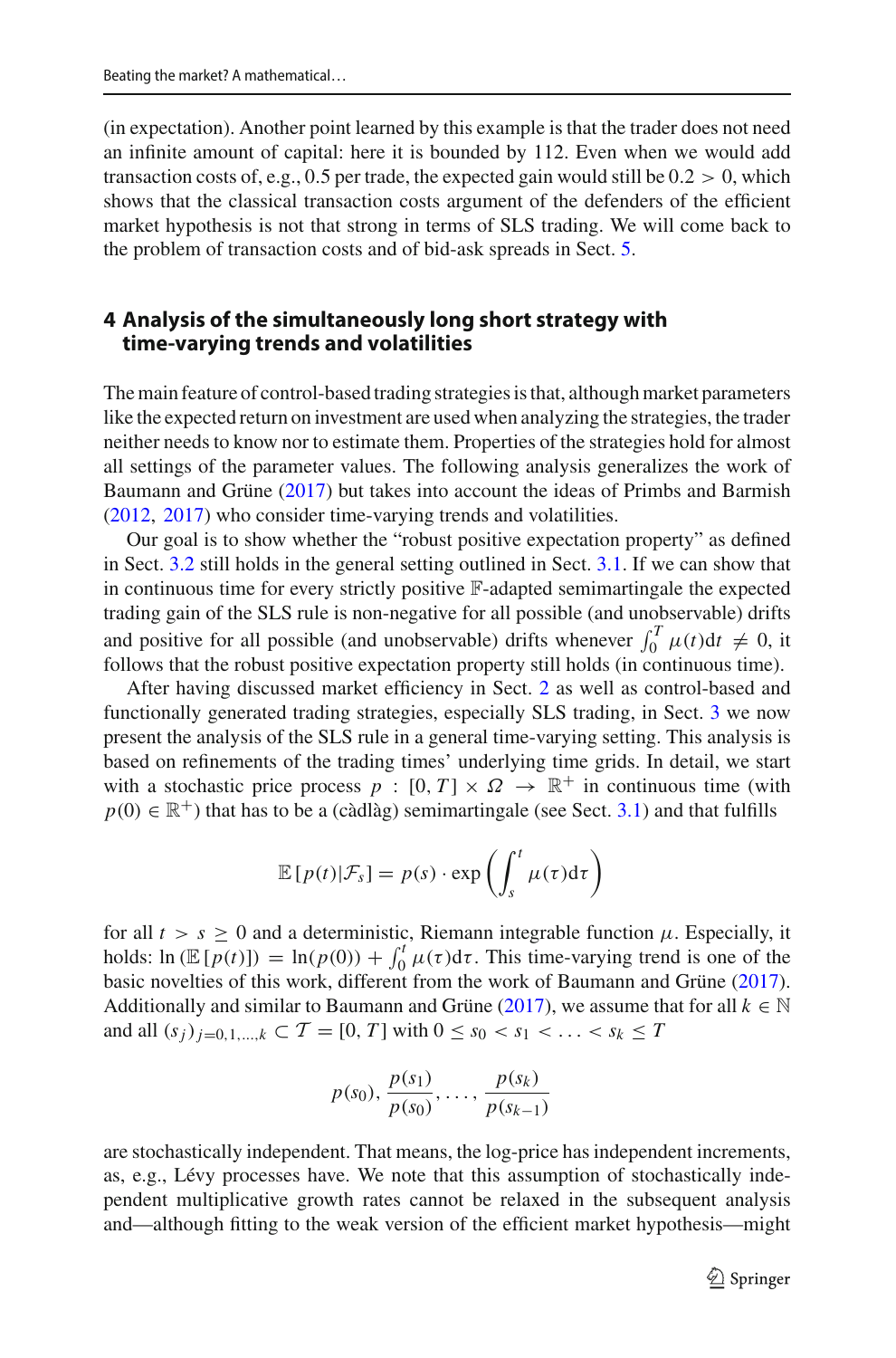(in expectation). Another point learned by this example is that the trader does not need an infinite amount of capital: here it is bounded by 112. Even when we would add transaction costs of, e.g., 0.5 per trade, the expected gain would still be $0.2 > 0$, which shows that the classical transaction costs argument of the defenders of the efficient market hypothesis is not that strong in terms of SLS trading. We will come back to the problem of transaction costs and of bid-ask spreads in Sect. 5.

## 4 Analysis of the simultaneously long short strategy with time-varying trends and volatilities

The main feature of control-based trading strategies is that, although market parameters like the expected return on investment are used when analyzing the strategies, the trader neither needs to know nor to estimate them. Properties of the strategies hold for almost all settings of the parameter values. The following analysis generalizes the work of Baumann and Grüne (2017) but takes into account the ideas of Primbs and Barmish (2012, 2017) who consider time-varying trends and volatilities.

Our goal is to show whether the "robust positive expectation property" as defined in Sect. 3.2 still holds in the general setting outlined in Sect. 3.1. If we can show that in continuous time for every strictly positive $\mathbb{F}$-adapted semimartingale the expected trading gain of the SLS rule is non-negative for all possible (and unobservable) drifts and positive for all possible (and unobservable) drifts whenever $\int_0^T \mu(t)\mathrm{d}t \neq 0$, it follows that the robust positive expectation property still holds (in continuous time).

After having discussed market efficiency in Sect. 2 as well as control-based and functionally generated trading strategies, especially SLS trading, in Sect. 3 we now present the analysis of the SLS rule in a general time-varying setting. This analysis is based on refinements of the trading times' underlying time grids. In detail, we start with a stochastic price process $p : [0, T] \times \Omega \to \mathbb{R}^+$ in continuous time (with $p(0) \in \mathbb{R}^+$) that has to be a (càdlàg) semimartingale (see Sect. 3.1) and that fulfills

$$\mathbb{E}\left[p(t)|\mathcal{F}_s\right] = p(s) \cdot \exp\left(\int_s^t \mu(\tau)\mathrm{d}\tau\right)$$

for all $t > s \geq 0$ and a deterministic, Riemann integrable function $\mu$. Especially, it holds: $\ln\left(\mathbb{E}\left[p(t)\right]\right) = \ln(p(0)) + \int_0^t \mu(\tau)\mathrm{d}\tau$. This time-varying trend is one of the basic novelties of this work, different from the work of Baumann and Grüne (2017). Additionally and similar to Baumann and Grüne (2017), we assume that for all $k \in \mathbb{N}$ and all $(s_j)_{j=0,1,\ldots,k} \subset \mathcal{T} = [0, T]$ with $0 \leq s_0 < s_1 < \ldots < s_k \leq T$

$$p(s_0), \frac{p(s_1)}{p(s_0)}, \ldots, \frac{p(s_k)}{p(s_{k-1})}$$

are stochastically independent. That means, the log-price has independent increments, as, e.g., Lévy processes have. We note that this assumption of stochastically independent multiplicative growth rates cannot be relaxed in the subsequent analysis and—although fitting to the weak version of the efficient market hypothesis—might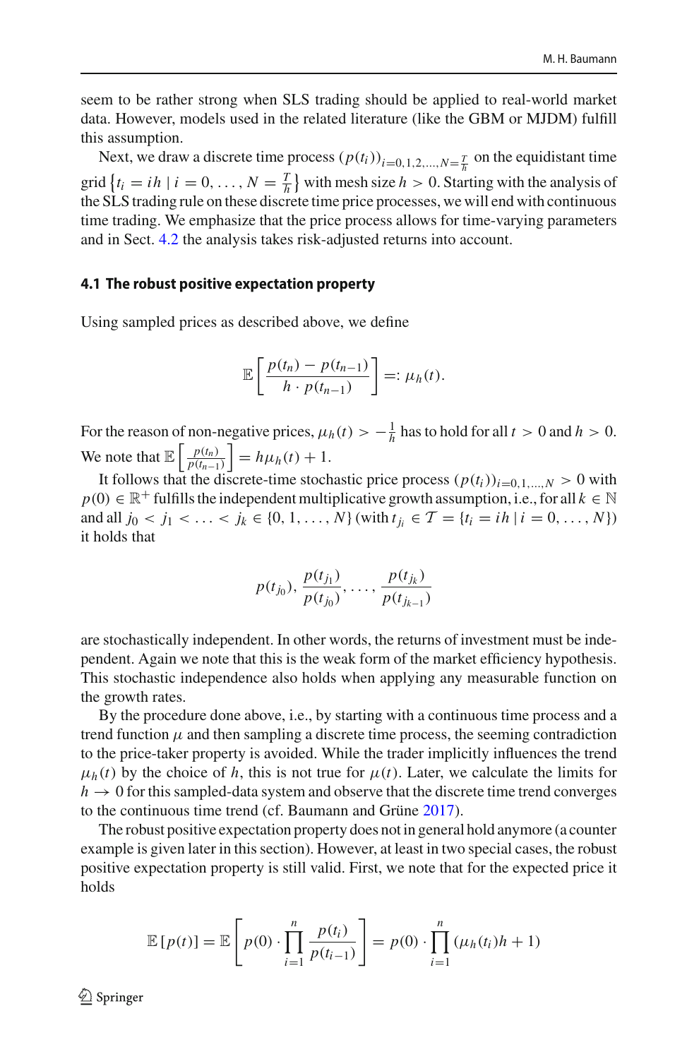seem to be rather strong when SLS trading should be applied to real-world market data. However, models used in the related literature (like the GBM or MJDM) fulfill this assumption.

Next, we draw a discrete time process $(p(t_i))_{i=0,1,2,\ldots,N=\frac{T}{h}}$ on the equidistant time grid $\left\{t_i = ih \mid i = 0, \ldots, N = \frac{T}{h}\right\}$ with mesh size $h > 0$. Starting with the analysis of the SLS trading rule on these discrete time price processes, we will end with continuous time trading. We emphasize that the price process allows for time-varying parameters and in Sect. 4.2 the analysis takes risk-adjusted returns into account.

### 4.1 The robust positive expectation property

Using sampled prices as described above, we define

$$\mathbb{E}\left[\frac{p(t_n) - p(t_{n-1})}{h \cdot p(t_{n-1})}\right] =: \mu_h(t).$$

For the reason of non-negative prices, $\mu_h(t) > -\frac{1}{h}$ has to hold for all $t > 0$ and $h > 0$. We note that $\mathbb{E}\left[\frac{p(t_n)}{p(t_{n-1})}\right] = h\mu_h(t) + 1$.

It follows that the discrete-time stochastic price process $(p(t_i))_{i=0,1,\ldots,N} > 0$ with $p(0) \in \mathbb{R}^+$ fulfills the independent multiplicative growth assumption, i.e., for all $k \in \mathbb{N}$ and all $j_0 < j_1 < \ldots < j_k \in \{0, 1, \ldots, N\}$ (with $t_{j_i} \in \mathcal{T} = \{t_i = ih \mid i = 0, \ldots, N\}$) it holds that

$$p(t_{j_0}), \frac{p(t_{j_1})}{p(t_{j_0})}, \ldots, \frac{p(t_{j_k})}{p(t_{j_{k-1}})}$$

are stochastically independent. In other words, the returns of investment must be independent. Again we note that this is the weak form of the market efficiency hypothesis. This stochastic independence also holds when applying any measurable function on the growth rates.

By the procedure done above, i.e., by starting with a continuous time process and a trend function $\mu$ and then sampling a discrete time process, the seeming contradiction to the price-taker property is avoided. While the trader implicitly influences the trend $\mu_h(t)$ by the choice of $h$, this is not true for $\mu(t)$. Later, we calculate the limits for $h \to 0$ for this sampled-data system and observe that the discrete time trend converges to the continuous time trend (cf. Baumann and Grüne 2017).

The robust positive expectation property does not in general hold anymore (a counter example is given later in this section). However, at least in two special cases, the robust positive expectation property is still valid. First, we note that for the expected price it holds

$$\mathbb{E}\left[p(t)\right] = \mathbb{E}\left[p(0) \cdot \prod_{i=1}^{n} \frac{p(t_i)}{p(t_{i-1})}\right] = p(0) \cdot \prod_{i=1}^{n} \left(\mu_h(t_i)h + 1\right)$$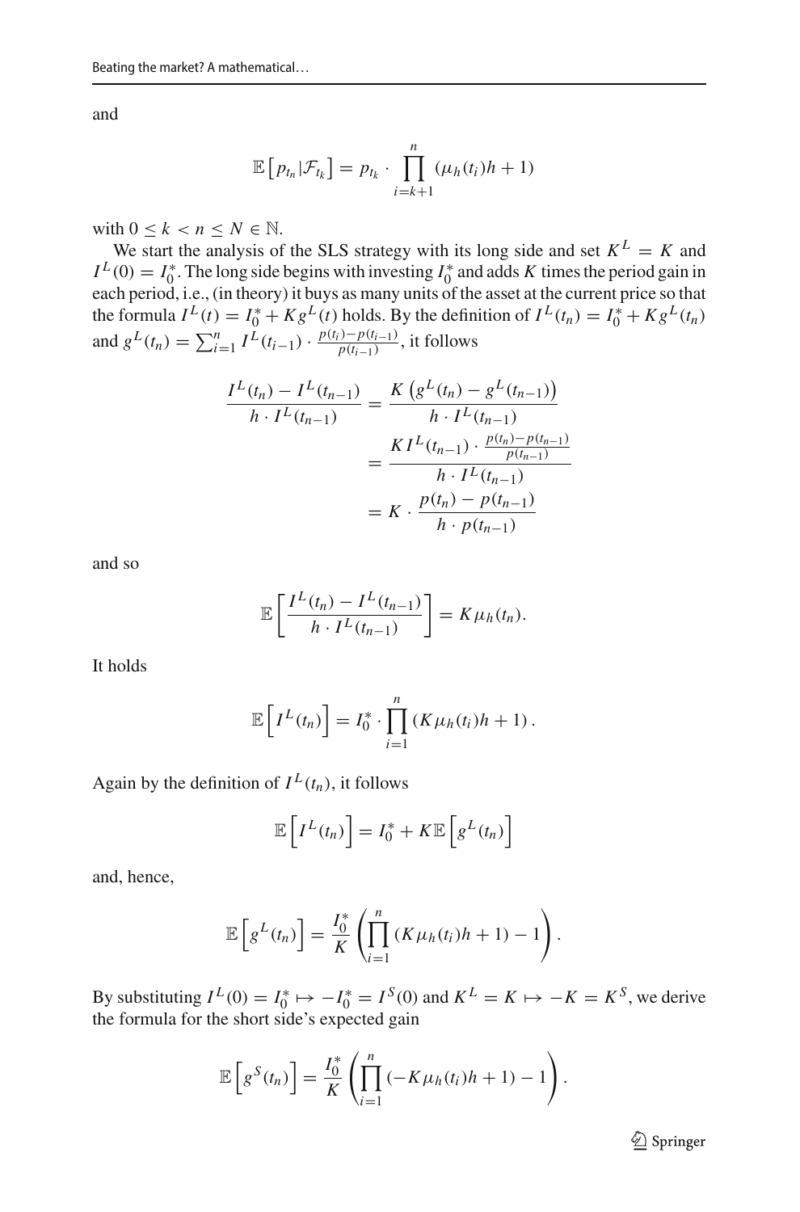and

$$\mathbb{E}\left[p_{t_n}|\mathcal{F}_{t_k}\right] = p_{t_k} \cdot \prod_{i=k+1}^{n} (\mu_h(t_i)h + 1)$$

with $0 \leq k < n \leq N \in \mathbb{N}$.

We start the analysis of the SLS strategy with its long side and set $K^L = K$ and $I^L(0) = I_0^*$. The long side begins with investing $I_0^*$ and adds $K$ times the period gain in each period, i.e., (in theory) it buys as many units of the asset at the current price so that the formula $I^L(t) = I_0^* + Kg^L(t)$ holds. By the definition of $I^L(t_n) = I_0^* + Kg^L(t_n)$ and $g^L(t_n) = \sum_{i=1}^{n} I^L(t_{i-1}) \cdot \frac{p(t_i)-p(t_{i-1})}{p(t_{i-1})}$, it follows

$$\begin{aligned}
\frac{I^L(t_n) - I^L(t_{n-1})}{h \cdot I^L(t_{n-1})} &= \frac{K\left(g^L(t_n) - g^L(t_{n-1})\right)}{h \cdot I^L(t_{n-1})} \\
&= \frac{KI^L(t_{n-1}) \cdot \frac{p(t_n)-p(t_{n-1})}{p(t_{n-1})}}{h \cdot I^L(t_{n-1})} \\
&= K \cdot \frac{p(t_n) - p(t_{n-1})}{h \cdot p(t_{n-1})}
\end{aligned}$$

and so

$$\mathbb{E}\left[\frac{I^L(t_n) - I^L(t_{n-1})}{h \cdot I^L(t_{n-1})}\right] = K\mu_h(t_n).$$

It holds

$$\mathbb{E}\left[I^L(t_n)\right] = I_0^* \cdot \prod_{i=1}^{n} (K\mu_h(t_i)h + 1).$$

Again by the definition of $I^L(t_n)$, it follows

$$\mathbb{E}\left[I^L(t_n)\right] = I_0^* + K\mathbb{E}\left[g^L(t_n)\right]$$

and, hence,

$$\mathbb{E}\left[g^L(t_n)\right] = \frac{I_0^*}{K}\left(\prod_{i=1}^{n} (K\mu_h(t_i)h + 1) - 1\right).$$

By substituting $I^L(0) = I_0^* \mapsto -I_0^* = I^S(0)$ and $K^L = K \mapsto -K = K^S$, we derive the formula for the short side's expected gain

$$\mathbb{E}\left[g^S(t_n)\right] = \frac{I_0^*}{K}\left(\prod_{i=1}^{n} (-K\mu_h(t_i)h + 1) - 1\right).$$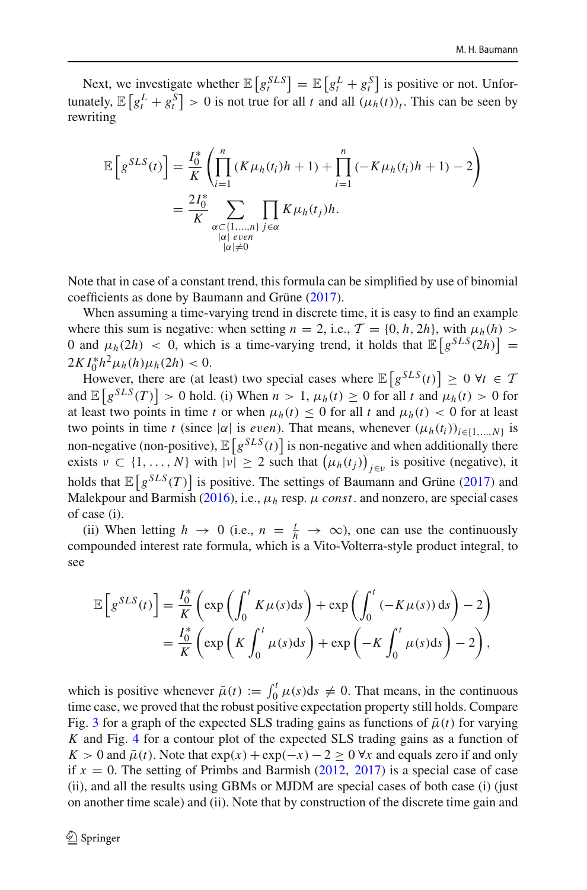Next, we investigate whether $\mathbb{E}\left[g_t^{SLS}\right] = \mathbb{E}\left[g_t^L + g_t^S\right]$ is positive or not. Unfortunately, $\mathbb{E}\left[g_t^L + g_t^S\right] > 0$ is not true for all $t$ and all $(\mu_h(t))_t$. This can be seen by rewriting

$$
\begin{aligned}
\mathbb{E}\left[g^{SLS}(t)\right] &= \frac{I_0^*}{K}\left(\prod_{i=1}^{n}(K\mu_h(t_i)h+1) + \prod_{i=1}^{n}(-K\mu_h(t_i)h+1) - 2\right) \\
&= \frac{2I_0^*}{K}\sum_{\substack{\alpha\subset\{1,\ldots,n\}\\ |\alpha|\ even \\ |\alpha|\neq 0}}\prod_{j\in\alpha}K\mu_h(t_j)h.
\end{aligned}
$$

Note that in case of a constant trend, this formula can be simplified by use of binomial coefficients as done by Baumann and Grüne (2017).

When assuming a time-varying trend in discrete time, it is easy to find an example where this sum is negative: when setting $n = 2$, i.e., $\mathcal{T} = \{0, h, 2h\}$, with $\mu_h(h) > 0$ and $\mu_h(2h) < 0$, which is a time-varying trend, it holds that $\mathbb{E}\left[g^{SLS}(2h)\right] = 2KI_0^*h^2\mu_h(h)\mu_h(2h) < 0$.

However, there are (at least) two special cases where $\mathbb{E}\left[g^{SLS}(t)\right] \geq 0\ \forall t \in \mathcal{T}$ and $\mathbb{E}\left[g^{SLS}(T)\right] > 0$ hold. (i) When $n > 1$, $\mu_h(t) \geq 0$ for all $t$ and $\mu_h(t) > 0$ for at least two points in time $t$ or when $\mu_h(t) \leq 0$ for all $t$ and $\mu_h(t) < 0$ for at least two points in time $t$ (since $|\alpha|$ is *even*). That means, whenever $(\mu_h(t_i))_{i\in\{1,\ldots,N\}}$ is non-negative (non-positive), $\mathbb{E}\left[g^{SLS}(t)\right]$ is non-negative and when additionally there exists $\nu \subset \{1,\ldots,N\}$ with $|\nu| \geq 2$ such that $\left(\mu_h(t_j)\right)_{j\in\nu}$ is positive (negative), it holds that $\mathbb{E}\left[g^{SLS}(T)\right]$ is positive. The settings of Baumann and Grüne (2017) and Malekpour and Barmish (2016), i.e., $\mu_h$ resp. $\mu$ *const*. and nonzero, are special cases of case (i).

(ii) When letting $h \to 0$ (i.e., $n = \frac{t}{h} \to \infty$), one can use the continuously compounded interest rate formula, which is a Vito-Volterra-style product integral, to see

$$
\begin{aligned}
\mathbb{E}\left[g^{SLS}(t)\right] &= \frac{I_0^*}{K}\left(\exp\left(\int_0^t K\mu(s)\mathrm{d}s\right) + \exp\left(\int_0^t(-K\mu(s))\,\mathrm{d}s\right) - 2\right) \\
&= \frac{I_0^*}{K}\left(\exp\left(K\int_0^t\mu(s)\mathrm{d}s\right) + \exp\left(-K\int_0^t\mu(s)\mathrm{d}s\right) - 2\right),
\end{aligned}
$$

which is positive whenever $\bar{\mu}(t) := \int_0^t\mu(s)\mathrm{d}s \neq 0$. That means, in the continuous time case, we proved that the robust positive expectation property still holds. Compare Fig. 3 for a graph of the expected SLS trading gains as functions of $\bar{\mu}(t)$ for varying $K$ and Fig. 4 for a contour plot of the expected SLS trading gains as a function of $K > 0$ and $\bar{\mu}(t)$. Note that $\exp(x) + \exp(-x) - 2 \geq 0\ \forall x$ and equals zero if and only if $x = 0$. The setting of Primbs and Barmish (2012, 2017) is a special case of case (ii), and all the results using GBMs or MJDM are special cases of both case (i) (just on another time scale) and (ii). Note that by construction of the discrete time gain and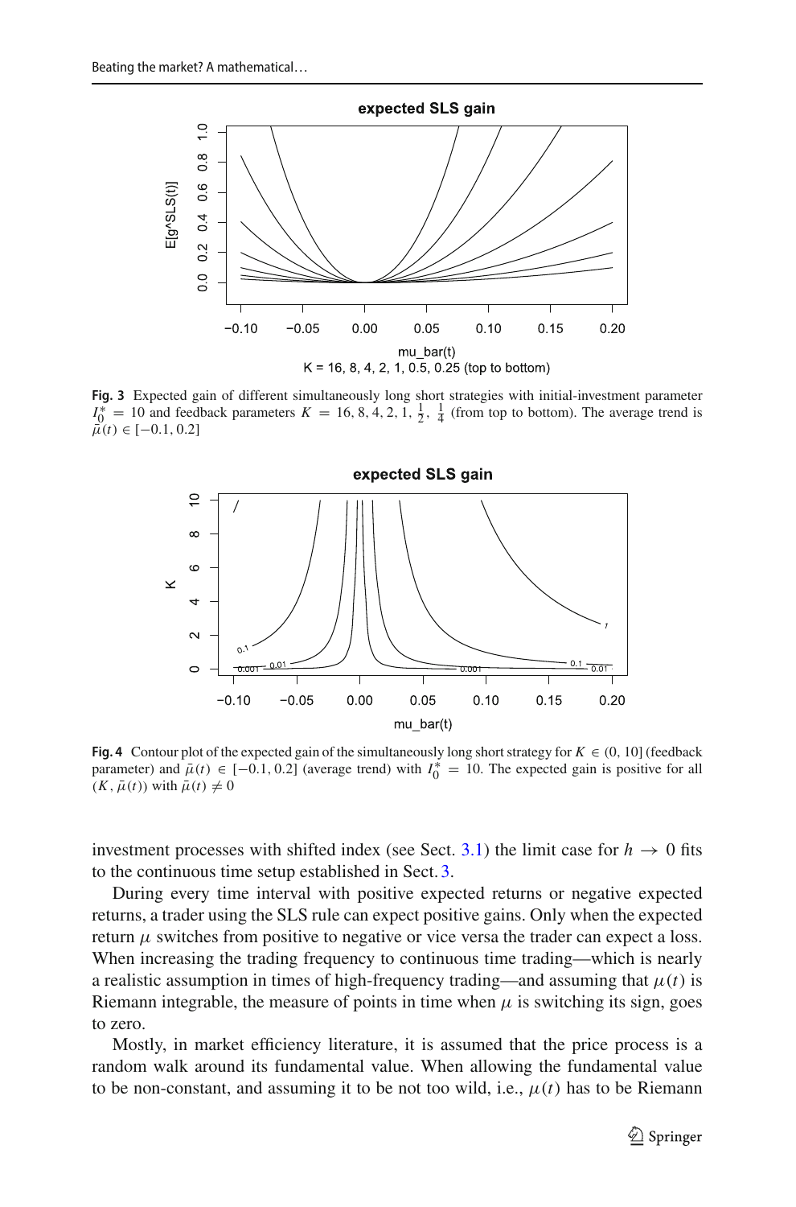**Fig. 3** Expected gain of different simultaneously long short strategies with initial-investment parameter $I_0^* = 10$ and feedback parameters $K = 16, 8, 4, 2, 1, \frac{1}{2}, \frac{1}{4}$ (from top to bottom). The average trend is $\bar{\mu}(t) \in [-0.1, 0.2]$

**Fig. 4** Contour plot of the expected gain of the simultaneously long short strategy for $K \in (0, 10]$ (feedback parameter) and $\bar{\mu}(t) \in [-0.1, 0.2]$ (average trend) with $I_0^* = 10$. The expected gain is positive for all $(K, \bar{\mu}(t))$ with $\bar{\mu}(t) \neq 0$

investment processes with shifted index (see Sect. 3.1) the limit case for $h \to 0$ fits to the continuous time setup established in Sect. 3.

During every time interval with positive expected returns or negative expected returns, a trader using the SLS rule can expect positive gains. Only when the expected return $\mu$ switches from positive to negative or vice versa the trader can expect a loss. When increasing the trading frequency to continuous time trading—which is nearly a realistic assumption in times of high-frequency trading—and assuming that $\mu(t)$ is Riemann integrable, the measure of points in time when $\mu$ is switching its sign, goes to zero.

Mostly, in market efficiency literature, it is assumed that the price process is a random walk around its fundamental value. When allowing the fundamental value to be non-constant, and assuming it to be not too wild, i.e., $\mu(t)$ has to be Riemann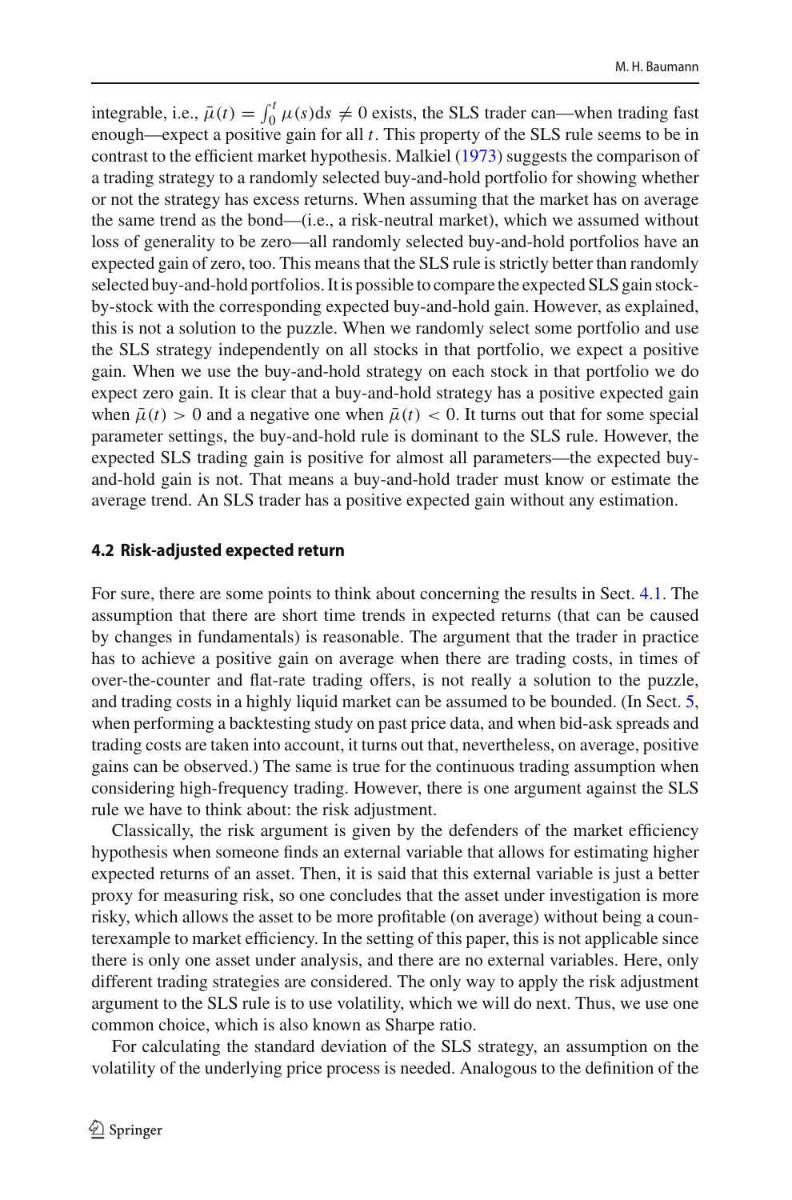integrable, i.e., $\bar{\mu}(t) = \int_0^t \mu(s)\mathrm{d}s \neq 0$ exists, the SLS trader can—when trading fast enough—expect a positive gain for all $t$. This property of the SLS rule seems to be in contrast to the efficient market hypothesis. Malkiel (1973) suggests the comparison of a trading strategy to a randomly selected buy-and-hold portfolio for showing whether or not the strategy has excess returns. When assuming that the market has on average the same trend as the bond—(i.e., a risk-neutral market), which we assumed without loss of generality to be zero—all randomly selected buy-and-hold portfolios have an expected gain of zero, too. This means that the SLS rule is strictly better than randomly selected buy-and-hold portfolios. It is possible to compare the expected SLS gain stock-by-stock with the corresponding expected buy-and-hold gain. However, as explained, this is not a solution to the puzzle. When we randomly select some portfolio and use the SLS strategy independently on all stocks in that portfolio, we expect a positive gain. When we use the buy-and-hold strategy on each stock in that portfolio we do expect zero gain. It is clear that a buy-and-hold strategy has a positive expected gain when $\bar{\mu}(t) > 0$ and a negative one when $\bar{\mu}(t) < 0$. It turns out that for some special parameter settings, the buy-and-hold rule is dominant to the SLS rule. However, the expected SLS trading gain is positive for almost all parameters—the expected buy-and-hold gain is not. That means a buy-and-hold trader must know or estimate the average trend. An SLS trader has a positive expected gain without any estimation.

### 4.2 Risk-adjusted expected return

For sure, there are some points to think about concerning the results in Sect. 4.1. The assumption that there are short time trends in expected returns (that can be caused by changes in fundamentals) is reasonable. The argument that the trader in practice has to achieve a positive gain on average when there are trading costs, in times of over-the-counter and flat-rate trading offers, is not really a solution to the puzzle, and trading costs in a highly liquid market can be assumed to be bounded. (In Sect. 5, when performing a backtesting study on past price data, and when bid-ask spreads and trading costs are taken into account, it turns out that, nevertheless, on average, positive gains can be observed.) The same is true for the continuous trading assumption when considering high-frequency trading. However, there is one argument against the SLS rule we have to think about: the risk adjustment.

Classically, the risk argument is given by the defenders of the market efficiency hypothesis when someone finds an external variable that allows for estimating higher expected returns of an asset. Then, it is said that this external variable is just a better proxy for measuring risk, so one concludes that the asset under investigation is more risky, which allows the asset to be more profitable (on average) without being a counterexample to market efficiency. In the setting of this paper, this is not applicable since there is only one asset under analysis, and there are no external variables. Here, only different trading strategies are considered. The only way to apply the risk adjustment argument to the SLS rule is to use volatility, which we will do next. Thus, we use one common choice, which is also known as Sharpe ratio.

For calculating the standard deviation of the SLS strategy, an assumption on the volatility of the underlying price process is needed. Analogous to the definition of the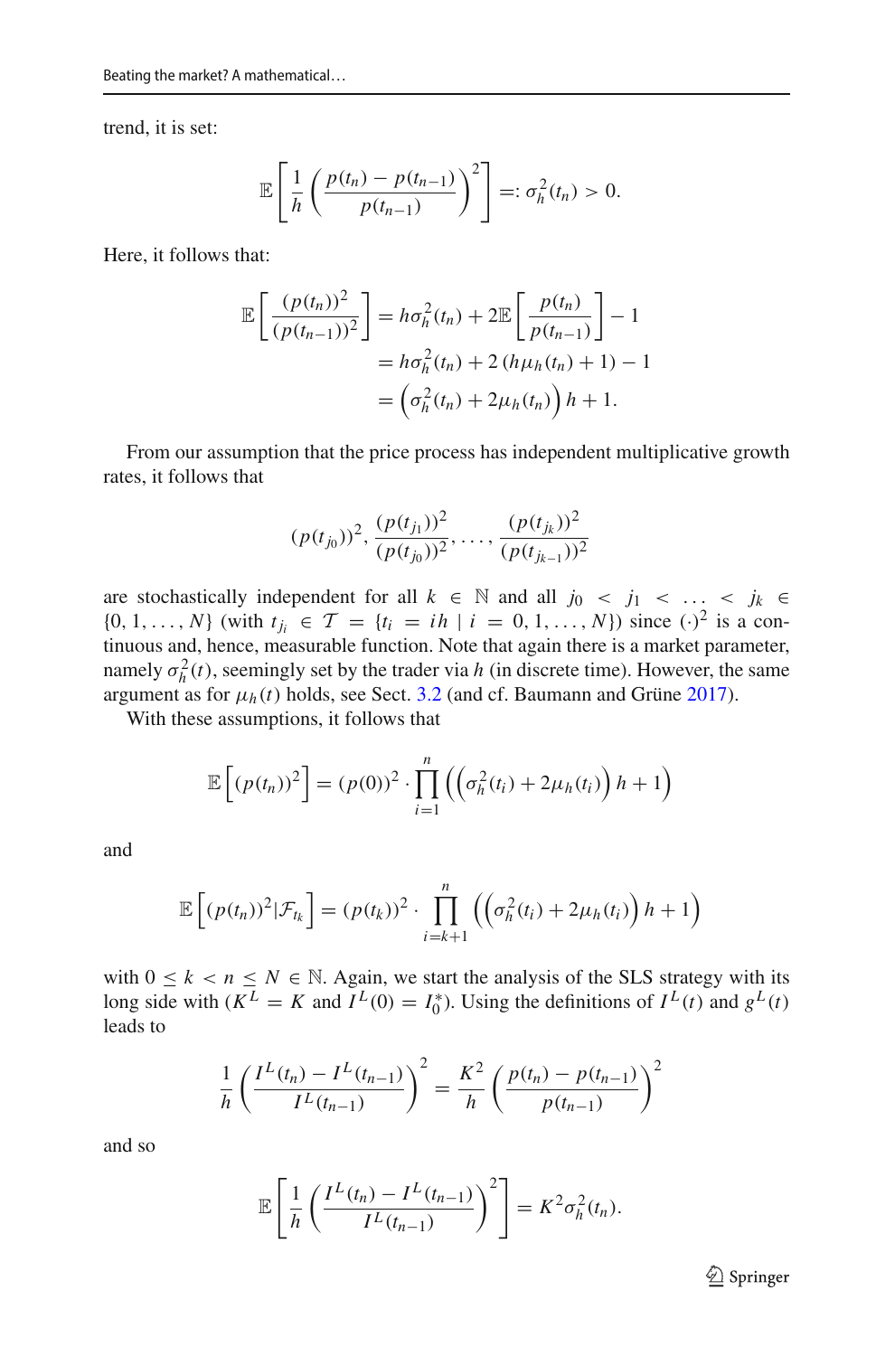trend, it is set:

$$\mathbb{E}\left[\frac{1}{h}\left(\frac{p(t_n)-p(t_{n-1})}{p(t_{n-1})}\right)^2\right] =: \sigma_h^2(t_n) > 0.$$

Here, it follows that:

$$\begin{aligned}
\mathbb{E}\left[\frac{(p(t_n))^2}{(p(t_{n-1}))^2}\right] &= h\sigma_h^2(t_n) + 2\mathbb{E}\left[\frac{p(t_n)}{p(t_{n-1})}\right] - 1 \\
&= h\sigma_h^2(t_n) + 2\left(h\mu_h(t_n)+1\right) - 1 \\
&= \left(\sigma_h^2(t_n) + 2\mu_h(t_n)\right)h + 1.
\end{aligned}$$

From our assumption that the price process has independent multiplicative growth rates, it follows that

$$(p(t_{j_0}))^2, \frac{(p(t_{j_1}))^2}{(p(t_{j_0}))^2}, \ldots, \frac{(p(t_{j_k}))^2}{(p(t_{j_{k-1}}))^2}$$

are stochastically independent for all $k \in \mathbb{N}$ and all $j_0 < j_1 < \ldots < j_k \in \{0, 1, \ldots, N\}$ (with $t_{j_i} \in \mathcal{T} = \{t_i = ih \mid i = 0, 1, \ldots, N\}$) since $(\cdot)^2$ is a continuous and, hence, measurable function. Note that again there is a market parameter, namely $\sigma_h^2(t)$, seemingly set by the trader via $h$ (in discrete time). However, the same argument as for $\mu_h(t)$ holds, see Sect. 3.2 (and cf. Baumann and Grüne 2017).

With these assumptions, it follows that

$$\mathbb{E}\left[(p(t_n))^2\right] = (p(0))^2 \cdot \prod_{i=1}^{n}\left(\left(\sigma_h^2(t_i) + 2\mu_h(t_i)\right)h + 1\right)$$

and

$$\mathbb{E}\left[(p(t_n))^2|\mathcal{F}_{t_k}\right] = (p(t_k))^2 \cdot \prod_{i=k+1}^{n}\left(\left(\sigma_h^2(t_i) + 2\mu_h(t_i)\right)h + 1\right)$$

with $0 \le k < n \le N \in \mathbb{N}$. Again, we start the analysis of the SLS strategy with its long side with ($K^L = K$ and $I^L(0) = I_0^*$). Using the definitions of $I^L(t)$ and $g^L(t)$ leads to

$$\frac{1}{h}\left(\frac{I^L(t_n)-I^L(t_{n-1})}{I^L(t_{n-1})}\right)^2 = \frac{K^2}{h}\left(\frac{p(t_n)-p(t_{n-1})}{p(t_{n-1})}\right)^2$$

and so

$$\mathbb{E}\left[\frac{1}{h}\left(\frac{I^L(t_n)-I^L(t_{n-1})}{I^L(t_{n-1})}\right)^2\right] = K^2\sigma_h^2(t_n).$$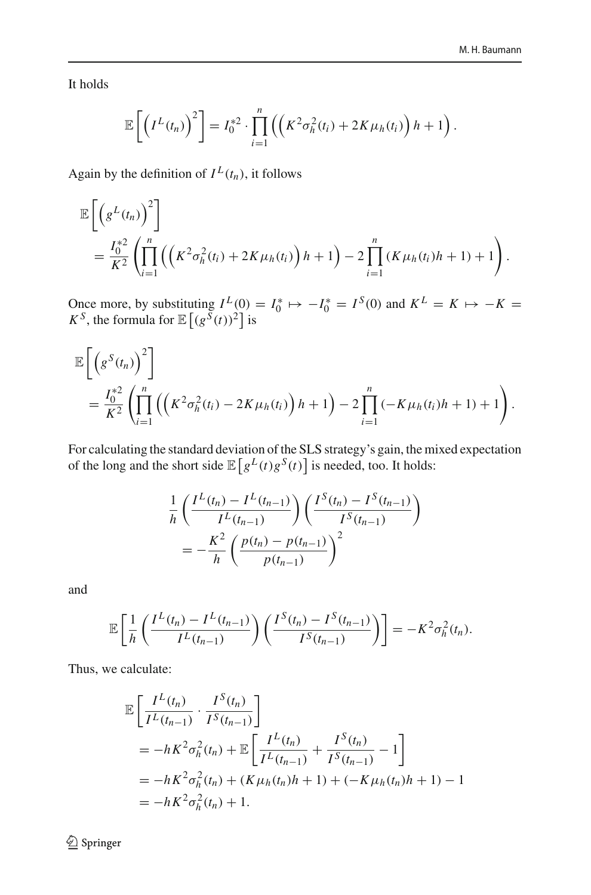It holds

$$\mathbb{E}\left[\left(I^L(t_n)\right)^2\right] = I_0^{*2} \cdot \prod_{i=1}^{n} \left(\left(K^2\sigma_h^2(t_i) + 2K\mu_h(t_i)\right)h + 1\right).$$

Again by the definition of $I^L(t_n)$, it follows

$$\begin{aligned}
&\mathbb{E}\left[\left(g^L(t_n)\right)^2\right] \\
&= \frac{I_0^{*2}}{K^2}\left(\prod_{i=1}^{n}\left(\left(K^2\sigma_h^2(t_i) + 2K\mu_h(t_i)\right)h + 1\right) - 2\prod_{i=1}^{n}(K\mu_h(t_i)h + 1) + 1\right).
\end{aligned}$$

Once more, by substituting $I^L(0) = I_0^* \mapsto -I_0^* = I^S(0)$ and $K^L = K \mapsto -K = K^S$, the formula for $\mathbb{E}\left[(g^S(t))^2\right]$ is

$$\begin{aligned}
&\mathbb{E}\left[\left(g^S(t_n)\right)^2\right] \\
&= \frac{I_0^{*2}}{K^2}\left(\prod_{i=1}^{n}\left(\left(K^2\sigma_h^2(t_i) - 2K\mu_h(t_i)\right)h + 1\right) - 2\prod_{i=1}^{n}(-K\mu_h(t_i)h + 1) + 1\right).
\end{aligned}$$

For calculating the standard deviation of the SLS strategy's gain, the mixed expectation of the long and the short side $\mathbb{E}\left[g^L(t)g^S(t)\right]$ is needed, too. It holds:

$$\begin{aligned}
&\frac{1}{h}\left(\frac{I^L(t_n) - I^L(t_{n-1})}{I^L(t_{n-1})}\right)\left(\frac{I^S(t_n) - I^S(t_{n-1})}{I^S(t_{n-1})}\right) \\
&\quad = -\frac{K^2}{h}\left(\frac{p(t_n) - p(t_{n-1})}{p(t_{n-1})}\right)^2
\end{aligned}$$

and

$$\mathbb{E}\left[\frac{1}{h}\left(\frac{I^L(t_n) - I^L(t_{n-1})}{I^L(t_{n-1})}\right)\left(\frac{I^S(t_n) - I^S(t_{n-1})}{I^S(t_{n-1})}\right)\right] = -K^2\sigma_h^2(t_n).$$

Thus, we calculate:

$$\begin{aligned}
&\mathbb{E}\left[\frac{I^L(t_n)}{I^L(t_{n-1})} \cdot \frac{I^S(t_n)}{I^S(t_{n-1})}\right] \\
&= -hK^2\sigma_h^2(t_n) + \mathbb{E}\left[\frac{I^L(t_n)}{I^L(t_{n-1})} + \frac{I^S(t_n)}{I^S(t_{n-1})} - 1\right] \\
&= -hK^2\sigma_h^2(t_n) + (K\mu_h(t_n)h + 1) + (-K\mu_h(t_n)h + 1) - 1 \\
&= -hK^2\sigma_h^2(t_n) + 1.
\end{aligned}$$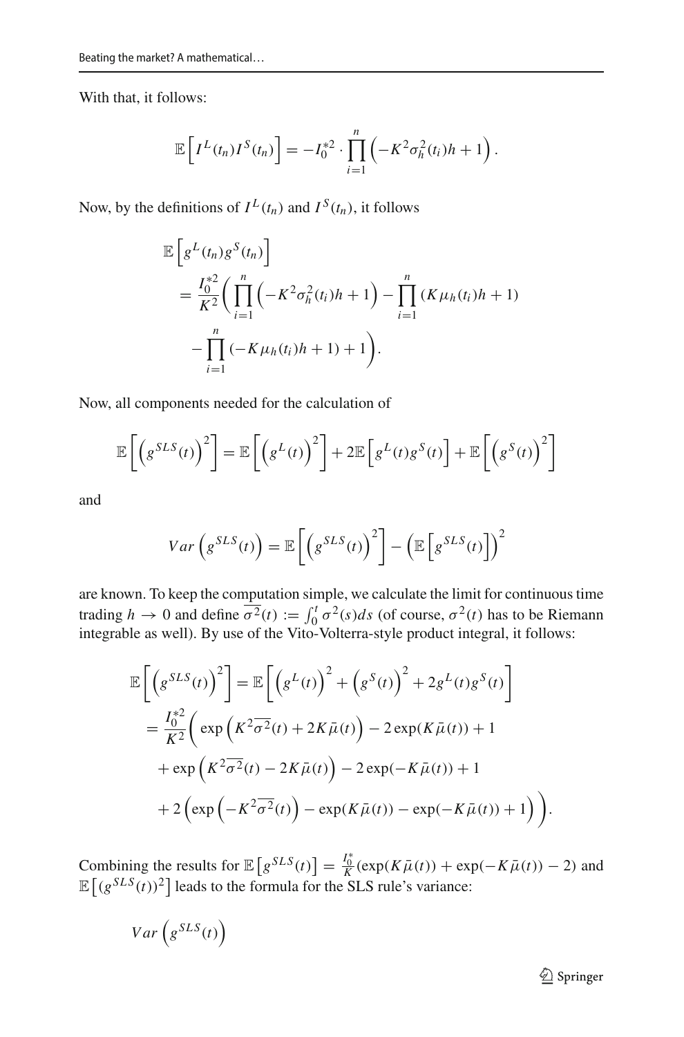With that, it follows:

$$\mathbb{E}\left[I^L(t_n)I^S(t_n)\right] = -I_0^{*2} \cdot \prod_{i=1}^{n}\left(-K^2\sigma_h^2(t_i)h + 1\right).$$

Now, by the definitions of $I^L(t_n)$ and $I^S(t_n)$, it follows

$$\begin{aligned}
&\mathbb{E}\left[g^L(t_n)g^S(t_n)\right] \\
&= \frac{I_0^{*2}}{K^2}\Bigg(\prod_{i=1}^{n}\left(-K^2\sigma_h^2(t_i)h + 1\right) - \prod_{i=1}^{n}\left(K\mu_h(t_i)h + 1\right) \\
&\quad - \prod_{i=1}^{n}\left(-K\mu_h(t_i)h + 1\right) + 1\Bigg).
\end{aligned}$$

Now, all components needed for the calculation of

$$\mathbb{E}\left[\left(g^{SLS}(t)\right)^2\right] = \mathbb{E}\left[\left(g^L(t)\right)^2\right] + 2\mathbb{E}\left[g^L(t)g^S(t)\right] + \mathbb{E}\left[\left(g^S(t)\right)^2\right]$$

and

$$Var\left(g^{SLS}(t)\right) = \mathbb{E}\left[\left(g^{SLS}(t)\right)^2\right] - \left(\mathbb{E}\left[g^{SLS}(t)\right]\right)^2$$

are known. To keep the computation simple, we calculate the limit for continuous time trading $h \to 0$ and define $\overline{\sigma^2}(t) := \int_0^t \sigma^2(s)ds$ (of course, $\sigma^2(t)$ has to be Riemann integrable as well). By use of the Vito-Volterra-style product integral, it follows:

$$\begin{aligned}
\mathbb{E}\left[\left(g^{SLS}(t)\right)^2\right] &= \mathbb{E}\left[\left(g^L(t)\right)^2 + \left(g^S(t)\right)^2 + 2g^L(t)g^S(t)\right] \\
&= \frac{I_0^{*2}}{K^2}\Bigg(\exp\left(K^2\overline{\sigma^2}(t) + 2K\bar{\mu}(t)\right) - 2\exp(K\bar{\mu}(t)) + 1 \\
&\quad + \exp\left(K^2\overline{\sigma^2}(t) - 2K\bar{\mu}(t)\right) - 2\exp(-K\bar{\mu}(t)) + 1 \\
&\quad + 2\left(\exp\left(-K^2\overline{\sigma^2}(t)\right) - \exp(K\bar{\mu}(t)) - \exp(-K\bar{\mu}(t)) + 1\right)\Bigg).
\end{aligned}$$

Combining the results for $\mathbb{E}\left[g^{SLS}(t)\right] = \frac{I_0^*}{K}(\exp(K\bar{\mu}(t)) + \exp(-K\bar{\mu}(t)) - 2)$ and $\mathbb{E}\left[(g^{SLS}(t))^2\right]$ leads to the formula for the SLS rule's variance:

$$Var\left(g^{SLS}(t)\right)$$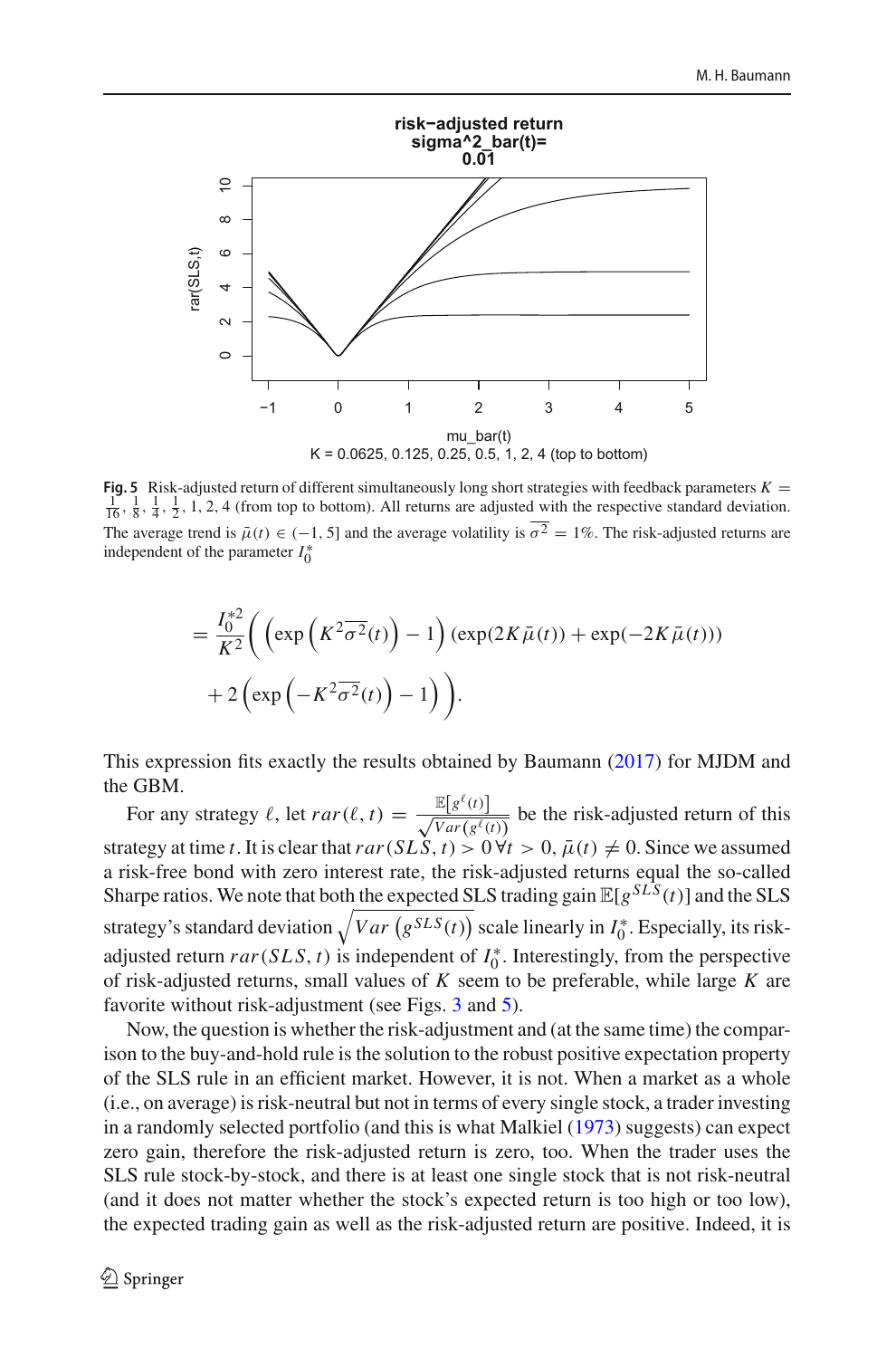**Fig. 5** Risk-adjusted return of different simultaneously long short strategies with feedback parameters $K = \frac{1}{16}, \frac{1}{8}, \frac{1}{4}, \frac{1}{2}, 1, 2, 4$ (from top to bottom). All returns are adjusted with the respective standard deviation. The average trend is $\bar{\mu}(t) \in (-1, 5]$ and the average volatility is $\overline{\sigma^2} = 1\%$. The risk-adjusted returns are independent of the parameter $I_0^*$

$$
= \frac{I_0^{*2}}{K^2}\Bigg( \left( \exp\left(K^2\overline{\sigma^2}(t)\right) - 1 \right) \left(\exp(2K\bar{\mu}(t)) + \exp(-2K\bar{\mu}(t))\right) + 2\left( \exp\left(-K^2\overline{\sigma^2}(t)\right) - 1 \right) \Bigg).
$$

This expression fits exactly the results obtained by Baumann (2017) for MJDM and the GBM.

For any strategy $\ell$, let $rar(\ell, t) = \frac{\mathbb{E}[g^{\ell}(t)]}{\sqrt{Var(g^{\ell}(t))}}$ be the risk-adjusted return of this strategy at time $t$. It is clear that $rar(SLS, t) > 0 \,\forall t > 0, \bar{\mu}(t) \neq 0$. Since we assumed a risk-free bond with zero interest rate, the risk-adjusted returns equal the so-called Sharpe ratios. We note that both the expected SLS trading gain $\mathbb{E}[g^{SLS}(t)]$ and the SLS strategy's standard deviation $\sqrt{Var\left(g^{SLS}(t)\right)}$ scale linearly in $I_0^*$. Especially, its risk-adjusted return $rar(SLS, t)$ is independent of $I_0^*$. Interestingly, from the perspective of risk-adjusted returns, small values of $K$ seem to be preferable, while large $K$ are favorite without risk-adjustment (see Figs. 3 and 5).

Now, the question is whether the risk-adjustment and (at the same time) the comparison to the buy-and-hold rule is the solution to the robust positive expectation property of the SLS rule in an efficient market. However, it is not. When a market as a whole (i.e., on average) is risk-neutral but not in terms of every single stock, a trader investing in a randomly selected portfolio (and this is what Malkiel (1973) suggests) can expect zero gain, therefore the risk-adjusted return is zero, too. When the trader uses the SLS rule stock-by-stock, and there is at least one single stock that is not risk-neutral (and it does not matter whether the stock's expected return is too high or too low), the expected trading gain as well as the risk-adjusted return are positive. Indeed, it is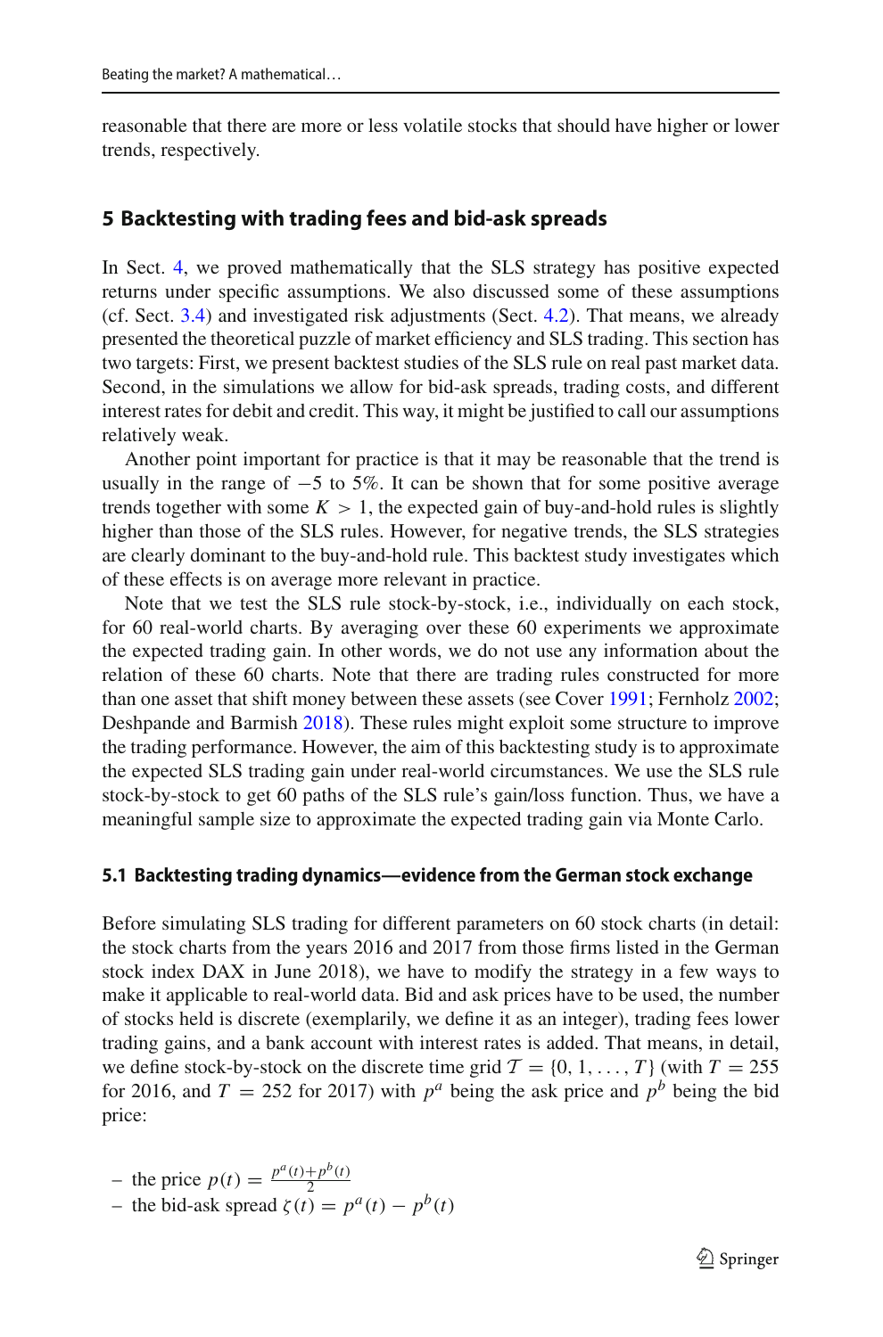reasonable that there are more or less volatile stocks that should have higher or lower trends, respectively.

## 5 Backtesting with trading fees and bid-ask spreads

In Sect. 4, we proved mathematically that the SLS strategy has positive expected returns under specific assumptions. We also discussed some of these assumptions (cf. Sect. 3.4) and investigated risk adjustments (Sect. 4.2). That means, we already presented the theoretical puzzle of market efficiency and SLS trading. This section has two targets: First, we present backtest studies of the SLS rule on real past market data. Second, in the simulations we allow for bid-ask spreads, trading costs, and different interest rates for debit and credit. This way, it might be justified to call our assumptions relatively weak.

Another point important for practice is that it may be reasonable that the trend is usually in the range of $-5$ to 5%. It can be shown that for some positive average trends together with some $K > 1$, the expected gain of buy-and-hold rules is slightly higher than those of the SLS rules. However, for negative trends, the SLS strategies are clearly dominant to the buy-and-hold rule. This backtest study investigates which of these effects is on average more relevant in practice.

Note that we test the SLS rule stock-by-stock, i.e., individually on each stock, for 60 real-world charts. By averaging over these 60 experiments we approximate the expected trading gain. In other words, we do not use any information about the relation of these 60 charts. Note that there are trading rules constructed for more than one asset that shift money between these assets (see Cover 1991; Fernholz 2002; Deshpande and Barmish 2018). These rules might exploit some structure to improve the trading performance. However, the aim of this backtesting study is to approximate the expected SLS trading gain under real-world circumstances. We use the SLS rule stock-by-stock to get 60 paths of the SLS rule's gain/loss function. Thus, we have a meaningful sample size to approximate the expected trading gain via Monte Carlo.

### 5.1 Backtesting trading dynamics—evidence from the German stock exchange

Before simulating SLS trading for different parameters on 60 stock charts (in detail: the stock charts from the years 2016 and 2017 from those firms listed in the German stock index DAX in June 2018), we have to modify the strategy in a few ways to make it applicable to real-world data. Bid and ask prices have to be used, the number of stocks held is discrete (exemplarily, we define it as an integer), trading fees lower trading gains, and a bank account with interest rates is added. That means, in detail, we define stock-by-stock on the discrete time grid $\mathcal{T} = \{0, 1, \ldots, T\}$ (with $T = 255$ for 2016, and $T = 252$ for 2017) with $p^a$ being the ask price and $p^b$ being the bid price:

- the price $p(t) = \frac{p^a(t)+p^b(t)}{2}$
- the bid-ask spread $\zeta(t) = p^a(t) - p^b(t)$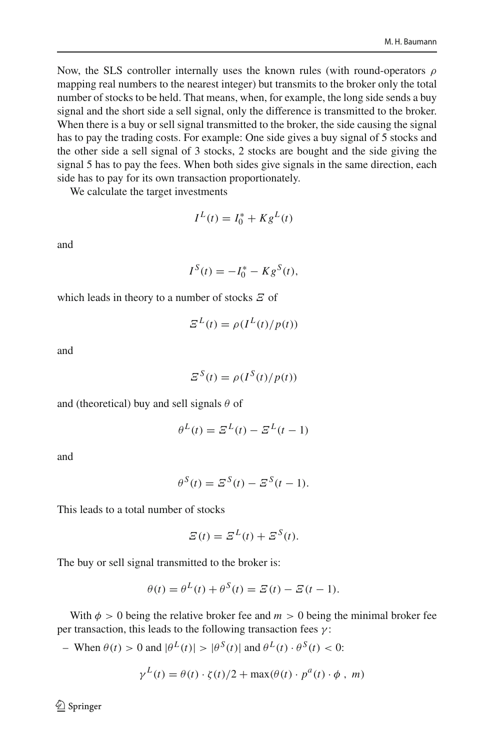Now, the SLS controller internally uses the known rules (with round-operators $\rho$ mapping real numbers to the nearest integer) but transmits to the broker only the total number of stocks to be held. That means, when, for example, the long side sends a buy signal and the short side a sell signal, only the difference is transmitted to the broker. When there is a buy or sell signal transmitted to the broker, the side causing the signal has to pay the trading costs. For example: One side gives a buy signal of 5 stocks and the other side a sell signal of 3 stocks, 2 stocks are bought and the side giving the signal 5 has to pay the fees. When both sides give signals in the same direction, each side has to pay for its own transaction proportionately.

We calculate the target investments

$$I^L(t) = I_0^* + K g^L(t)$$

and

$$I^S(t) = -I_0^* - K g^S(t),$$

which leads in theory to a number of stocks $\Xi$ of

$$\Xi^L(t) = \rho(I^L(t)/p(t))$$

and

$$\Xi^S(t) = \rho(I^S(t)/p(t))$$

and (theoretical) buy and sell signals $\theta$ of

$$\theta^L(t) = \Xi^L(t) - \Xi^L(t-1)$$

and

$$\theta^S(t) = \Xi^S(t) - \Xi^S(t-1).$$

This leads to a total number of stocks

$$\Xi(t) = \Xi^L(t) + \Xi^S(t).$$

The buy or sell signal transmitted to the broker is:

$$\theta(t) = \theta^L(t) + \theta^S(t) = \Xi(t) - \Xi(t-1).$$

With $\phi > 0$ being the relative broker fee and $m > 0$ being the minimal broker fee per transaction, this leads to the following transaction fees $\gamma$:

– When $\theta(t) > 0$ and $|\theta^L(t)| > |\theta^S(t)|$ and $\theta^L(t) \cdot \theta^S(t) < 0$:

$$\gamma^L(t) = \theta(t) \cdot \zeta(t)/2 + \max(\theta(t) \cdot p^a(t) \cdot \phi \ , \ m)$$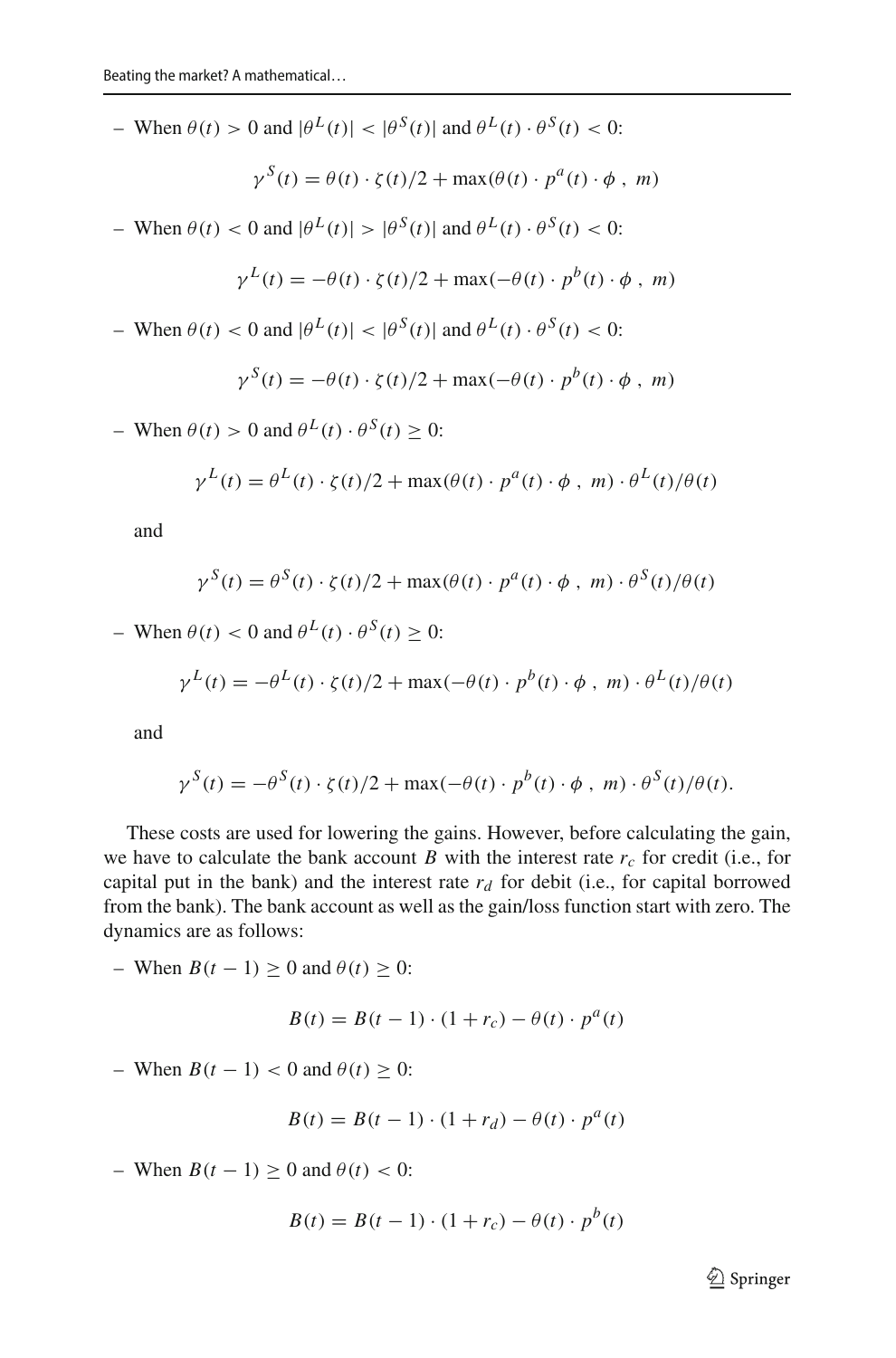- When $\theta(t) > 0$ and $|\theta^L(t)| < |\theta^S(t)|$ and $\theta^L(t) \cdot \theta^S(t) < 0$:

$$\gamma^S(t) = \theta(t) \cdot \zeta(t)/2 + \max(\theta(t) \cdot p^a(t) \cdot \phi \ , \ m)$$

- When $\theta(t) < 0$ and $|\theta^L(t)| > |\theta^S(t)|$ and $\theta^L(t) \cdot \theta^S(t) < 0$:

$$\gamma^L(t) = -\theta(t) \cdot \zeta(t)/2 + \max(-\theta(t) \cdot p^b(t) \cdot \phi \ , \ m)$$

- When $\theta(t) < 0$ and $|\theta^L(t)| < |\theta^S(t)|$ and $\theta^L(t) \cdot \theta^S(t) < 0$:

$$\gamma^S(t) = -\theta(t) \cdot \zeta(t)/2 + \max(-\theta(t) \cdot p^b(t) \cdot \phi \ , \ m)$$

- When $\theta(t) > 0$ and $\theta^L(t) \cdot \theta^S(t) \geq 0$:

$$\gamma^L(t) = \theta^L(t) \cdot \zeta(t)/2 + \max(\theta(t) \cdot p^a(t) \cdot \phi \ , \ m) \cdot \theta^L(t)/\theta(t)$$

  and

$$\gamma^S(t) = \theta^S(t) \cdot \zeta(t)/2 + \max(\theta(t) \cdot p^a(t) \cdot \phi \ , \ m) \cdot \theta^S(t)/\theta(t)$$

- When $\theta(t) < 0$ and $\theta^L(t) \cdot \theta^S(t) \geq 0$:

$$\gamma^L(t) = -\theta^L(t) \cdot \zeta(t)/2 + \max(-\theta(t) \cdot p^b(t) \cdot \phi \ , \ m) \cdot \theta^L(t)/\theta(t)$$

  and

$$\gamma^S(t) = -\theta^S(t) \cdot \zeta(t)/2 + \max(-\theta(t) \cdot p^b(t) \cdot \phi \ , \ m) \cdot \theta^S(t)/\theta(t).$$

These costs are used for lowering the gains. However, before calculating the gain, we have to calculate the bank account $B$ with the interest rate $r_c$ for credit (i.e., for capital put in the bank) and the interest rate $r_d$ for debit (i.e., for capital borrowed from the bank). The bank account as well as the gain/loss function start with zero. The dynamics are as follows:

- When $B(t-1) \geq 0$ and $\theta(t) \geq 0$:

$$B(t) = B(t-1) \cdot (1 + r_c) - \theta(t) \cdot p^a(t)$$

- When $B(t-1) < 0$ and $\theta(t) \geq 0$:

$$B(t) = B(t-1) \cdot (1 + r_d) - \theta(t) \cdot p^a(t)$$

- When $B(t-1) \geq 0$ and $\theta(t) < 0$:

$$B(t) = B(t-1) \cdot (1 + r_c) - \theta(t) \cdot p^b(t)$$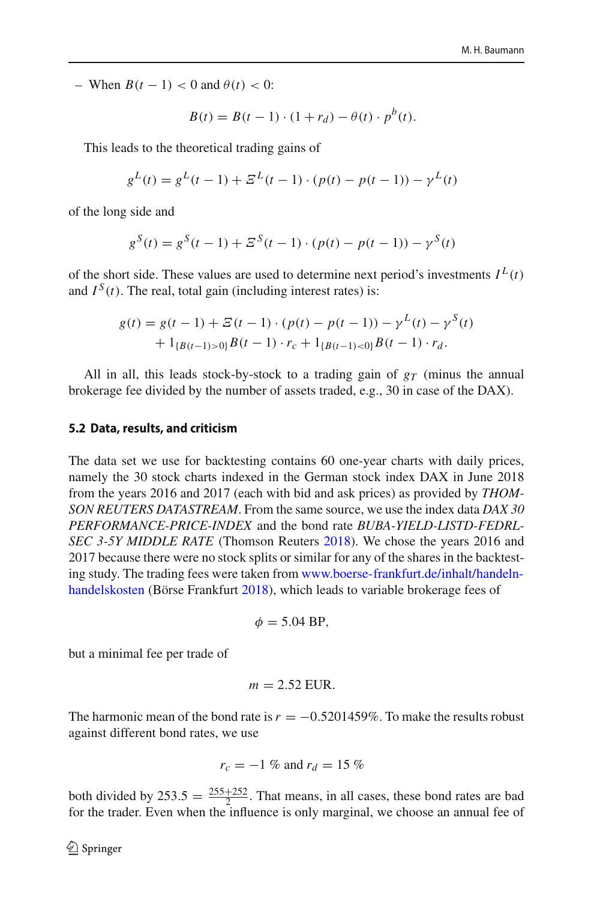– When $B(t-1) < 0$ and $\theta(t) < 0$:

$$B(t) = B(t-1) \cdot (1 + r_d) - \theta(t) \cdot p^b(t).$$

This leads to the theoretical trading gains of

$$g^L(t) = g^L(t-1) + \Xi^L(t-1) \cdot (p(t) - p(t-1)) - \gamma^L(t)$$

of the long side and

$$g^S(t) = g^S(t-1) + \Xi^S(t-1) \cdot (p(t) - p(t-1)) - \gamma^S(t)$$

of the short side. These values are used to determine next period's investments $I^L(t)$ and $I^S(t)$. The real, total gain (including interest rates) is:

$$\begin{aligned} g(t) = g(t-1) &+ \Xi(t-1) \cdot (p(t) - p(t-1)) - \gamma^L(t) - \gamma^S(t) \\ &+ 1_{\{B(t-1)>0\}} B(t-1) \cdot r_c + 1_{\{B(t-1)<0\}} B(t-1) \cdot r_d. \end{aligned}$$

All in all, this leads stock-by-stock to a trading gain of $g_T$ (minus the annual brokerage fee divided by the number of assets traded, e.g., 30 in case of the DAX).

### 5.2 Data, results, and criticism

The data set we use for backtesting contains 60 one-year charts with daily prices, namely the 30 stock charts indexed in the German stock index DAX in June 2018 from the years 2016 and 2017 (each with bid and ask prices) as provided by *THOMSON REUTERS DATASTREAM*. From the same source, we use the index data *DAX 30 PERFORMANCE-PRICE-INDEX* and the bond rate *BUBA-YIELD-LISTD-FEDRL-SEC 3-5Y MIDDLE RATE* (Thomson Reuters 2018). We chose the years 2016 and 2017 because there were no stock splits or similar for any of the shares in the backtesting study. The trading fees were taken from www.boerse-frankfurt.de/inhalt/handeln-handelskosten (Börse Frankfurt 2018), which leads to variable brokerage fees of

$$\phi = 5.04 \text{ BP},$$

but a minimal fee per trade of

$$m = 2.52 \text{ EUR}.$$

The harmonic mean of the bond rate is $r = -0.5201459\%$. To make the results robust against different bond rates, we use

$$r_c = -1\ \% \text{ and } r_d = 15\ \%$$

both divided by $253.5 = \frac{255+252}{2}$. That means, in all cases, these bond rates are bad for the trader. Even when the influence is only marginal, we choose an annual fee of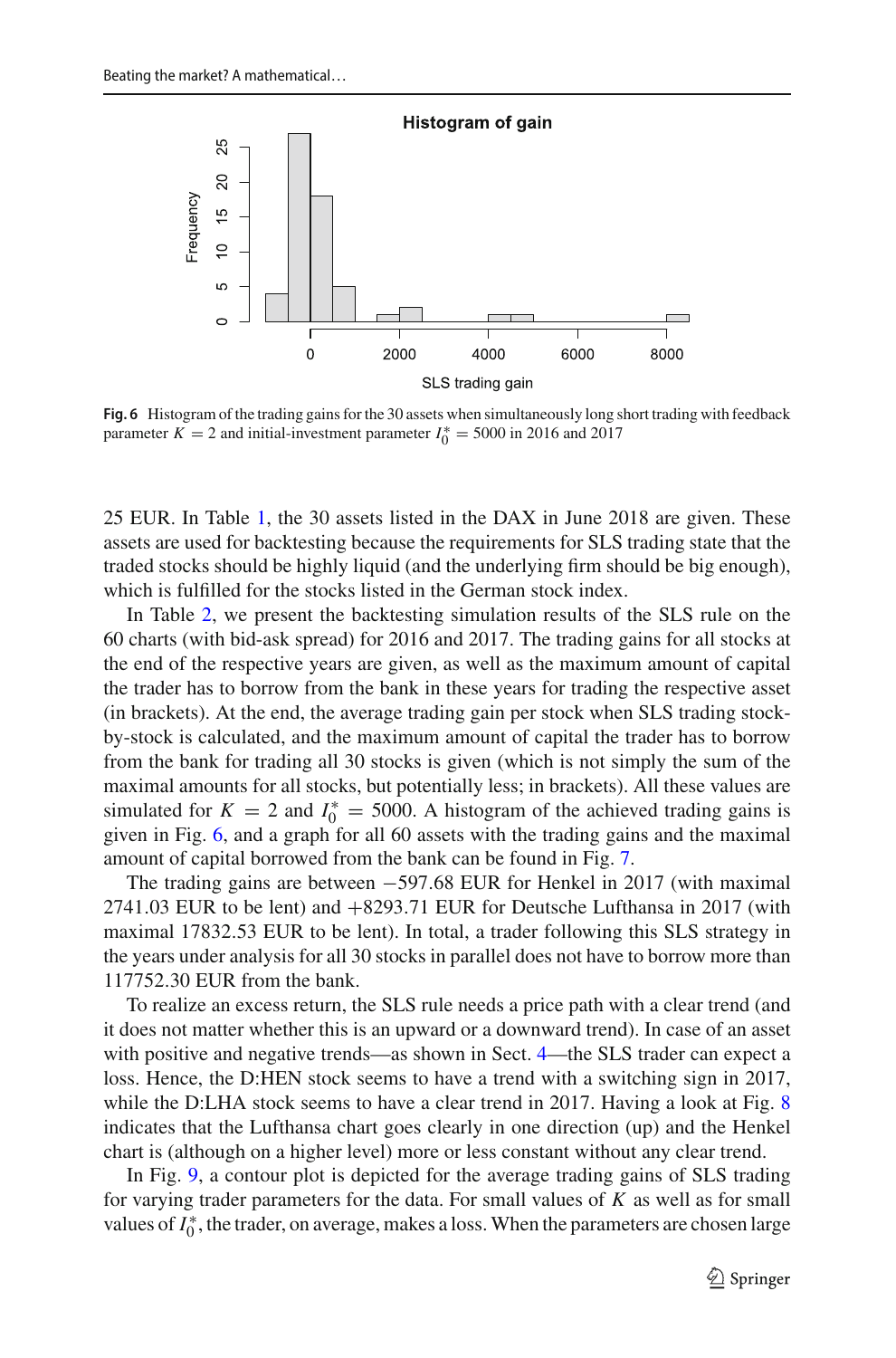Fig. 6 Histogram of the trading gains for the 30 assets when simultaneously long short trading with feedback parameter $K = 2$ and initial-investment parameter $I_0^* = 5000$ in 2016 and 2017

25 EUR. In Table 1, the 30 assets listed in the DAX in June 2018 are given. These assets are used for backtesting because the requirements for SLS trading state that the traded stocks should be highly liquid (and the underlying firm should be big enough), which is fulfilled for the stocks listed in the German stock index.

In Table 2, we present the backtesting simulation results of the SLS rule on the 60 charts (with bid-ask spread) for 2016 and 2017. The trading gains for all stocks at the end of the respective years are given, as well as the maximum amount of capital the trader has to borrow from the bank in these years for trading the respective asset (in brackets). At the end, the average trading gain per stock when SLS trading stock-by-stock is calculated, and the maximum amount of capital the trader has to borrow from the bank for trading all 30 stocks is given (which is not simply the sum of the maximal amounts for all stocks, but potentially less; in brackets). All these values are simulated for $K = 2$ and $I_0^* = 5000$. A histogram of the achieved trading gains is given in Fig. 6, and a graph for all 60 assets with the trading gains and the maximal amount of capital borrowed from the bank can be found in Fig. 7.

The trading gains are between −597.68 EUR for Henkel in 2017 (with maximal 2741.03 EUR to be lent) and +8293.71 EUR for Deutsche Lufthansa in 2017 (with maximal 17832.53 EUR to be lent). In total, a trader following this SLS strategy in the years under analysis for all 30 stocks in parallel does not have to borrow more than 117752.30 EUR from the bank.

To realize an excess return, the SLS rule needs a price path with a clear trend (and it does not matter whether this is an upward or a downward trend). In case of an asset with positive and negative trends—as shown in Sect. 4—the SLS trader can expect a loss. Hence, the D:HEN stock seems to have a trend with a switching sign in 2017, while the D:LHA stock seems to have a clear trend in 2017. Having a look at Fig. 8 indicates that the Lufthansa chart goes clearly in one direction (up) and the Henkel chart is (although on a higher level) more or less constant without any clear trend.

In Fig. 9, a contour plot is depicted for the average trading gains of SLS trading for varying trader parameters for the data. For small values of $K$ as well as for small values of $I_0^*$, the trader, on average, makes a loss. When the parameters are chosen large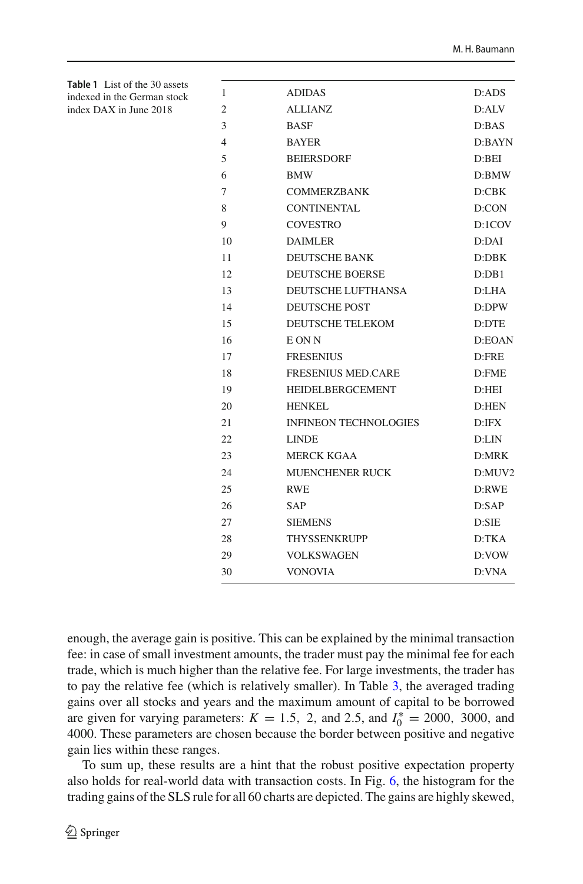**Table 1** List of the 30 assets indexed in the German stock index DAX in June 2018

| | | |
|---|---|---|
| 1 | ADIDAS | D:ADS |
| 2 | ALLIANZ | D:ALV |
| 3 | BASF | D:BAS |
| 4 | BAYER | D:BAYN |
| 5 | BEIERSDORF | D:BEI |
| 6 | BMW | D:BMW |
| 7 | COMMERZBANK | D:CBK |
| 8 | CONTINENTAL | D:CON |
| 9 | COVESTRO | D:1COV |
| 10 | DAIMLER | D:DAI |
| 11 | DEUTSCHE BANK | D:DBK |
| 12 | DEUTSCHE BOERSE | D:DB1 |
| 13 | DEUTSCHE LUFTHANSA | D:LHA |
| 14 | DEUTSCHE POST | D:DPW |
| 15 | DEUTSCHE TELEKOM | D:DTE |
| 16 | E ON N | D:EOAN |
| 17 | FRESENIUS | D:FRE |
| 18 | FRESENIUS MED.CARE | D:FME |
| 19 | HEIDELBERGCEMENT | D:HEI |
| 20 | HENKEL | D:HEN |
| 21 | INFINEON TECHNOLOGIES | D:IFX |
| 22 | LINDE | D:LIN |
| 23 | MERCK KGAA | D:MRK |
| 24 | MUENCHENER RUCK | D:MUV2 |
| 25 | RWE | D:RWE |
| 26 | SAP | D:SAP |
| 27 | SIEMENS | D:SIE |
| 28 | THYSSENKRUPP | D:TKA |
| 29 | VOLKSWAGEN | D:VOW |
| 30 | VONOVIA | D:VNA |

enough, the average gain is positive. This can be explained by the minimal transaction fee: in case of small investment amounts, the trader must pay the minimal fee for each trade, which is much higher than the relative fee. For large investments, the trader has to pay the relative fee (which is relatively smaller). In Table 3, the averaged trading gains over all stocks and years and the maximum amount of capital to be borrowed are given for varying parameters: $K = 1.5,\ 2,$ and $2.5$, and $I_0^* = 2000,\ 3000,$ and $4000$. These parameters are chosen because the border between positive and negative gain lies within these ranges.

To sum up, these results are a hint that the robust positive expectation property also holds for real-world data with transaction costs. In Fig. 6, the histogram for the trading gains of the SLS rule for all 60 charts are depicted. The gains are highly skewed,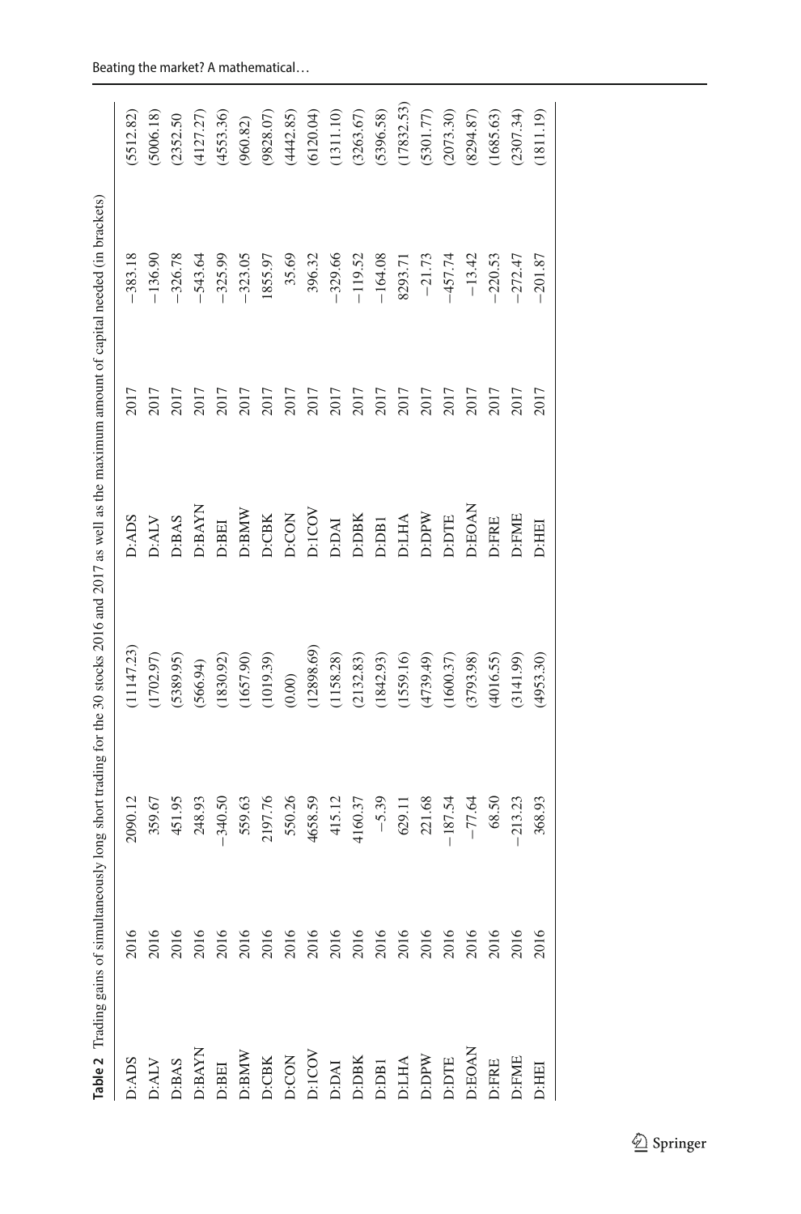**Table 2** Trading gains of simultaneously long short trading for the 30 stocks 2016 and 2017 as well as the maximum amount of capital needed (in brackets)

| | | | | | | | |
|---|---|---|---|---|---|---|---|
| D:ADS | 2016 | 2090.12 | (11147.23) | D:ADS | 2017 | −383.18 | (5512.82) |
| D:ALV | 2016 | 359.67 | (1702.97) | D:ALV | 2017 | −136.90 | (5006.18) |
| D:BAS | 2016 | 451.95 | (5389.95) | D:BAS | 2017 | −326.78 | (2352.50 |
| D:BAYN | 2016 | 248.93 | (566.94) | D:BAYN | 2017 | −543.64 | (4127.27) |
| D:BEI | 2016 | −340.50 | (1830.92) | D:BEI | 2017 | −325.99 | (4553.36) |
| D:BMW | 2016 | 559.63 | (1657.90) | D:BMW | 2017 | −323.05 | (960.82) |
| D:CBK | 2016 | 2197.76 | (1019.39) | D:CBK | 2017 | 1855.97 | (9828.07) |
| D:CON | 2016 | 550.26 | (0.00) | D:CON | 2017 | 35.69 | (4442.85) |
| D:1COV | 2016 | 4658.59 | (12898.69) | D:1COV | 2017 | 396.32 | (6120.04) |
| D:DAI | 2016 | 415.12 | (1158.28) | D:DAI | 2017 | −329.66 | (1311.10) |
| D:DBK | 2016 | 4160.37 | (2132.83) | D:DBK | 2017 | −119.52 | (3263.67) |
| D:DB1 | 2016 | −5.39 | (1842.93) | D:DB1 | 2017 | −164.08 | (5396.58) |
| D:LHA | 2016 | 629.11 | (1559.16) | D:LHA | 2017 | 8293.71 | (17832.53) |
| D:DPW | 2016 | 221.68 | (4739.49) | D:DPW | 2017 | −21.73 | (5301.77) |
| D:DTE | 2016 | −187.54 | (1600.37) | D:DTE | 2017 | −457.74 | (2073.30) |
| D:EOAN | 2016 | −77.64 | (3793.98) | D:EOAN | 2017 | −13.42 | (8294.87) |
| D:FRE | 2016 | 68.50 | (4016.55) | D:FRE | 2017 | −220.53 | (1685.63) |
| D:FME | 2016 | −213.23 | (3141.99) | D:FME | 2017 | −272.47 | (2307.34) |
| D:HEI | 2016 | 368.93 | (4953.30) | D:HEI | 2017 | −201.87 | (1811.19) |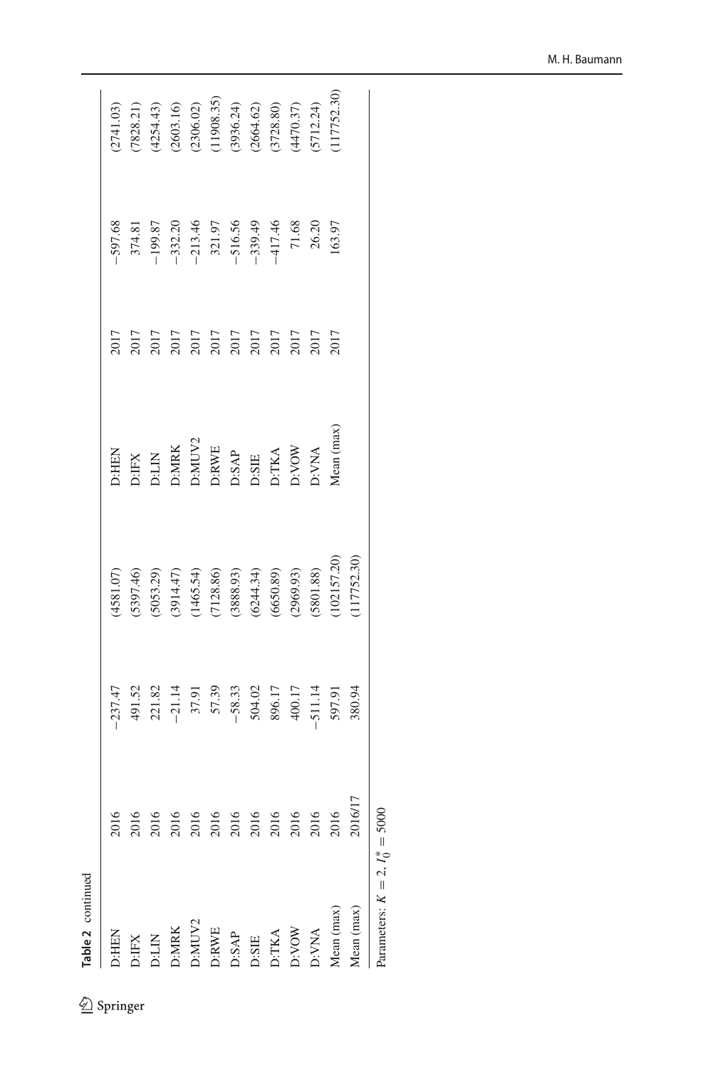**Table 2** continued

| | | | | | | | |
|---|---|---|---|---|---|---|---|
| D:HEN | 2016 | −237.47 | (4581.07) | D:HEN | 2017 | −597.68 | (2741.03) |
| D:IFX | 2016 | 491.52 | (5397.46) | D:IFX | 2017 | 374.81 | (7828.21) |
| D:LIN | 2016 | 221.82 | (5053.29) | D:LIN | 2017 | −199.87 | (4254.43) |
| D:MRK | 2016 | −21.14 | (3914.47) | D:MRK | 2017 | −332.20 | (2603.16) |
| D:MUV2 | 2016 | 37.91 | (1465.54) | D:MUV2 | 2017 | −213.46 | (2306.02) |
| D:RWE | 2016 | 57.39 | (7128.86) | D:RWE | 2017 | 321.97 | (11908.35) |
| D:SAP | 2016 | −58.33 | (3888.93) | D:SAP | 2017 | −516.56 | (3936.24) |
| D:SIE | 2016 | 504.02 | (6244.34) | D:SIE | 2017 | −339.49 | (2664.62) |
| D:TKA | 2016 | 896.17 | (6650.89) | D:TKA | 2017 | −417.46 | (3728.80) |
| D:VOW | 2016 | 400.17 | (2969.93) | D:VOW | 2017 | 71.68 | (4470.37) |
| D:VNA | 2016 | −511.14 | (5801.88) | D:VNA | 2017 | 26.20 | (5712.24) |
| Mean (max) | 2016 | 597.91 | (102157.20) | Mean (max) | 2017 | 163.97 | (117752.30) |
| Mean (max) | 2016/17 | 380.94 | (117752.30) | | | | |

Parameters: $K = 2$, $I_0^* = 5000$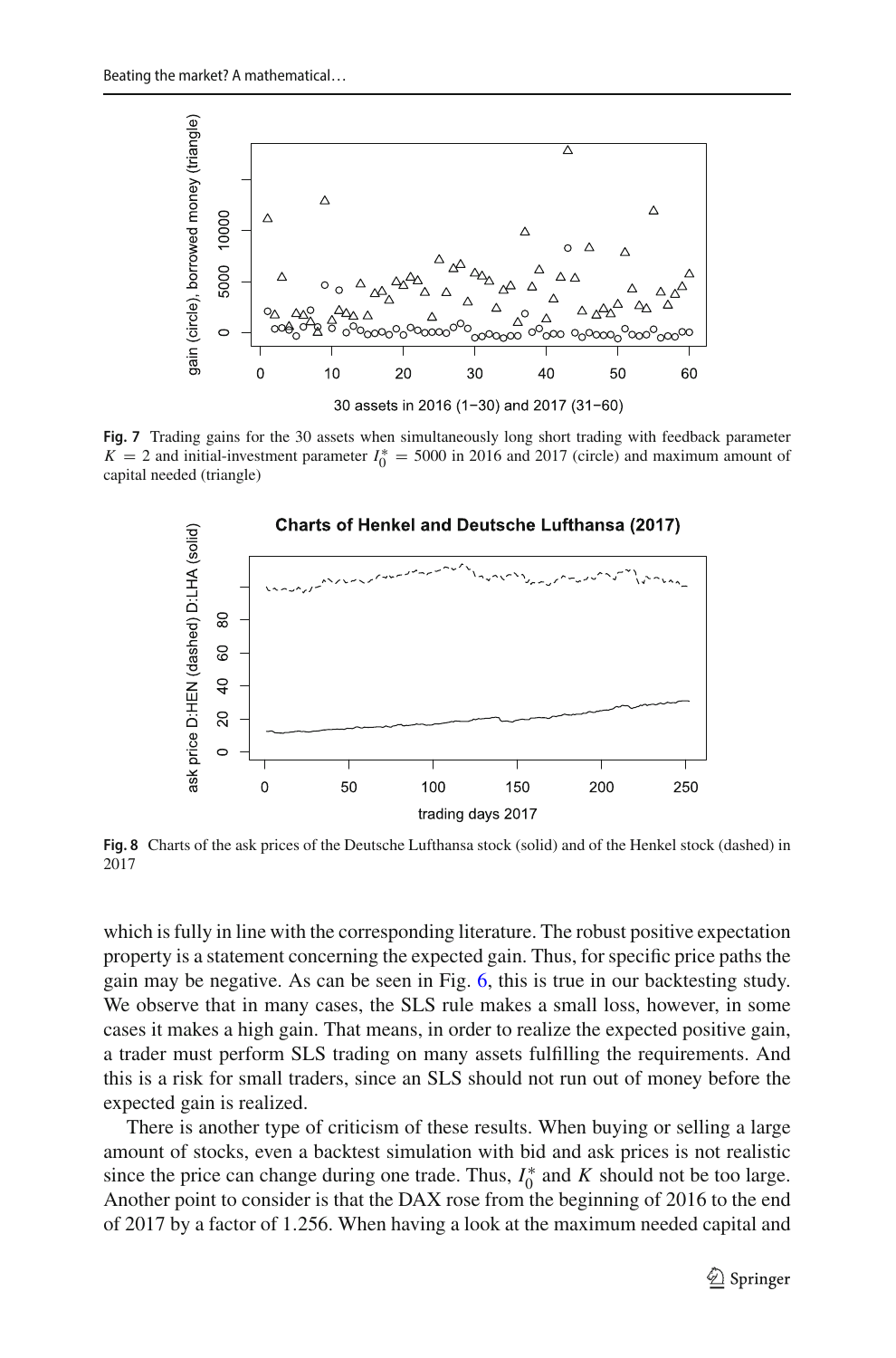**Fig. 7** Trading gains for the 30 assets when simultaneously long short trading with feedback parameter $K = 2$ and initial-investment parameter $I_0^* = 5000$ in 2016 and 2017 (circle) and maximum amount of capital needed (triangle)

**Fig. 8** Charts of the ask prices of the Deutsche Lufthansa stock (solid) and of the Henkel stock (dashed) in 2017

which is fully in line with the corresponding literature. The robust positive expectation property is a statement concerning the expected gain. Thus, for specific price paths the gain may be negative. As can be seen in Fig. 6, this is true in our backtesting study. We observe that in many cases, the SLS rule makes a small loss, however, in some cases it makes a high gain. That means, in order to realize the expected positive gain, a trader must perform SLS trading on many assets fulfilling the requirements. And this is a risk for small traders, since an SLS should not run out of money before the expected gain is realized.

There is another type of criticism of these results. When buying or selling a large amount of stocks, even a backtest simulation with bid and ask prices is not realistic since the price can change during one trade. Thus, $I_0^*$ and $K$ should not be too large. Another point to consider is that the DAX rose from the beginning of 2016 to the end of 2017 by a factor of 1.256. When having a look at the maximum needed capital and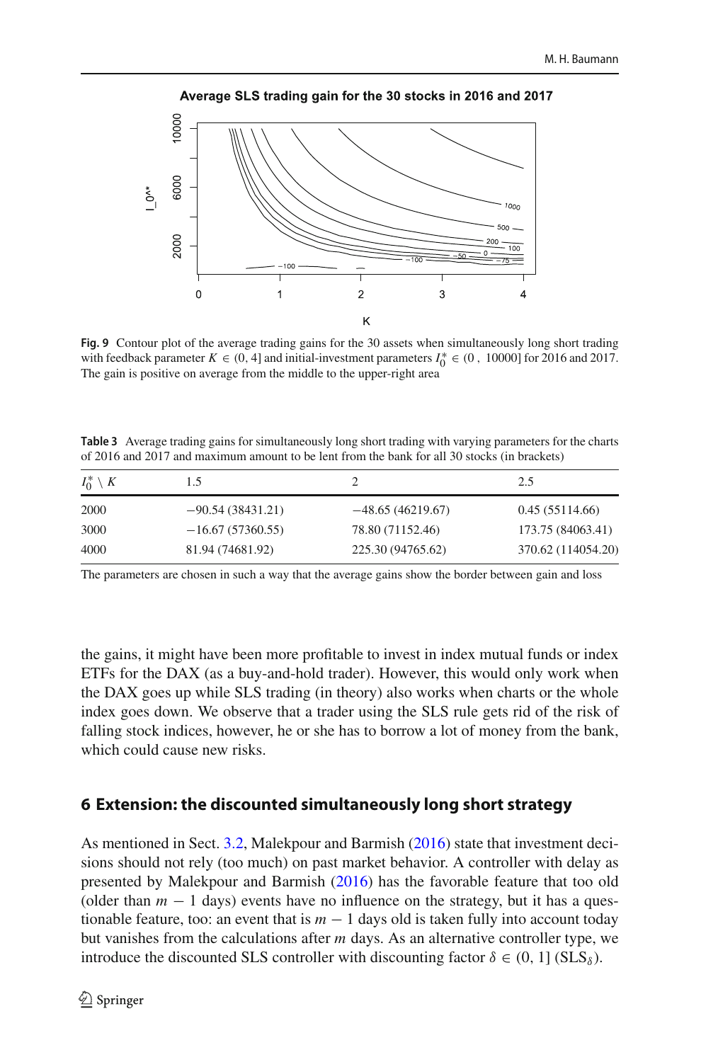Fig. 9 Contour plot of the average trading gains for the 30 assets when simultaneously long short trading with feedback parameter $K \in (0, 4]$ and initial-investment parameters $I_0^* \in (0\ ,\ 10000]$ for 2016 and 2017. The gain is positive on average from the middle to the upper-right area

Table 3 Average trading gains for simultaneously long short trading with varying parameters for the charts of 2016 and 2017 and maximum amount to be lent from the bank for all 30 stocks (in brackets)

| $I_0^* \setminus K$ | 1.5 | 2 | 2.5 |
|---|---|---|---|
| 2000 | −90.54 (38431.21) | −48.65 (46219.67) | 0.45 (55114.66) |
| 3000 | −16.67 (57360.55) | 78.80 (71152.46) | 173.75 (84063.41) |
| 4000 | 81.94 (74681.92) | 225.30 (94765.62) | 370.62 (114054.20) |

The parameters are chosen in such a way that the average gains show the border between gain and loss

the gains, it might have been more profitable to invest in index mutual funds or index ETFs for the DAX (as a buy-and-hold trader). However, this would only work when the DAX goes up while SLS trading (in theory) also works when charts or the whole index goes down. We observe that a trader using the SLS rule gets rid of the risk of falling stock indices, however, he or she has to borrow a lot of money from the bank, which could cause new risks.

## 6 Extension: the discounted simultaneously long short strategy

As mentioned in Sect. 3.2, Malekpour and Barmish (2016) state that investment decisions should not rely (too much) on past market behavior. A controller with delay as presented by Malekpour and Barmish (2016) has the favorable feature that too old (older than $m - 1$ days) events have no influence on the strategy, but it has a questionable feature, too: an event that is $m - 1$ days old is taken fully into account today but vanishes from the calculations after $m$ days. As an alternative controller type, we introduce the discounted SLS controller with discounting factor $\delta \in (0, 1]$ ($\mathrm{SLS}_\delta$).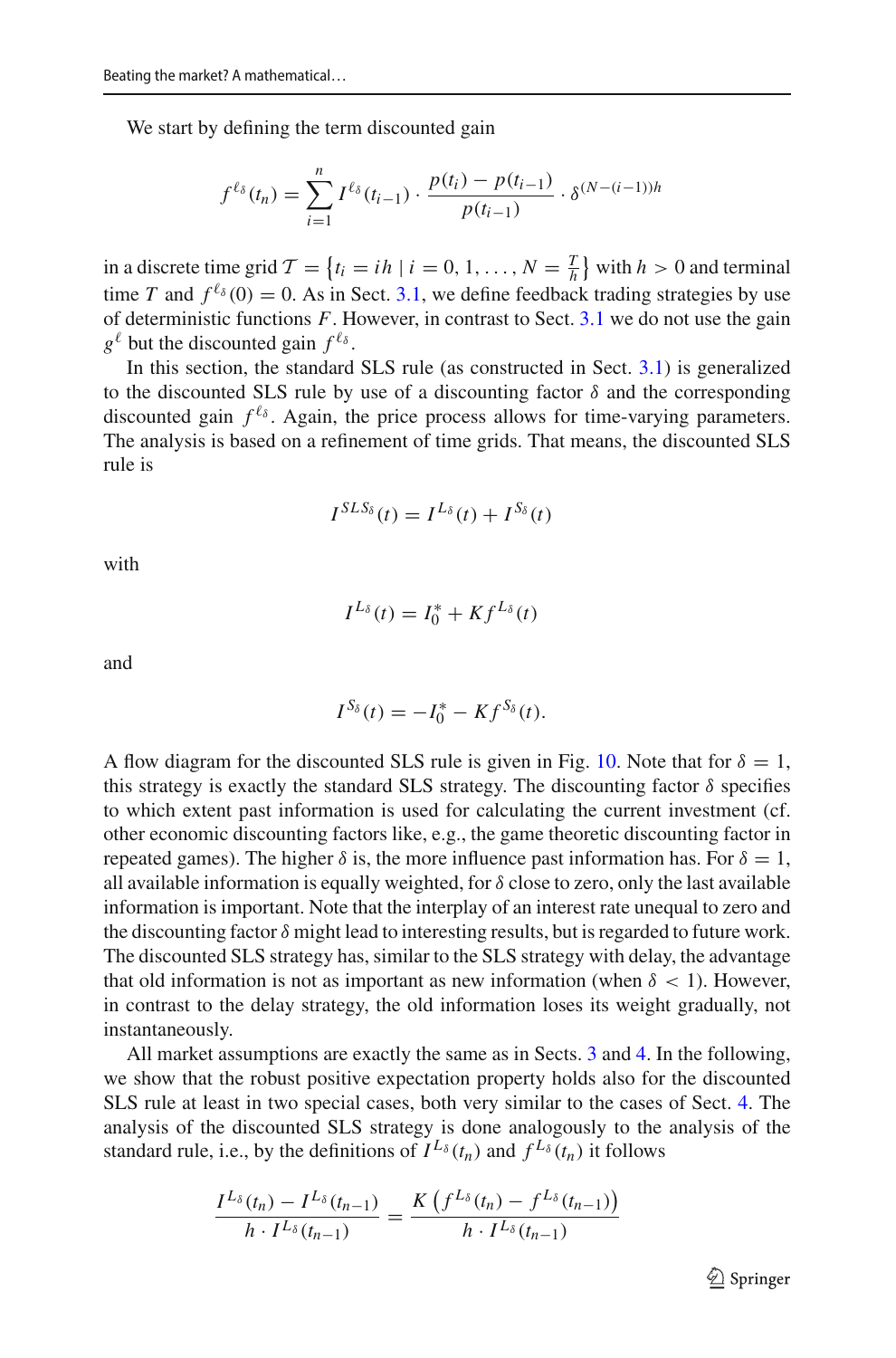We start by defining the term discounted gain

$$f^{\ell_\delta}(t_n) = \sum_{i=1}^{n} I^{\ell_\delta}(t_{i-1}) \cdot \frac{p(t_i) - p(t_{i-1})}{p(t_{i-1})} \cdot \delta^{(N-(i-1))h}$$

in a discrete time grid $\mathcal{T} = \{t_i = ih \mid i = 0, 1, \ldots, N = \frac{T}{h}\}$ with $h > 0$ and terminal time $T$ and $f^{\ell_\delta}(0) = 0$. As in Sect. 3.1, we define feedback trading strategies by use of deterministic functions $F$. However, in contrast to Sect. 3.1 we do not use the gain $g^{\ell}$ but the discounted gain $f^{\ell_\delta}$.

In this section, the standard SLS rule (as constructed in Sect. 3.1) is generalized to the discounted SLS rule by use of a discounting factor $\delta$ and the corresponding discounted gain $f^{\ell_\delta}$. Again, the price process allows for time-varying parameters. The analysis is based on a refinement of time grids. That means, the discounted SLS rule is

$$I^{SLS_\delta}(t) = I^{L_\delta}(t) + I^{S_\delta}(t)$$

with

$$I^{L_\delta}(t) = I_0^* + K f^{L_\delta}(t)$$

and

$$I^{S_\delta}(t) = -I_0^* - K f^{S_\delta}(t).$$

A flow diagram for the discounted SLS rule is given in Fig. 10. Note that for $\delta = 1$, this strategy is exactly the standard SLS strategy. The discounting factor $\delta$ specifies to which extent past information is used for calculating the current investment (cf. other economic discounting factors like, e.g., the game theoretic discounting factor in repeated games). The higher $\delta$ is, the more influence past information has. For $\delta = 1$, all available information is equally weighted, for $\delta$ close to zero, only the last available information is important. Note that the interplay of an interest rate unequal to zero and the discounting factor $\delta$ might lead to interesting results, but is regarded to future work. The discounted SLS strategy has, similar to the SLS strategy with delay, the advantage that old information is not as important as new information (when $\delta < 1$). However, in contrast to the delay strategy, the old information loses its weight gradually, not instantaneously.

All market assumptions are exactly the same as in Sects. 3 and 4. In the following, we show that the robust positive expectation property holds also for the discounted SLS rule at least in two special cases, both very similar to the cases of Sect. 4. The analysis of the discounted SLS strategy is done analogously to the analysis of the standard rule, i.e., by the definitions of $I^{L_\delta}(t_n)$ and $f^{L_\delta}(t_n)$ it follows

$$\frac{I^{L_\delta}(t_n) - I^{L_\delta}(t_{n-1})}{h \cdot I^{L_\delta}(t_{n-1})} = \frac{K\left(f^{L_\delta}(t_n) - f^{L_\delta}(t_{n-1})\right)}{h \cdot I^{L_\delta}(t_{n-1})}$$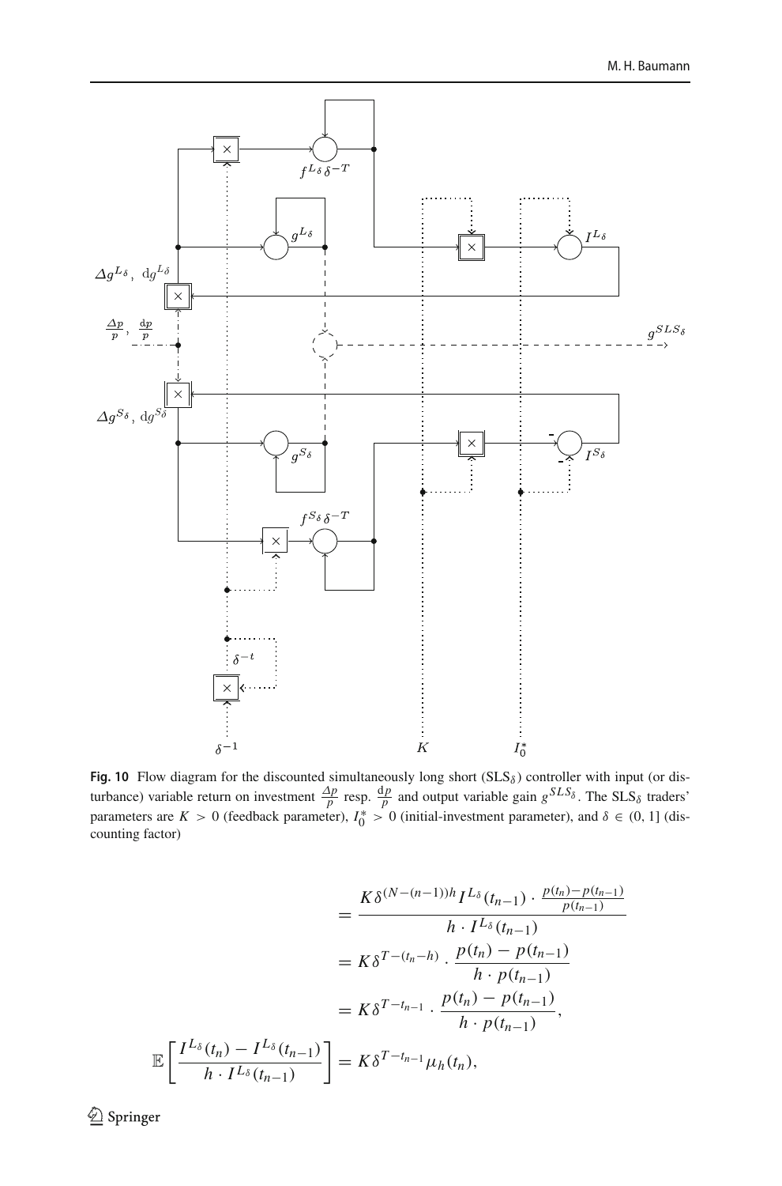**Fig. 10** Flow diagram for the discounted simultaneously long short ($\text{SLS}_\delta$) controller with input (or disturbance) variable return on investment $\frac{\Delta p}{p}$ resp. $\frac{\mathrm{d}p}{p}$ and output variable gain $g^{SLS_\delta}$. The $\text{SLS}_\delta$ traders' parameters are $K > 0$ (feedback parameter), $I_0^* > 0$ (initial-investment parameter), and $\delta \in (0, 1]$ (discounting factor)

$$
\begin{aligned}
&= \frac{K\delta^{(N-(n-1))h} I^{L_\delta}(t_{n-1}) \cdot \frac{p(t_n)-p(t_{n-1})}{p(t_{n-1})}}{h \cdot I^{L_\delta}(t_{n-1})} \\
&= K\delta^{T-(t_n-h)} \cdot \frac{p(t_n) - p(t_{n-1})}{h \cdot p(t_{n-1})} \\
&= K\delta^{T-t_{n-1}} \cdot \frac{p(t_n) - p(t_{n-1})}{h \cdot p(t_{n-1})}, \\
\mathbb{E}\left[\frac{I^{L_\delta}(t_n) - I^{L_\delta}(t_{n-1})}{h \cdot I^{L_\delta}(t_{n-1})}\right] &= K\delta^{T-t_{n-1}} \mu_h(t_n),
\end{aligned}
$$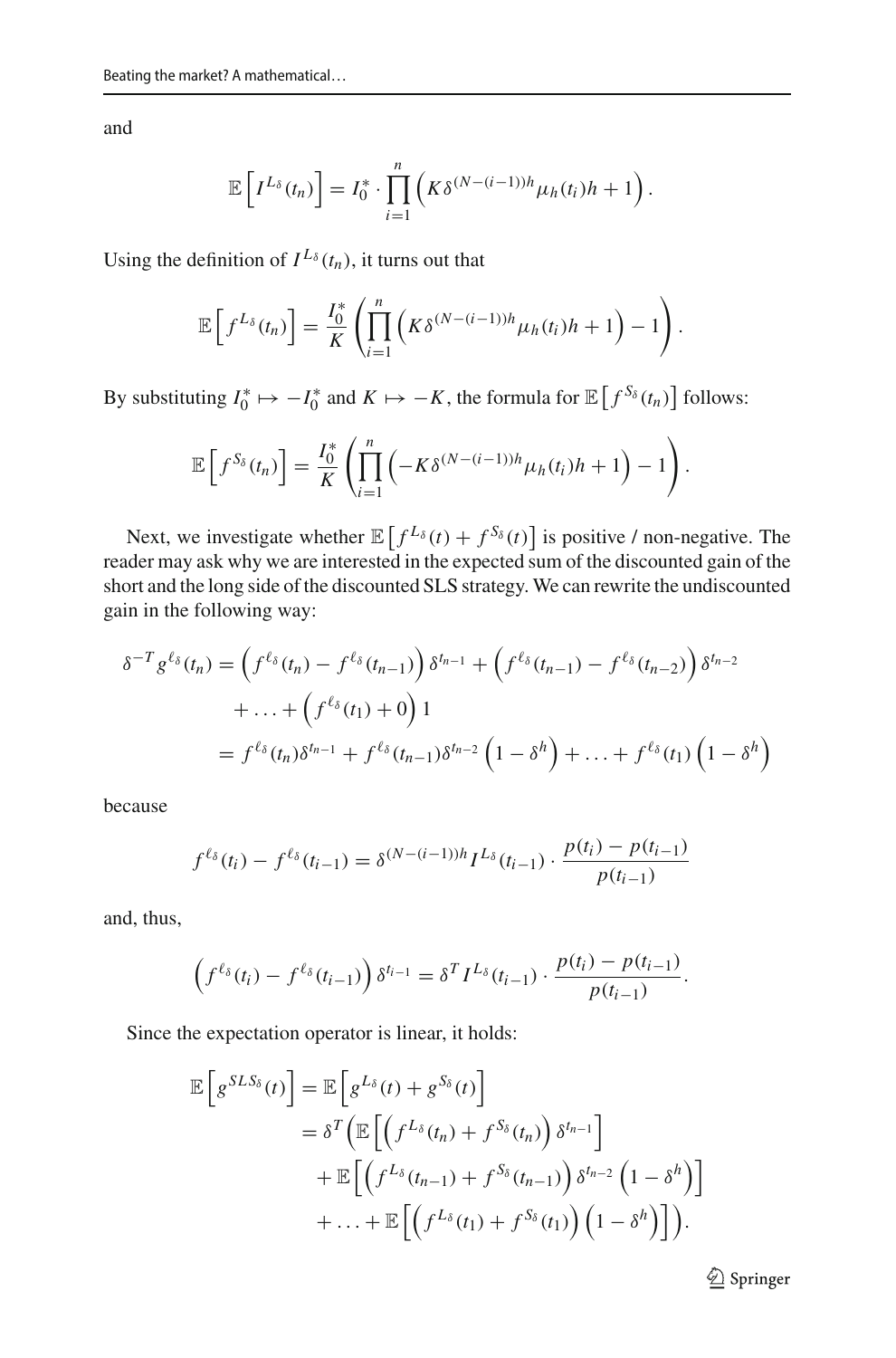and

$$\mathbb{E}\left[I^{L_\delta}(t_n)\right] = I_0^* \cdot \prod_{i=1}^{n} \left(K\delta^{(N-(i-1))h}\mu_h(t_i)h + 1\right).$$

Using the definition of $I^{L_\delta}(t_n)$, it turns out that

$$\mathbb{E}\left[f^{L_\delta}(t_n)\right] = \frac{I_0^*}{K}\left(\prod_{i=1}^{n}\left(K\delta^{(N-(i-1))h}\mu_h(t_i)h + 1\right) - 1\right).$$

By substituting $I_0^* \mapsto -I_0^*$ and $K \mapsto -K$, the formula for $\mathbb{E}\left[f^{S_\delta}(t_n)\right]$ follows:

$$\mathbb{E}\left[f^{S_\delta}(t_n)\right] = \frac{I_0^*}{K}\left(\prod_{i=1}^{n}\left(-K\delta^{(N-(i-1))h}\mu_h(t_i)h + 1\right) - 1\right).$$

Next, we investigate whether $\mathbb{E}\left[f^{L_\delta}(t) + f^{S_\delta}(t)\right]$ is positive / non-negative. The reader may ask why we are interested in the expected sum of the discounted gain of the short and the long side of the discounted SLS strategy. We can rewrite the undiscounted gain in the following way:

$$\begin{aligned}
\delta^{-T} g^{\ell_\delta}(t_n) &= \left(f^{\ell_\delta}(t_n) - f^{\ell_\delta}(t_{n-1})\right)\delta^{t_{n-1}} + \left(f^{\ell_\delta}(t_{n-1}) - f^{\ell_\delta}(t_{n-2})\right)\delta^{t_{n-2}} \\
&\quad + \ldots + \left(f^{\ell_\delta}(t_1) + 0\right)1 \\
&= f^{\ell_\delta}(t_n)\delta^{t_{n-1}} + f^{\ell_\delta}(t_{n-1})\delta^{t_{n-2}}\left(1 - \delta^h\right) + \ldots + f^{\ell_\delta}(t_1)\left(1 - \delta^h\right)
\end{aligned}$$

because

$$f^{\ell_\delta}(t_i) - f^{\ell_\delta}(t_{i-1}) = \delta^{(N-(i-1))h} I^{L_\delta}(t_{i-1}) \cdot \frac{p(t_i) - p(t_{i-1})}{p(t_{i-1})}$$

and, thus,

$$\left(f^{\ell_\delta}(t_i) - f^{\ell_\delta}(t_{i-1})\right)\delta^{t_{i-1}} = \delta^T I^{L_\delta}(t_{i-1}) \cdot \frac{p(t_i) - p(t_{i-1})}{p(t_{i-1})}.$$

Since the expectation operator is linear, it holds:

$$\begin{aligned}
\mathbb{E}\left[g^{SLS_\delta}(t)\right] &= \mathbb{E}\left[g^{L_\delta}(t) + g^{S_\delta}(t)\right] \\
&= \delta^T\Big(\mathbb{E}\left[\left(f^{L_\delta}(t_n) + f^{S_\delta}(t_n)\right)\delta^{t_{n-1}}\right] \\
&\quad + \mathbb{E}\left[\left(f^{L_\delta}(t_{n-1}) + f^{S_\delta}(t_{n-1})\right)\delta^{t_{n-2}}\left(1 - \delta^h\right)\right] \\
&\quad + \ldots + \mathbb{E}\left[\left(f^{L_\delta}(t_1) + f^{S_\delta}(t_1)\right)\left(1 - \delta^h\right)\right]\Big).
\end{aligned}$$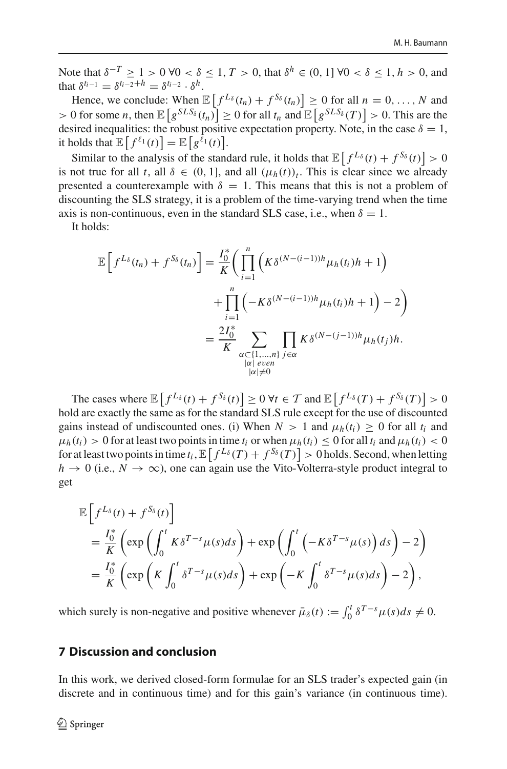Note that $\delta^{-T} \geq 1 > 0 \; \forall 0 < \delta \leq 1, T > 0$, that $\delta^h \in (0, 1] \; \forall 0 < \delta \leq 1, h > 0$, and that $\delta^{t_{i-1}} = \delta^{t_{i-2}+h} = \delta^{t_{i-2}} \cdot \delta^h$.

Hence, we conclude: When $\mathbb{E}\left[f^{L_\delta}(t_n) + f^{S_\delta}(t_n)\right] \geq 0$ for all $n = 0, \ldots, N$ and $> 0$ for some $n$, then $\mathbb{E}\left[g^{SLS_\delta}(t_n)\right] \geq 0$ for all $t_n$ and $\mathbb{E}\left[g^{SLS_\delta}(T)\right] > 0$. This are the desired inequalities: the robust positive expectation property. Note, in the case $\delta = 1$, it holds that $\mathbb{E}\left[f^{\ell_1}(t)\right] = \mathbb{E}\left[g^{\ell_1}(t)\right]$.

Similar to the analysis of the standard rule, it holds that $\mathbb{E}\left[f^{L_\delta}(t) + f^{S_\delta}(t)\right] > 0$ is not true for all $t$, all $\delta \in (0, 1]$, and all $(\mu_h(t))_t$. This is clear since we already presented a counterexample with $\delta = 1$. This means that this is not a problem of discounting the SLS strategy, it is a problem of the time-varying trend when the time axis is non-continuous, even in the standard SLS case, i.e., when $\delta = 1$.

It holds:

$$
\begin{aligned}
\mathbb{E}\left[f^{L_\delta}(t_n) + f^{S_\delta}(t_n)\right] &= \frac{I_0^*}{K}\Bigg(\prod_{i=1}^{n}\left(K\delta^{(N-(i-1))h}\mu_h(t_i)h + 1\right) \\
&\quad + \prod_{i=1}^{n}\left(-K\delta^{(N-(i-1))h}\mu_h(t_i)h + 1\right) - 2\Bigg) \\
&= \frac{2I_0^*}{K}\sum_{\substack{\alpha \subset \{1,\ldots,n\} \\ |\alpha| \text{ even} \\ |\alpha| \neq 0}} \prod_{j\in\alpha} K\delta^{(N-(j-1))h}\mu_h(t_j)h.
\end{aligned}
$$

The cases where $\mathbb{E}\left[f^{L_\delta}(t) + f^{S_\delta}(t)\right] \geq 0 \; \forall t \in \mathcal{T}$ and $\mathbb{E}\left[f^{L_\delta}(T) + f^{S_\delta}(T)\right] > 0$ hold are exactly the same as for the standard SLS rule except for the use of discounted gains instead of undiscounted ones. (i) When $N > 1$ and $\mu_h(t_i) \geq 0$ for all $t_i$ and $\mu_h(t_i) > 0$ for at least two points in time $t_i$ or when $\mu_h(t_i) \leq 0$ for all $t_i$ and $\mu_h(t_i) < 0$ for at least two points in time $t_i$, $\mathbb{E}\left[f^{L_\delta}(T) + f^{S_\delta}(T)\right] > 0$ holds. Second, when letting $h \to 0$ (i.e., $N \to \infty$), one can again use the Vito-Volterra-style product integral to get

$$
\begin{aligned}
&\mathbb{E}\left[f^{L_\delta}(t) + f^{S_\delta}(t)\right] \\
&= \frac{I_0^*}{K}\left(\exp\left(\int_0^t K\delta^{T-s}\mu(s)ds\right) + \exp\left(\int_0^t \left(-K\delta^{T-s}\mu(s)\right)ds\right) - 2\right) \\
&= \frac{I_0^*}{K}\left(\exp\left(K\int_0^t \delta^{T-s}\mu(s)ds\right) + \exp\left(-K\int_0^t \delta^{T-s}\mu(s)ds\right) - 2\right),
\end{aligned}
$$

which surely is non-negative and positive whenever $\bar{\mu}_\delta(t) := \int_0^t \delta^{T-s}\mu(s)ds \neq 0$.

## 7 Discussion and conclusion

In this work, we derived closed-form formulae for an SLS trader's expected gain (in discrete and in continuous time) and for this gain's variance (in continuous time).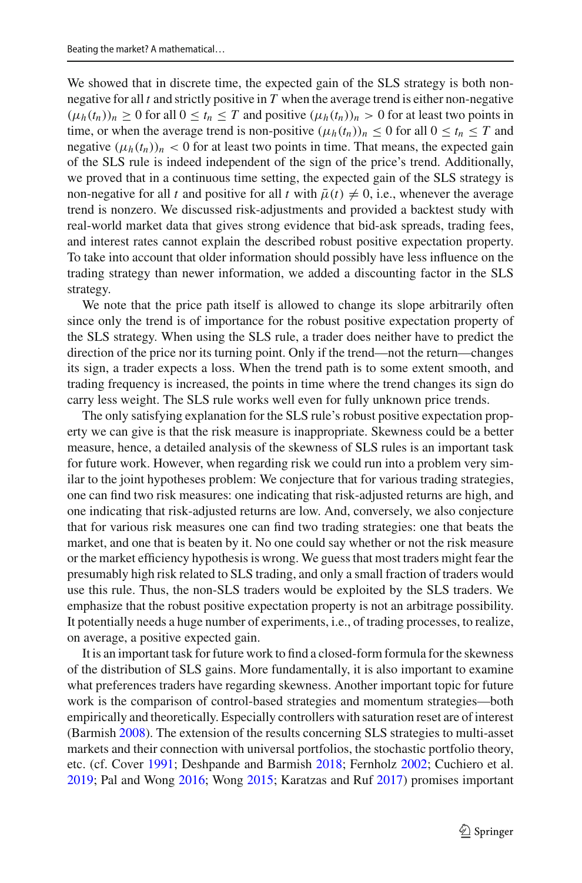We showed that in discrete time, the expected gain of the SLS strategy is both non-negative for all $t$ and strictly positive in $T$ when the average trend is either non-negative $(\mu_h(t_n))_n \geq 0$ for all $0 \leq t_n \leq T$ and positive $(\mu_h(t_n))_n > 0$ for at least two points in time, or when the average trend is non-positive $(\mu_h(t_n))_n \leq 0$ for all $0 \leq t_n \leq T$ and negative $(\mu_h(t_n))_n < 0$ for at least two points in time. That means, the expected gain of the SLS rule is indeed independent of the sign of the price's trend. Additionally, we proved that in a continuous time setting, the expected gain of the SLS strategy is non-negative for all $t$ and positive for all $t$ with $\bar{\mu}(t) \neq 0$, i.e., whenever the average trend is nonzero. We discussed risk-adjustments and provided a backtest study with real-world market data that gives strong evidence that bid-ask spreads, trading fees, and interest rates cannot explain the described robust positive expectation property. To take into account that older information should possibly have less influence on the trading strategy than newer information, we added a discounting factor in the SLS strategy.

We note that the price path itself is allowed to change its slope arbitrarily often since only the trend is of importance for the robust positive expectation property of the SLS strategy. When using the SLS rule, a trader does neither have to predict the direction of the price nor its turning point. Only if the trend—not the return—changes its sign, a trader expects a loss. When the trend path is to some extent smooth, and trading frequency is increased, the points in time where the trend changes its sign do carry less weight. The SLS rule works well even for fully unknown price trends.

The only satisfying explanation for the SLS rule's robust positive expectation property we can give is that the risk measure is inappropriate. Skewness could be a better measure, hence, a detailed analysis of the skewness of SLS rules is an important task for future work. However, when regarding risk we could run into a problem very similar to the joint hypotheses problem: We conjecture that for various trading strategies, one can find two risk measures: one indicating that risk-adjusted returns are high, and one indicating that risk-adjusted returns are low. And, conversely, we also conjecture that for various risk measures one can find two trading strategies: one that beats the market, and one that is beaten by it. No one could say whether or not the risk measure or the market efficiency hypothesis is wrong. We guess that most traders might fear the presumably high risk related to SLS trading, and only a small fraction of traders would use this rule. Thus, the non-SLS traders would be exploited by the SLS traders. We emphasize that the robust positive expectation property is not an arbitrage possibility. It potentially needs a huge number of experiments, i.e., of trading processes, to realize, on average, a positive expected gain.

It is an important task for future work to find a closed-form formula for the skewness of the distribution of SLS gains. More fundamentally, it is also important to examine what preferences traders have regarding skewness. Another important topic for future work is the comparison of control-based strategies and momentum strategies—both empirically and theoretically. Especially controllers with saturation reset are of interest (Barmish 2008). The extension of the results concerning SLS strategies to multi-asset markets and their connection with universal portfolios, the stochastic portfolio theory, etc. (cf. Cover 1991; Deshpande and Barmish 2018; Fernholz 2002; Cuchiero et al. 2019; Pal and Wong 2016; Wong 2015; Karatzas and Ruf 2017) promises important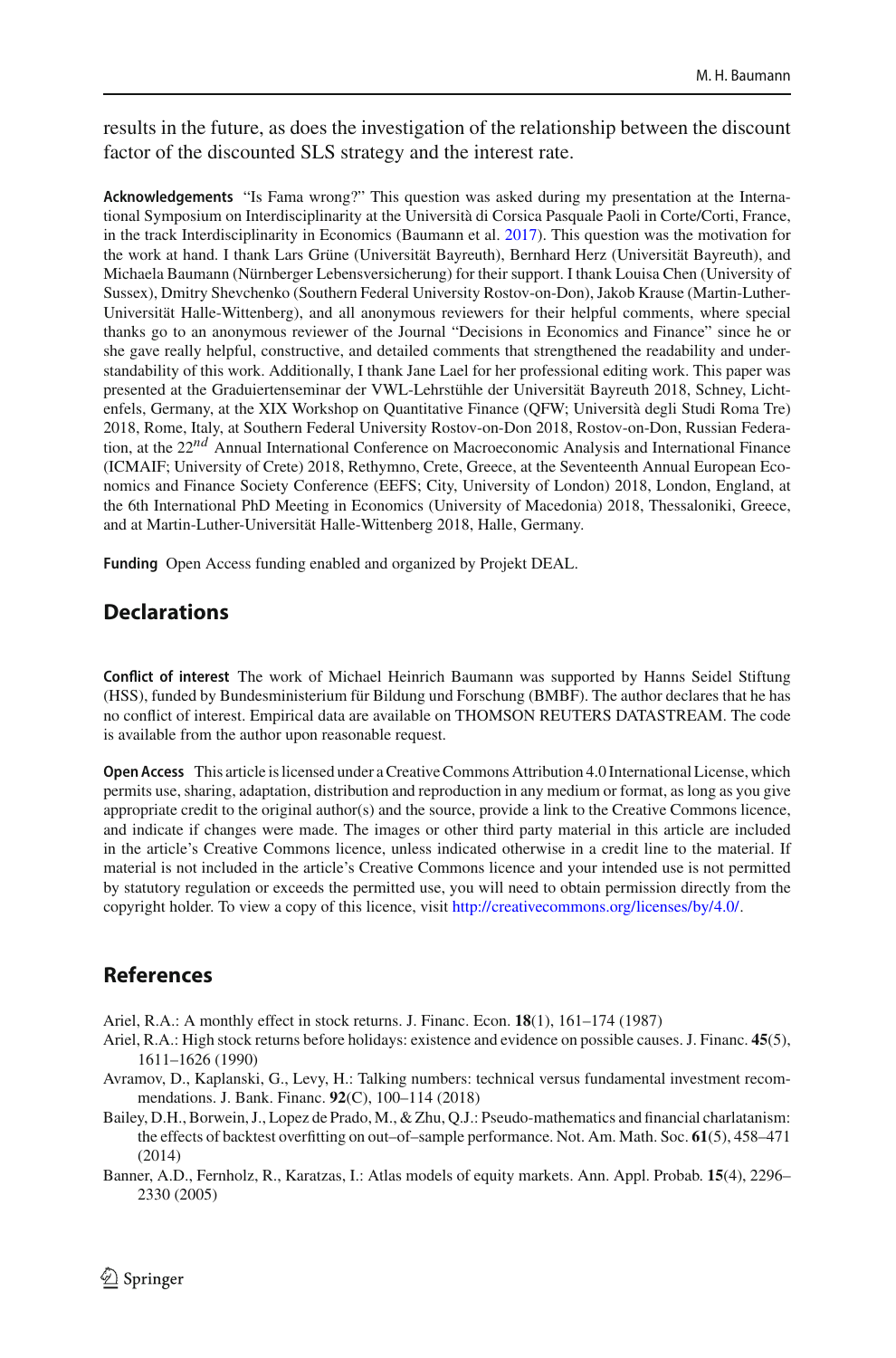results in the future, as does the investigation of the relationship between the discount factor of the discounted SLS strategy and the interest rate.

**Acknowledgements** "Is Fama wrong?" This question was asked during my presentation at the International Symposium on Interdisciplinarity at the Università di Corsica Pasquale Paoli in Corte/Corti, France, in the track Interdisciplinarity in Economics (Baumann et al. 2017). This question was the motivation for the work at hand. I thank Lars Grüne (Universität Bayreuth), Bernhard Herz (Universität Bayreuth), and Michaela Baumann (Nürnberger Lebensversicherung) for their support. I thank Louisa Chen (University of Sussex), Dmitry Shevchenko (Southern Federal University Rostov-on-Don), Jakob Krause (Martin-Luther-Universität Halle-Wittenberg), and all anonymous reviewers for their helpful comments, where special thanks go to an anonymous reviewer of the Journal "Decisions in Economics and Finance" since he or she gave really helpful, constructive, and detailed comments that strengthened the readability and understandability of this work. Additionally, I thank Jane Lael for her professional editing work. This paper was presented at the Graduiertenseminar der VWL-Lehrstühle der Universität Bayreuth 2018, Schney, Lichtenfels, Germany, at the XIX Workshop on Quantitative Finance (QFW; Università degli Studi Roma Tre) 2018, Rome, Italy, at Southern Federal University Rostov-on-Don 2018, Rostov-on-Don, Russian Federation, at the 22nd Annual International Conference on Macroeconomic Analysis and International Finance (ICMAIF; University of Crete) 2018, Rethymno, Crete, Greece, at the Seventeenth Annual European Economics and Finance Society Conference (EEFS; City, University of London) 2018, London, England, at the 6th International PhD Meeting in Economics (University of Macedonia) 2018, Thessaloniki, Greece, and at Martin-Luther-Universität Halle-Wittenberg 2018, Halle, Germany.

**Funding** Open Access funding enabled and organized by Projekt DEAL.

## Declarations

**Conflict of interest** The work of Michael Heinrich Baumann was supported by Hanns Seidel Stiftung (HSS), funded by Bundesministerium für Bildung und Forschung (BMBF). The author declares that he has no conflict of interest. Empirical data are available on THOMSON REUTERS DATASTREAM. The code is available from the author upon reasonable request.

**Open Access** This article is licensed under a Creative Commons Attribution 4.0 International License, which permits use, sharing, adaptation, distribution and reproduction in any medium or format, as long as you give appropriate credit to the original author(s) and the source, provide a link to the Creative Commons licence, and indicate if changes were made. The images or other third party material in this article are included in the article's Creative Commons licence, unless indicated otherwise in a credit line to the material. If material is not included in the article's Creative Commons licence and your intended use is not permitted by statutory regulation or exceeds the permitted use, you will need to obtain permission directly from the copyright holder. To view a copy of this licence, visit http://creativecommons.org/licenses/by/4.0/.

## References

Ariel, R.A.: A monthly effect in stock returns. J. Financ. Econ. **18**(1), 161–174 (1987)

Ariel, R.A.: High stock returns before holidays: existence and evidence on possible causes. J. Financ. **45**(5), 1611–1626 (1990)

Avramov, D., Kaplanski, G., Levy, H.: Talking numbers: technical versus fundamental investment recommendations. J. Bank. Financ. **92**(C), 100–114 (2018)

Bailey, D.H., Borwein, J., Lopez de Prado, M., & Zhu, Q.J.: Pseudo-mathematics and financial charlatanism: the effects of backtest overfitting on out–of–sample performance. Not. Am. Math. Soc. **61**(5), 458–471 (2014)

Banner, A.D., Fernholz, R., Karatzas, I.: Atlas models of equity markets. Ann. Appl. Probab. **15**(4), 2296–2330 (2005)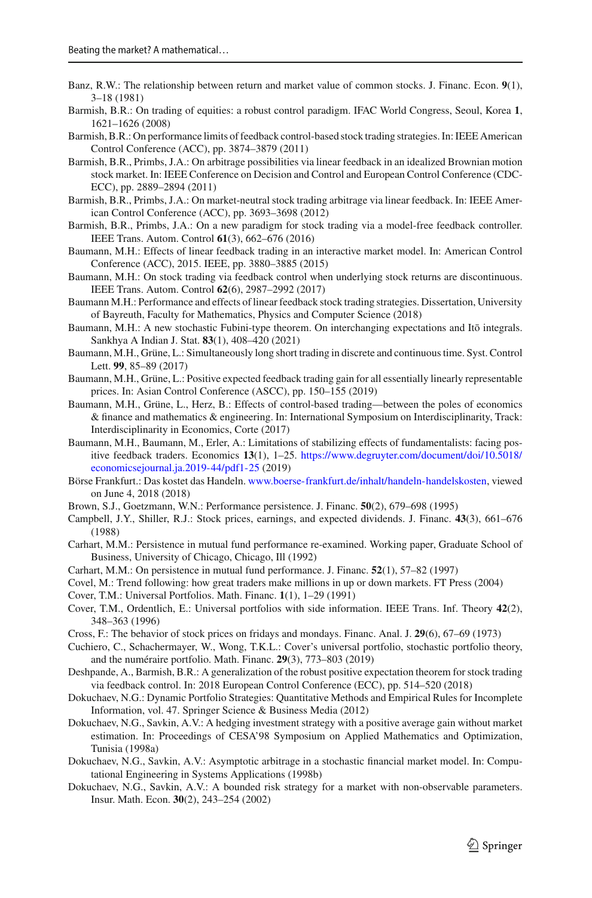Banz, R.W.: The relationship between return and market value of common stocks. J. Financ. Econ. **9**(1), 3–18 (1981)

Barmish, B.R.: On trading of equities: a robust control paradigm. IFAC World Congress, Seoul, Korea **1**, 1621–1626 (2008)

Barmish, B.R.: On performance limits of feedback control-based stock trading strategies. In: IEEE American Control Conference (ACC), pp. 3874–3879 (2011)

Barmish, B.R., Primbs, J.A.: On arbitrage possibilities via linear feedback in an idealized Brownian motion stock market. In: IEEE Conference on Decision and Control and European Control Conference (CDC-ECC), pp. 2889–2894 (2011)

Barmish, B.R., Primbs, J.A.: On market-neutral stock trading arbitrage via linear feedback. In: IEEE American Control Conference (ACC), pp. 3693–3698 (2012)

Barmish, B.R., Primbs, J.A.: On a new paradigm for stock trading via a model-free feedback controller. IEEE Trans. Autom. Control **61**(3), 662–676 (2016)

Baumann, M.H.: Effects of linear feedback trading in an interactive market model. In: American Control Conference (ACC), 2015. IEEE, pp. 3880–3885 (2015)

Baumann, M.H.: On stock trading via feedback control when underlying stock returns are discontinuous. IEEE Trans. Autom. Control **62**(6), 2987–2992 (2017)

Baumann M.H.: Performance and effects of linear feedback stock trading strategies. Dissertation, University of Bayreuth, Faculty for Mathematics, Physics and Computer Science (2018)

Baumann, M.H.: A new stochastic Fubini-type theorem. On interchanging expectations and Itō integrals. Sankhya A Indian J. Stat. **83**(1), 408–420 (2021)

Baumann, M.H., Grüne, L.: Simultaneously long short trading in discrete and continuous time. Syst. Control Lett. **99**, 85–89 (2017)

Baumann, M.H., Grüne, L.: Positive expected feedback trading gain for all essentially linearly representable prices. In: Asian Control Conference (ASCC), pp. 150–155 (2019)

Baumann, M.H., Grüne, L., Herz, B.: Effects of control-based trading—between the poles of economics & finance and mathematics & engineering. In: International Symposium on Interdisciplinarity, Track: Interdisciplinarity in Economics, Corte (2017)

Baumann, M.H., Baumann, M., Erler, A.: Limitations of stabilizing effects of fundamentalists: facing positive feedback traders. Economics **13**(1), 1–25. https://www.degruyter.com/document/doi/10.5018/economicsejournal.ja.2019-44/pdf1-25 (2019)

Börse Frankfurt.: Das kostet das Handeln. www.boerse-frankfurt.de/inhalt/handeln-handelskosten, viewed on June 4, 2018 (2018)

Brown, S.J., Goetzmann, W.N.: Performance persistence. J. Financ. **50**(2), 679–698 (1995)

Campbell, J.Y., Shiller, R.J.: Stock prices, earnings, and expected dividends. J. Financ. **43**(3), 661–676 (1988)

Carhart, M.M.: Persistence in mutual fund performance re-examined. Working paper, Graduate School of Business, University of Chicago, Chicago, Ill (1992)

Carhart, M.M.: On persistence in mutual fund performance. J. Financ. **52**(1), 57–82 (1997)

Covel, M.: Trend following: how great traders make millions in up or down markets. FT Press (2004)

Cover, T.M.: Universal Portfolios. Math. Financ. **1**(1), 1–29 (1991)

Cover, T.M., Ordentlich, E.: Universal portfolios with side information. IEEE Trans. Inf. Theory **42**(2), 348–363 (1996)

Cross, F.: The behavior of stock prices on fridays and mondays. Financ. Anal. J. **29**(6), 67–69 (1973)

Cuchiero, C., Schachermayer, W., Wong, T.K.L.: Cover's universal portfolio, stochastic portfolio theory, and the numéraire portfolio. Math. Financ. **29**(3), 773–803 (2019)

Deshpande, A., Barmish, B.R.: A generalization of the robust positive expectation theorem for stock trading via feedback control. In: 2018 European Control Conference (ECC), pp. 514–520 (2018)

Dokuchaev, N.G.: Dynamic Portfolio Strategies: Quantitative Methods and Empirical Rules for Incomplete Information, vol. 47. Springer Science & Business Media (2012)

Dokuchaev, N.G., Savkin, A.V.: A hedging investment strategy with a positive average gain without market estimation. In: Proceedings of CESA'98 Symposium on Applied Mathematics and Optimization, Tunisia (1998a)

Dokuchaev, N.G., Savkin, A.V.: Asymptotic arbitrage in a stochastic financial market model. In: Computational Engineering in Systems Applications (1998b)

Dokuchaev, N.G., Savkin, A.V.: A bounded risk strategy for a market with non-observable parameters. Insur. Math. Econ. **30**(2), 243–254 (2002)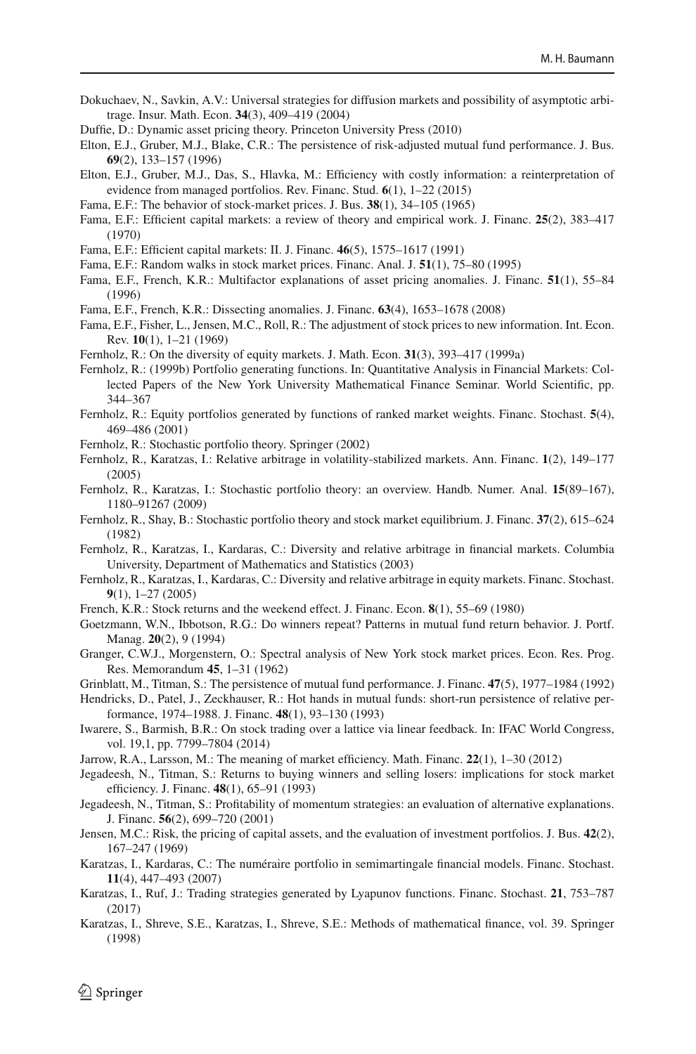Dokuchaev, N., Savkin, A.V.: Universal strategies for diffusion markets and possibility of asymptotic arbitrage. Insur. Math. Econ. **34**(3), 409–419 (2004)

Duffie, D.: Dynamic asset pricing theory. Princeton University Press (2010)

Elton, E.J., Gruber, M.J., Blake, C.R.: The persistence of risk-adjusted mutual fund performance. J. Bus. **69**(2), 133–157 (1996)

Elton, E.J., Gruber, M.J., Das, S., Hlavka, M.: Efficiency with costly information: a reinterpretation of evidence from managed portfolios. Rev. Financ. Stud. **6**(1), 1–22 (2015)

Fama, E.F.: The behavior of stock-market prices. J. Bus. **38**(1), 34–105 (1965)

Fama, E.F.: Efficient capital markets: a review of theory and empirical work. J. Financ. **25**(2), 383–417 (1970)

Fama, E.F.: Efficient capital markets: II. J. Financ. **46**(5), 1575–1617 (1991)

Fama, E.F.: Random walks in stock market prices. Financ. Anal. J. **51**(1), 75–80 (1995)

Fama, E.F., French, K.R.: Multifactor explanations of asset pricing anomalies. J. Financ. **51**(1), 55–84 (1996)

Fama, E.F., French, K.R.: Dissecting anomalies. J. Financ. **63**(4), 1653–1678 (2008)

Fama, E.F., Fisher, L., Jensen, M.C., Roll, R.: The adjustment of stock prices to new information. Int. Econ. Rev. **10**(1), 1–21 (1969)

Fernholz, R.: On the diversity of equity markets. J. Math. Econ. **31**(3), 393–417 (1999a)

Fernholz, R.: (1999b) Portfolio generating functions. In: Quantitative Analysis in Financial Markets: Collected Papers of the New York University Mathematical Finance Seminar. World Scientific, pp. 344–367

Fernholz, R.: Equity portfolios generated by functions of ranked market weights. Financ. Stochast. **5**(4), 469–486 (2001)

Fernholz, R.: Stochastic portfolio theory. Springer (2002)

Fernholz, R., Karatzas, I.: Relative arbitrage in volatility-stabilized markets. Ann. Financ. **1**(2), 149–177 (2005)

Fernholz, R., Karatzas, I.: Stochastic portfolio theory: an overview. Handb. Numer. Anal. **15**(89–167), 1180–91267 (2009)

Fernholz, R., Shay, B.: Stochastic portfolio theory and stock market equilibrium. J. Financ. **37**(2), 615–624 (1982)

Fernholz, R., Karatzas, I., Kardaras, C.: Diversity and relative arbitrage in financial markets. Columbia University, Department of Mathematics and Statistics (2003)

Fernholz, R., Karatzas, I., Kardaras, C.: Diversity and relative arbitrage in equity markets. Financ. Stochast. **9**(1), 1–27 (2005)

French, K.R.: Stock returns and the weekend effect. J. Financ. Econ. **8**(1), 55–69 (1980)

Goetzmann, W.N., Ibbotson, R.G.: Do winners repeat? Patterns in mutual fund return behavior. J. Portf. Manag. **20**(2), 9 (1994)

Granger, C.W.J., Morgenstern, O.: Spectral analysis of New York stock market prices. Econ. Res. Prog. Res. Memorandum **45**, 1–31 (1962)

Grinblatt, M., Titman, S.: The persistence of mutual fund performance. J. Financ. **47**(5), 1977–1984 (1992)

Hendricks, D., Patel, J., Zeckhauser, R.: Hot hands in mutual funds: short-run persistence of relative performance, 1974–1988. J. Financ. **48**(1), 93–130 (1993)

Iwarere, S., Barmish, B.R.: On stock trading over a lattice via linear feedback. In: IFAC World Congress, vol. 19,1, pp. 7799–7804 (2014)

Jarrow, R.A., Larsson, M.: The meaning of market efficiency. Math. Financ. **22**(1), 1–30 (2012)

Jegadeesh, N., Titman, S.: Returns to buying winners and selling losers: implications for stock market efficiency. J. Financ. **48**(1), 65–91 (1993)

Jegadeesh, N., Titman, S.: Profitability of momentum strategies: an evaluation of alternative explanations. J. Financ. **56**(2), 699–720 (2001)

Jensen, M.C.: Risk, the pricing of capital assets, and the evaluation of investment portfolios. J. Bus. **42**(2), 167–247 (1969)

Karatzas, I., Kardaras, C.: The numéraire portfolio in semimartingale financial models. Financ. Stochast. **11**(4), 447–493 (2007)

Karatzas, I., Ruf, J.: Trading strategies generated by Lyapunov functions. Financ. Stochast. **21**, 753–787 (2017)

Karatzas, I., Shreve, S.E., Karatzas, I., Shreve, S.E.: Methods of mathematical finance, vol. 39. Springer (1998)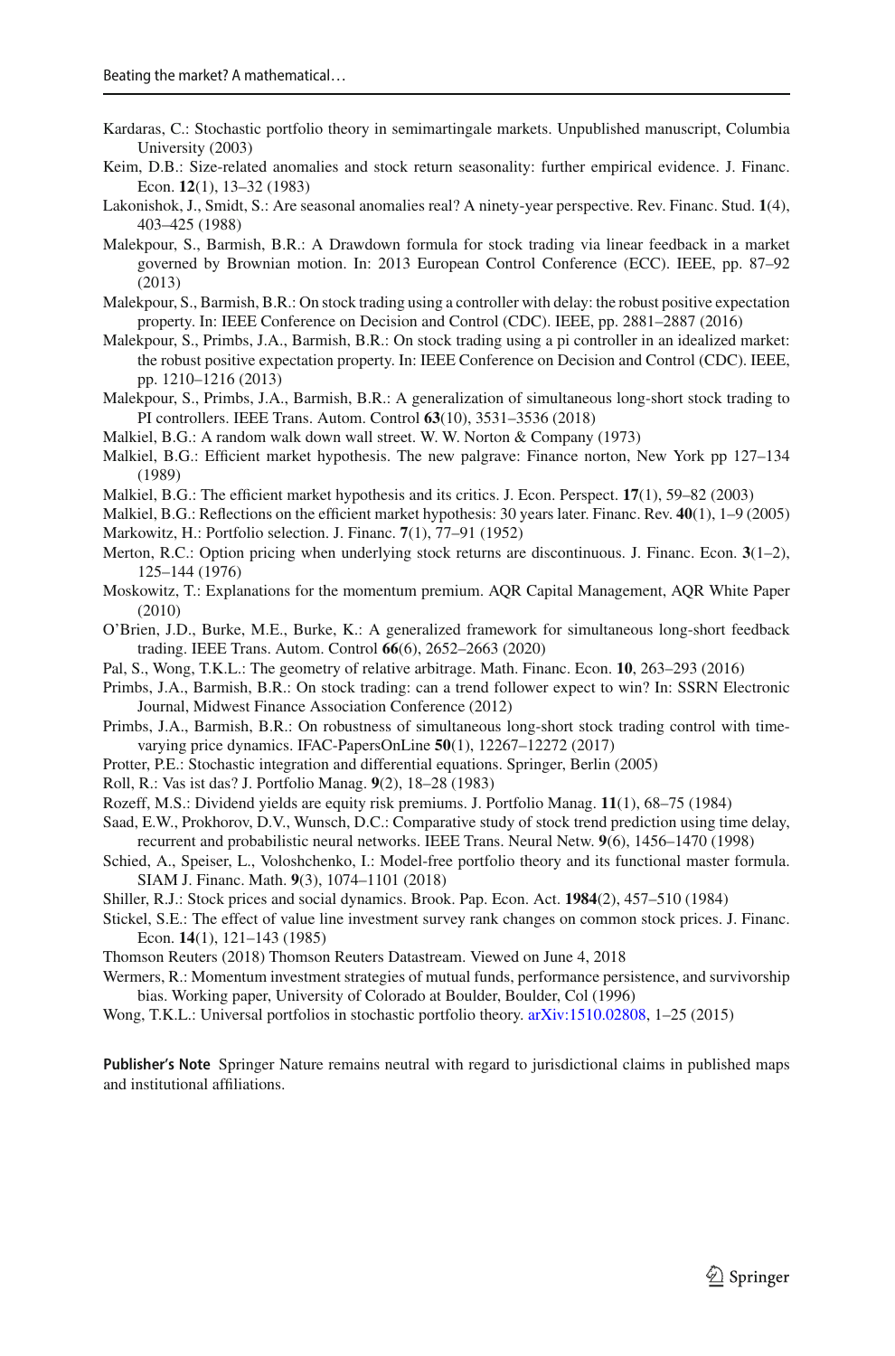Kardaras, C.: Stochastic portfolio theory in semimartingale markets. Unpublished manuscript, Columbia University (2003)

Keim, D.B.: Size-related anomalies and stock return seasonality: further empirical evidence. J. Financ. Econ. **12**(1), 13–32 (1983)

Lakonishok, J., Smidt, S.: Are seasonal anomalies real? A ninety-year perspective. Rev. Financ. Stud. **1**(4), 403–425 (1988)

Malekpour, S., Barmish, B.R.: A Drawdown formula for stock trading via linear feedback in a market governed by Brownian motion. In: 2013 European Control Conference (ECC). IEEE, pp. 87–92 (2013)

Malekpour, S., Barmish, B.R.: On stock trading using a controller with delay: the robust positive expectation property. In: IEEE Conference on Decision and Control (CDC). IEEE, pp. 2881–2887 (2016)

Malekpour, S., Primbs, J.A., Barmish, B.R.: On stock trading using a pi controller in an idealized market: the robust positive expectation property. In: IEEE Conference on Decision and Control (CDC). IEEE, pp. 1210–1216 (2013)

Malekpour, S., Primbs, J.A., Barmish, B.R.: A generalization of simultaneous long-short stock trading to PI controllers. IEEE Trans. Autom. Control **63**(10), 3531–3536 (2018)

Malkiel, B.G.: A random walk down wall street. W. W. Norton & Company (1973)

Malkiel, B.G.: Efficient market hypothesis. The new palgrave: Finance norton, New York pp 127–134 (1989)

Malkiel, B.G.: The efficient market hypothesis and its critics. J. Econ. Perspect. **17**(1), 59–82 (2003)

Malkiel, B.G.: Reflections on the efficient market hypothesis: 30 years later. Financ. Rev. **40**(1), 1–9 (2005)

Markowitz, H.: Portfolio selection. J. Financ. **7**(1), 77–91 (1952)

Merton, R.C.: Option pricing when underlying stock returns are discontinuous. J. Financ. Econ. **3**(1–2), 125–144 (1976)

Moskowitz, T.: Explanations for the momentum premium. AQR Capital Management, AQR White Paper (2010)

O'Brien, J.D., Burke, M.E., Burke, K.: A generalized framework for simultaneous long-short feedback trading. IEEE Trans. Autom. Control **66**(6), 2652–2663 (2020)

Pal, S., Wong, T.K.L.: The geometry of relative arbitrage. Math. Financ. Econ. **10**, 263–293 (2016)

Primbs, J.A., Barmish, B.R.: On stock trading: can a trend follower expect to win? In: SSRN Electronic Journal, Midwest Finance Association Conference (2012)

Primbs, J.A., Barmish, B.R.: On robustness of simultaneous long-short stock trading control with time-varying price dynamics. IFAC-PapersOnLine **50**(1), 12267–12272 (2017)

Protter, P.E.: Stochastic integration and differential equations. Springer, Berlin (2005)

Roll, R.: Vas ist das? J. Portfolio Manag. **9**(2), 18–28 (1983)

Rozeff, M.S.: Dividend yields are equity risk premiums. J. Portfolio Manag. **11**(1), 68–75 (1984)

Saad, E.W., Prokhorov, D.V., Wunsch, D.C.: Comparative study of stock trend prediction using time delay, recurrent and probabilistic neural networks. IEEE Trans. Neural Netw. **9**(6), 1456–1470 (1998)

Schied, A., Speiser, L., Voloshchenko, I.: Model-free portfolio theory and its functional master formula. SIAM J. Financ. Math. **9**(3), 1074–1101 (2018)

Shiller, R.J.: Stock prices and social dynamics. Brook. Pap. Econ. Act. **1984**(2), 457–510 (1984)

Stickel, S.E.: The effect of value line investment survey rank changes on common stock prices. J. Financ. Econ. **14**(1), 121–143 (1985)

Thomson Reuters (2018) Thomson Reuters Datastream. Viewed on June 4, 2018

Wermers, R.: Momentum investment strategies of mutual funds, performance persistence, and survivorship bias. Working paper, University of Colorado at Boulder, Boulder, Col (1996)

Wong, T.K.L.: Universal portfolios in stochastic portfolio theory. arXiv:1510.02808, 1–25 (2015)

**Publisher's Note** Springer Nature remains neutral with regard to jurisdictional claims in published maps and institutional affiliations.